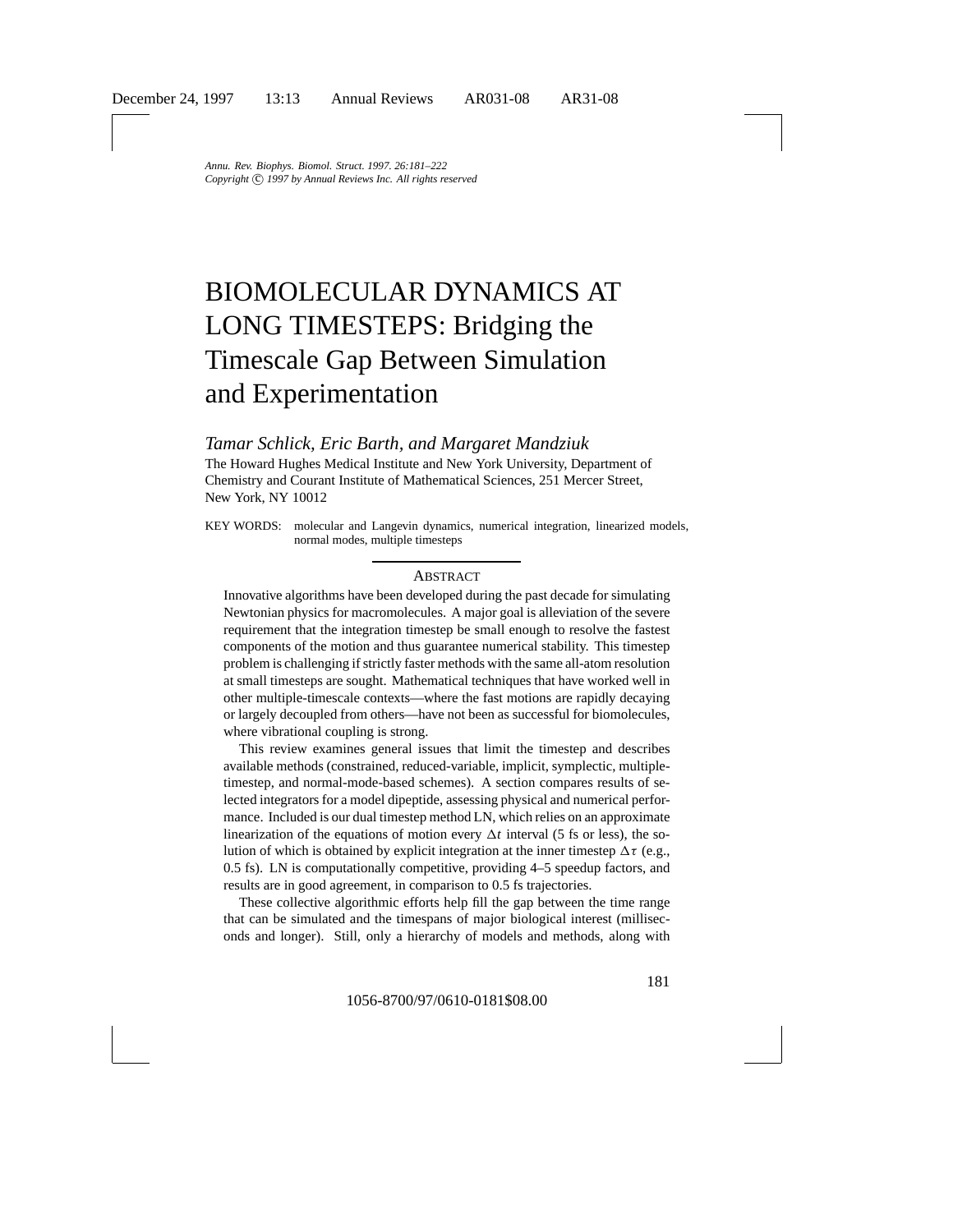# BIOMOLECULAR DYNAMICS AT LONG TIMESTEPS: Bridging the Timescale Gap Between Simulation and Experimentation

*Tamar Schlick, Eric Barth, and Margaret Mandziuk*

The Howard Hughes Medical Institute and New York University, Department of Chemistry and Courant Institute of Mathematical Sciences, 251 Mercer Street, New York, NY 10012

KEY WORDS: molecular and Langevin dynamics, numerical integration, linearized models, normal modes, multiple timesteps

## ABSTRACT

Innovative algorithms have been developed during the past decade for simulating Newtonian physics for macromolecules. A major goal is alleviation of the severe requirement that the integration timestep be small enough to resolve the fastest components of the motion and thus guarantee numerical stability. This timestep problem is challenging if strictly faster methods with the same all-atom resolution at small timesteps are sought. Mathematical techniques that have worked well in other multiple-timescale contexts—where the fast motions are rapidly decaying or largely decoupled from others—have not been as successful for biomolecules, where vibrational coupling is strong.

This review examines general issues that limit the timestep and describes available methods (constrained, reduced-variable, implicit, symplectic, multiple-timestep, and normal-mode-based schemes). A section compares results of selected integrators for a model dipeptide, assessing physical and numerical performance. Included is our dual timestep method LN, which relies on an approximate linearization of the equations of motion every $\Delta t$ interval (5 fs or less), the solution of which is obtained by explicit integration at the inner timestep $\Delta\tau$ (e.g., 0.5 fs). LN is computationally competitive, providing 4–5 speedup factors, and results are in good agreement, in comparison to 0.5 fs trajectories.

These collective algorithmic efforts help fill the gap between the time range that can be simulated and the timespans of major biological interest (milliseconds and longer). Still, only a hierarchy of models and methods, along with

1056-8700/97/0610-0181$08.00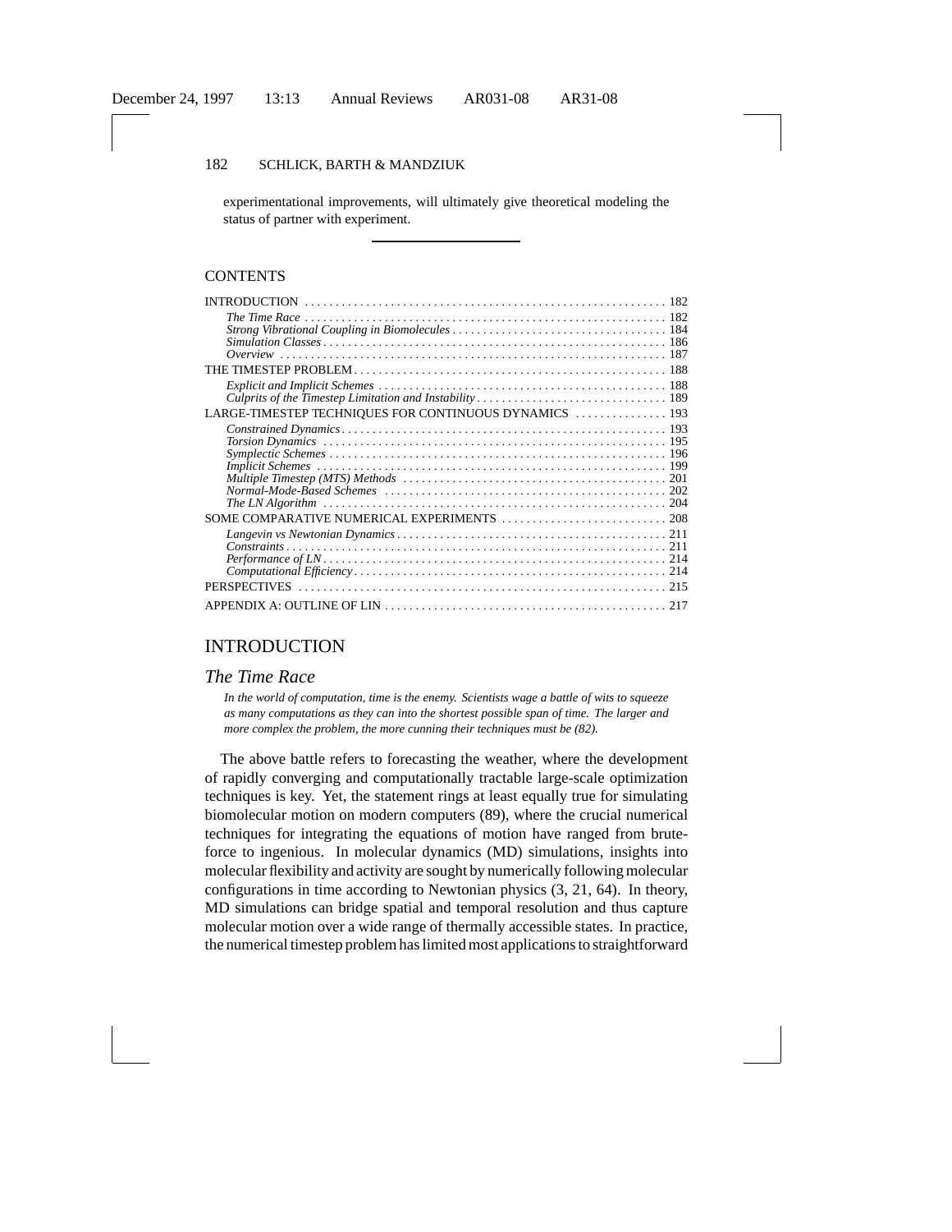experimentational improvements, will ultimately give theoretical modeling the status of partner with experiment.

---

CONTENTS

| | |
|---|---|
| INTRODUCTION | 182 |
| *The Time Race* | 182 |
| *Strong Vibrational Coupling in Biomolecules* | 184 |
| *Simulation Classes* | 186 |
| *Overview* | 187 |
| THE TIMESTEP PROBLEM | 188 |
| *Explicit and Implicit Schemes* | 188 |
| *Culprits of the Timestep Limitation and Instability* | 189 |
| LARGE-TIMESTEP TECHNIQUES FOR CONTINUOUS DYNAMICS | 193 |
| *Constrained Dynamics* | 193 |
| *Torsion Dynamics* | 195 |
| *Symplectic Schemes* | 196 |
| *Implicit Schemes* | 199 |
| *Multiple Timestep (MTS) Methods* | 201 |
| *Normal-Mode-Based Schemes* | 202 |
| *The LN Algorithm* | 204 |
| SOME COMPARATIVE NUMERICAL EXPERIMENTS | 208 |
| *Langevin vs Newtonian Dynamics* | 211 |
| *Constraints* | 211 |
| *Performance of LN* | 214 |
| *Computational Efficiency* | 214 |
| PERSPECTIVES | 215 |
| APPENDIX A: OUTLINE OF LIN | 217 |

## INTRODUCTION

### *The Time Race*

> *In the world of computation, time is the enemy. Scientists wage a battle of wits to squeeze as many computations as they can into the shortest possible span of time. The larger and more complex the problem, the more cunning their techniques must be (82).*

The above battle refers to forecasting the weather, where the development of rapidly converging and computationally tractable large-scale optimization techniques is key. Yet, the statement rings at least equally true for simulating biomolecular motion on modern computers (89), where the crucial numerical techniques for integrating the equations of motion have ranged from brute-force to ingenious. In molecular dynamics (MD) simulations, insights into molecular flexibility and activity are sought by numerically following molecular configurations in time according to Newtonian physics (3, 21, 64). In theory, MD simulations can bridge spatial and temporal resolution and thus capture molecular motion over a wide range of thermally accessible states. In practice, the numerical timestep problem has limited most applications to straightforward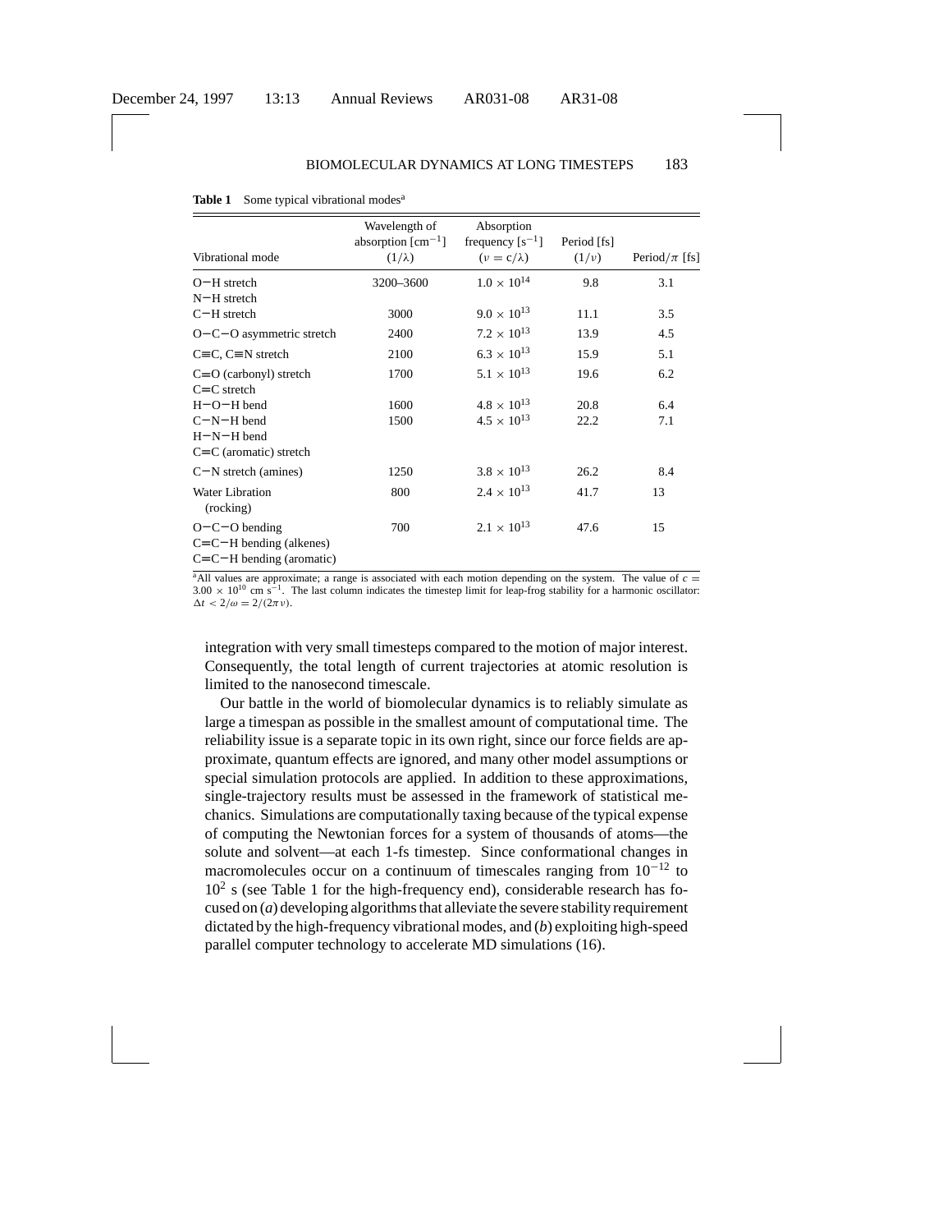**Table 1** Some typical vibrational modes[a]

| Vibrational mode | Wavelength of absorption [$cm^{-1}$] ($1/\lambda$) | Absorption frequency [$s^{-1}$] ($\nu = c/\lambda$) | Period [fs] ($1/\nu$) | Period/$\pi$ [fs] |
|---|---|---|---|---|
| O−H stretch<br>N−H stretch | 3200–3600 | $1.0 \times 10^{14}$ | 9.8 | 3.1 |
| C−H stretch | 3000 | $9.0 \times 10^{13}$ | 11.1 | 3.5 |
| O−C−O asymmetric stretch | 2400 | $7.2 \times 10^{13}$ | 13.9 | 4.5 |
| C≡C, C≡N stretch | 2100 | $6.3 \times 10^{13}$ | 15.9 | 5.1 |
| C=O (carbonyl) stretch<br>C=C stretch | 1700 | $5.1 \times 10^{13}$ | 19.6 | 6.2 |
| H−O−H bend | 1600 | $4.8 \times 10^{13}$ | 20.8 | 6.4 |
| C−N−H bend<br>H−N−H bend<br>C=C (aromatic) stretch | 1500 | $4.5 \times 10^{13}$ | 22.2 | 7.1 |
| C−N stretch (amines) | 1250 | $3.8 \times 10^{13}$ | 26.2 | 8.4 |
| Water Libration (rocking) | 800 | $2.4 \times 10^{13}$ | 41.7 | 13 |
| O−C−O bending<br>C=C−H bending (alkenes)<br>C=C−H bending (aromatic) | 700 | $2.1 \times 10^{13}$ | 47.6 | 15 |

[a]All values are approximate; a range is associated with each motion depending on the system. The value of $c = 3.00 \times 10^{10}$ cm $s^{-1}$. The last column indicates the timestep limit for leap-frog stability for a harmonic oscillator: $\Delta t < 2/\omega = 2/(2\pi\nu)$.

integration with very small timesteps compared to the motion of major interest. Consequently, the total length of current trajectories at atomic resolution is limited to the nanosecond timescale.

Our battle in the world of biomolecular dynamics is to reliably simulate as large a timespan as possible in the smallest amount of computational time. The reliability issue is a separate topic in its own right, since our force fields are approximate, quantum effects are ignored, and many other model assumptions or special simulation protocols are applied. In addition to these approximations, single-trajectory results must be assessed in the framework of statistical mechanics. Simulations are computationally taxing because of the typical expense of computing the Newtonian forces for a system of thousands of atoms—the solute and solvent—at each 1-fs timestep. Since conformational changes in macromolecules occur on a continuum of timescales ranging from $10^{-12}$ to $10^{2}$ s (see Table 1 for the high-frequency end), considerable research has focused on (*a*) developing algorithms that alleviate the severe stability requirement dictated by the high-frequency vibrational modes, and (*b*) exploiting high-speed parallel computer technology to accelerate MD simulations (16).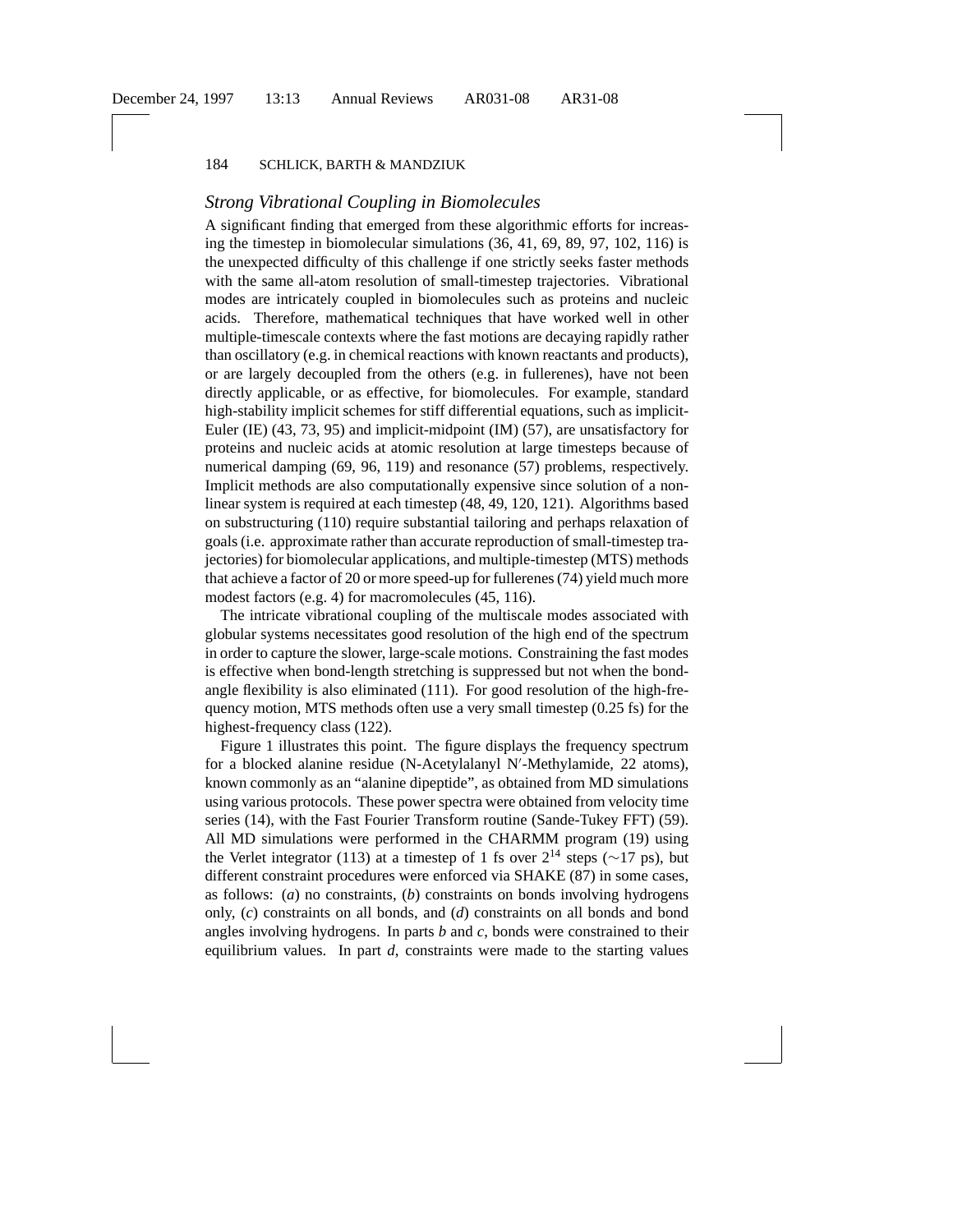### *Strong Vibrational Coupling in Biomolecules*

A significant finding that emerged from these algorithmic efforts for increasing the timestep in biomolecular simulations (36, 41, 69, 89, 97, 102, 116) is the unexpected difficulty of this challenge if one strictly seeks faster methods with the same all-atom resolution of small-timestep trajectories. Vibrational modes are intricately coupled in biomolecules such as proteins and nucleic acids. Therefore, mathematical techniques that have worked well in other multiple-timescale contexts where the fast motions are decaying rapidly rather than oscillatory (e.g. in chemical reactions with known reactants and products), or are largely decoupled from the others (e.g. in fullerenes), have not been directly applicable, or as effective, for biomolecules. For example, standard high-stability implicit schemes for stiff differential equations, such as implicit-Euler (IE) (43, 73, 95) and implicit-midpoint (IM) (57), are unsatisfactory for proteins and nucleic acids at atomic resolution at large timesteps because of numerical damping (69, 96, 119) and resonance (57) problems, respectively. Implicit methods are also computationally expensive since solution of a nonlinear system is required at each timestep (48, 49, 120, 121). Algorithms based on substructuring (110) require substantial tailoring and perhaps relaxation of goals (i.e. approximate rather than accurate reproduction of small-timestep trajectories) for biomolecular applications, and multiple-timestep (MTS) methods that achieve a factor of 20 or more speed-up for fullerenes (74) yield much more modest factors (e.g. 4) for macromolecules (45, 116).

The intricate vibrational coupling of the multiscale modes associated with globular systems necessitates good resolution of the high end of the spectrum in order to capture the slower, large-scale motions. Constraining the fast modes is effective when bond-length stretching is suppressed but not when the bond-angle flexibility is also eliminated (111). For good resolution of the high-frequency motion, MTS methods often use a very small timestep (0.25 fs) for the highest-frequency class (122).

Figure 1 illustrates this point. The figure displays the frequency spectrum for a blocked alanine residue (N-Acetylalanyl N′-Methylamide, 22 atoms), known commonly as an "alanine dipeptide", as obtained from MD simulations using various protocols. These power spectra were obtained from velocity time series (14), with the Fast Fourier Transform routine (Sande-Tukey FFT) (59). All MD simulations were performed in the CHARMM program (19) using the Verlet integrator (113) at a timestep of 1 fs over $2^{14}$ steps ($\sim$17 ps), but different constraint procedures were enforced via SHAKE (87) in some cases, as follows: (*a*) no constraints, (*b*) constraints on bonds involving hydrogens only, (*c*) constraints on all bonds, and (*d*) constraints on all bonds and bond angles involving hydrogens. In parts *b* and *c*, bonds were constrained to their equilibrium values. In part *d*, constraints were made to the starting values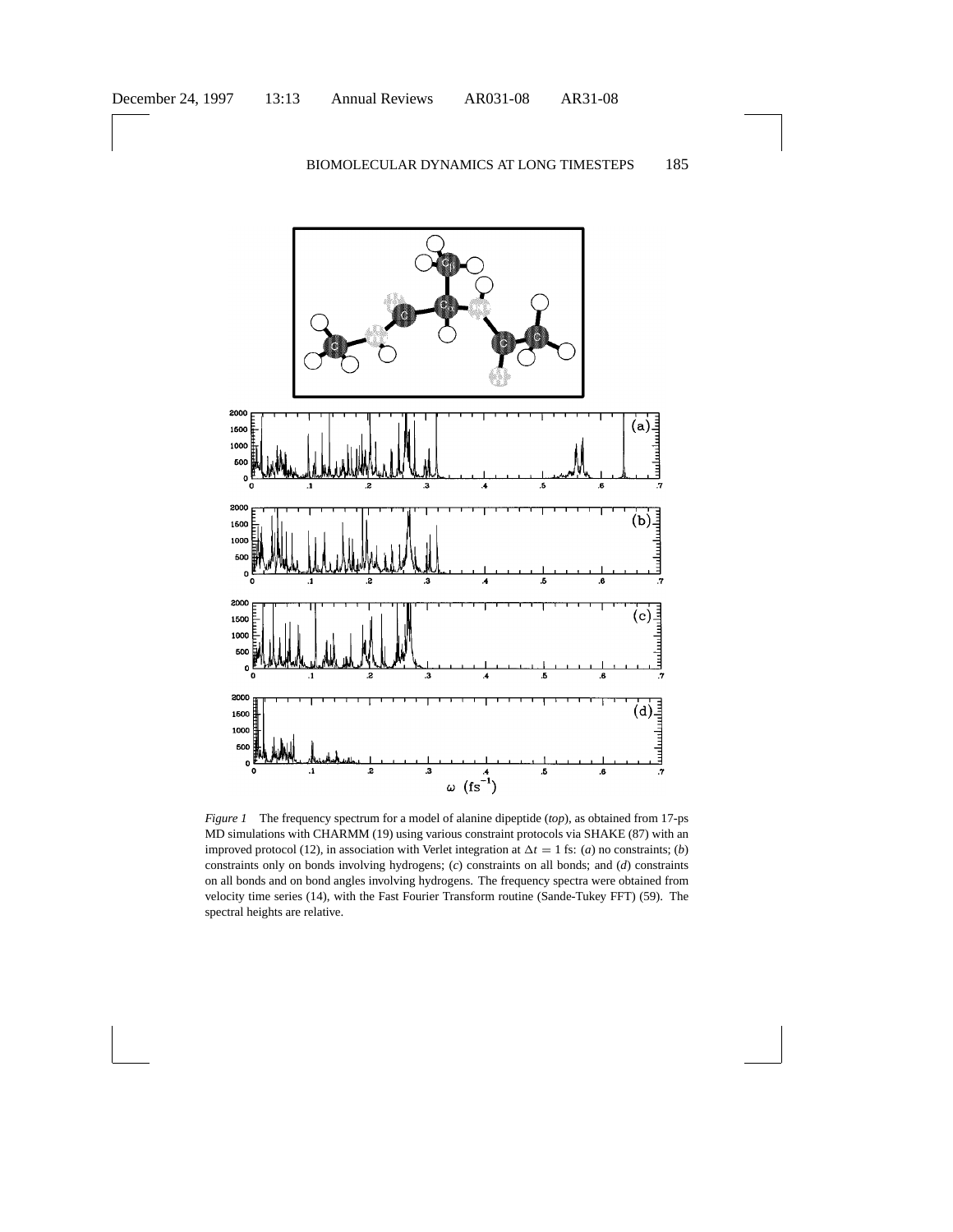*Figure 1* The frequency spectrum for a model of alanine dipeptide (*top*), as obtained from 17-ps MD simulations with CHARMM (19) using various constraint protocols via SHAKE (87) with an improved protocol (12), in association with Verlet integration at $\Delta t = 1$ fs: (*a*) no constraints; (*b*) constraints only on bonds involving hydrogens; (*c*) constraints on all bonds; and (*d*) constraints on all bonds and on bond angles involving hydrogens. The frequency spectra were obtained from velocity time series (14), with the Fast Fourier Transform routine (Sande-Tukey FFT) (59). The spectral heights are relative.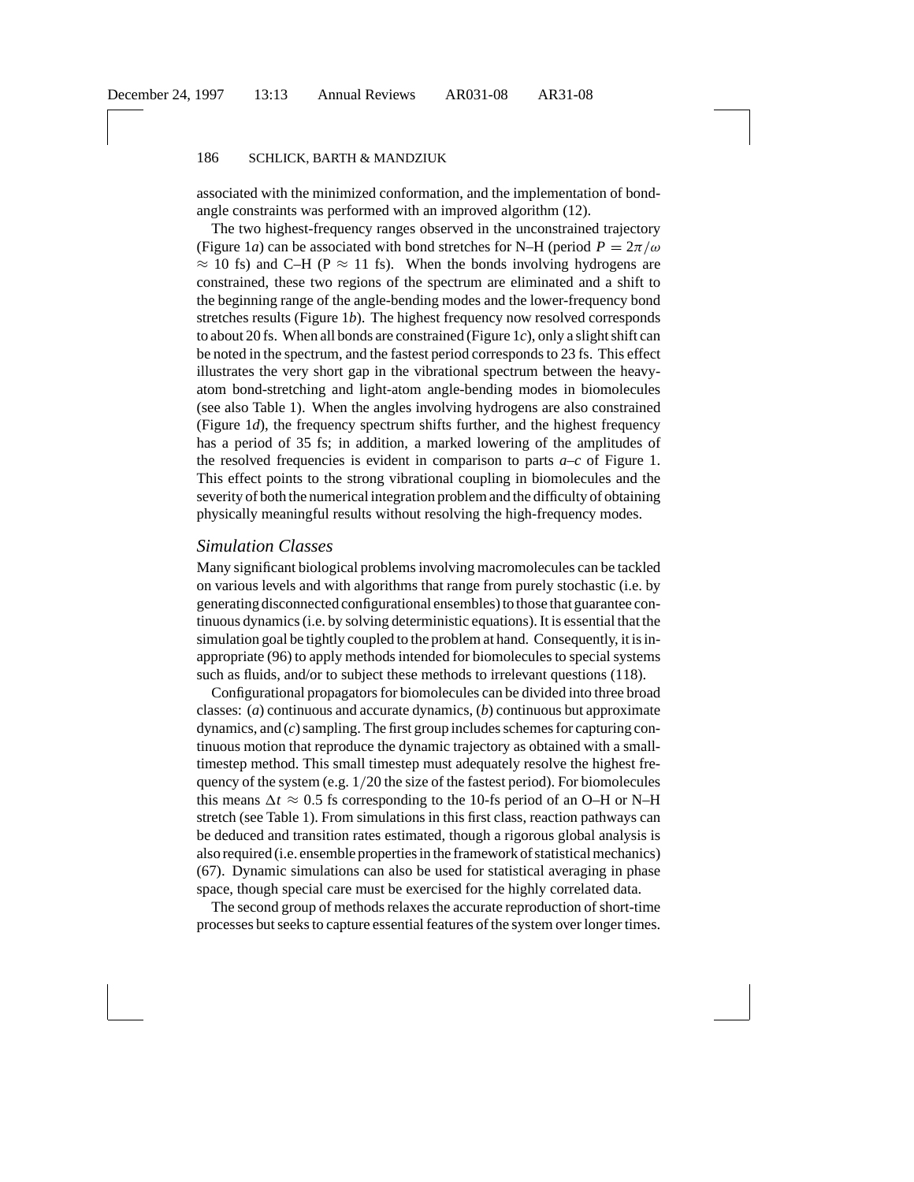associated with the minimized conformation, and the implementation of bond-angle constraints was performed with an improved algorithm (12).

The two highest-frequency ranges observed in the unconstrained trajectory (Figure 1*a*) can be associated with bond stretches for N–H (period $P = 2\pi/\omega \approx 10$ fs) and C–H ($P \approx 11$ fs). When the bonds involving hydrogens are constrained, these two regions of the spectrum are eliminated and a shift to the beginning range of the angle-bending modes and the lower-frequency bond stretches results (Figure 1*b*). The highest frequency now resolved corresponds to about 20 fs. When all bonds are constrained (Figure 1*c*), only a slight shift can be noted in the spectrum, and the fastest period corresponds to 23 fs. This effect illustrates the very short gap in the vibrational spectrum between the heavy-atom bond-stretching and light-atom angle-bending modes in biomolecules (see also Table 1). When the angles involving hydrogens are also constrained (Figure 1*d*), the frequency spectrum shifts further, and the highest frequency has a period of 35 fs; in addition, a marked lowering of the amplitudes of the resolved frequencies is evident in comparison to parts *a*–*c* of Figure 1. This effect points to the strong vibrational coupling in biomolecules and the severity of both the numerical integration problem and the difficulty of obtaining physically meaningful results without resolving the high-frequency modes.

## *Simulation Classes*

Many significant biological problems involving macromolecules can be tackled on various levels and with algorithms that range from purely stochastic (i.e. by generating disconnected configurational ensembles) to those that guarantee continuous dynamics (i.e. by solving deterministic equations). It is essential that the simulation goal be tightly coupled to the problem at hand. Consequently, it is inappropriate (96) to apply methods intended for biomolecules to special systems such as fluids, and/or to subject these methods to irrelevant questions (118).

Configurational propagators for biomolecules can be divided into three broad classes: (*a*) continuous and accurate dynamics, (*b*) continuous but approximate dynamics, and (*c*) sampling. The first group includes schemes for capturing continuous motion that reproduce the dynamic trajectory as obtained with a small-timestep method. This small timestep must adequately resolve the highest frequency of the system (e.g. $1/20$ the size of the fastest period). For biomolecules this means $\Delta t \approx 0.5$ fs corresponding to the 10-fs period of an O–H or N–H stretch (see Table 1). From simulations in this first class, reaction pathways can be deduced and transition rates estimated, though a rigorous global analysis is also required (i.e. ensemble properties in the framework of statistical mechanics) (67). Dynamic simulations can also be used for statistical averaging in phase space, though special care must be exercised for the highly correlated data.

The second group of methods relaxes the accurate reproduction of short-time processes but seeks to capture essential features of the system over longer times.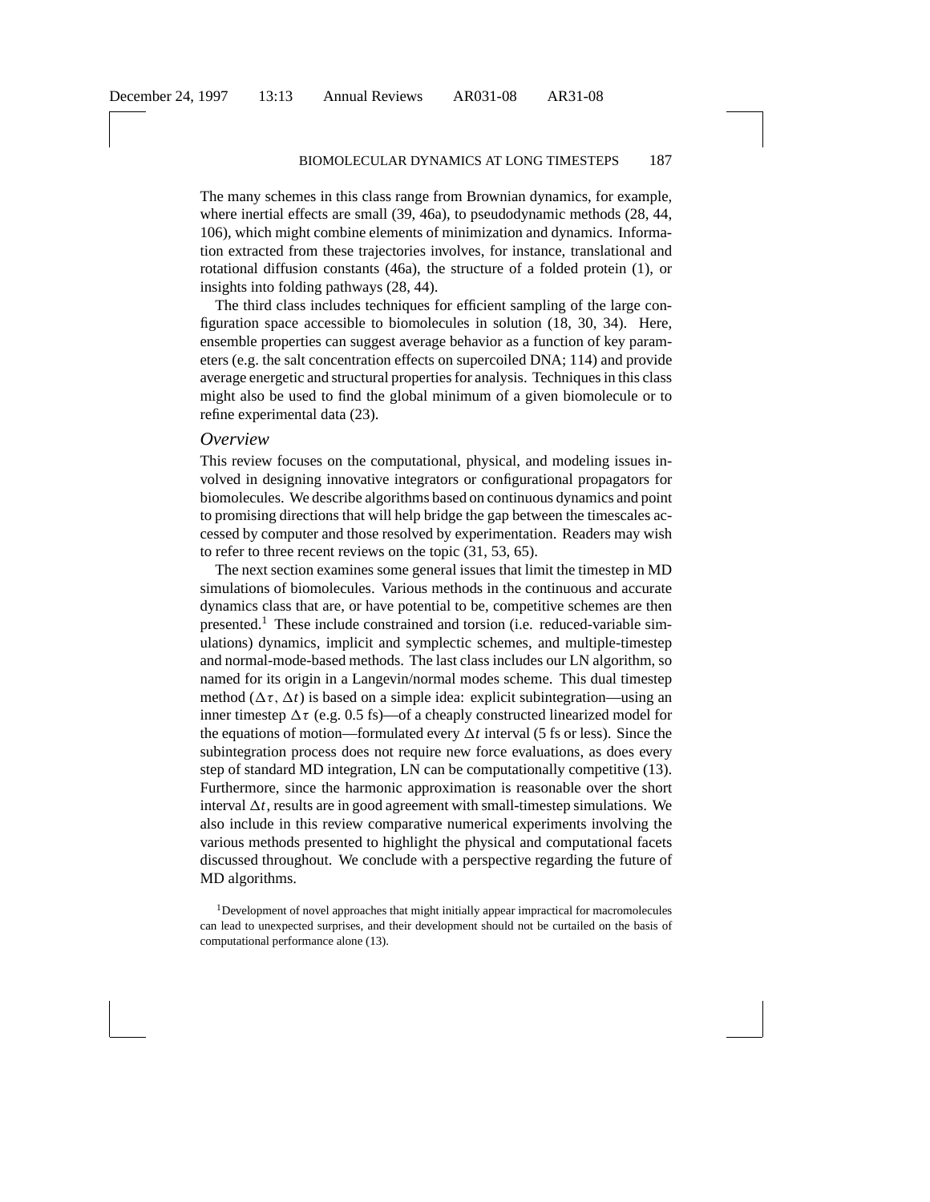The many schemes in this class range from Brownian dynamics, for example, where inertial effects are small (39, 46a), to pseudodynamic methods (28, 44, 106), which might combine elements of minimization and dynamics. Information extracted from these trajectories involves, for instance, translational and rotational diffusion constants (46a), the structure of a folded protein (1), or insights into folding pathways (28, 44).

The third class includes techniques for efficient sampling of the large configuration space accessible to biomolecules in solution (18, 30, 34). Here, ensemble properties can suggest average behavior as a function of key parameters (e.g. the salt concentration effects on supercoiled DNA; 114) and provide average energetic and structural properties for analysis. Techniques in this class might also be used to find the global minimum of a given biomolecule or to refine experimental data (23).

### *Overview*

This review focuses on the computational, physical, and modeling issues involved in designing innovative integrators or configurational propagators for biomolecules. We describe algorithms based on continuous dynamics and point to promising directions that will help bridge the gap between the timescales accessed by computer and those resolved by experimentation. Readers may wish to refer to three recent reviews on the topic (31, 53, 65).

The next section examines some general issues that limit the timestep in MD simulations of biomolecules. Various methods in the continuous and accurate dynamics class that are, or have potential to be, competitive schemes are then presented.[1] These include constrained and torsion (i.e. reduced-variable simulations) dynamics, implicit and symplectic schemes, and multiple-timestep and normal-mode-based methods. The last class includes our LN algorithm, so named for its origin in a Langevin/normal modes scheme. This dual timestep method $(\Delta\tau, \Delta t)$ is based on a simple idea: explicit subintegration—using an inner timestep $\Delta\tau$ (e.g. 0.5 fs)—of a cheaply constructed linearized model for the equations of motion—formulated every $\Delta t$ interval (5 fs or less). Since the subintegration process does not require new force evaluations, as does every step of standard MD integration, LN can be computationally competitive (13). Furthermore, since the harmonic approximation is reasonable over the short interval $\Delta t$, results are in good agreement with small-timestep simulations. We also include in this review comparative numerical experiments involving the various methods presented to highlight the physical and computational facets discussed throughout. We conclude with a perspective regarding the future of MD algorithms.

[1] Development of novel approaches that might initially appear impractical for macromolecules can lead to unexpected surprises, and their development should not be curtailed on the basis of computational performance alone (13).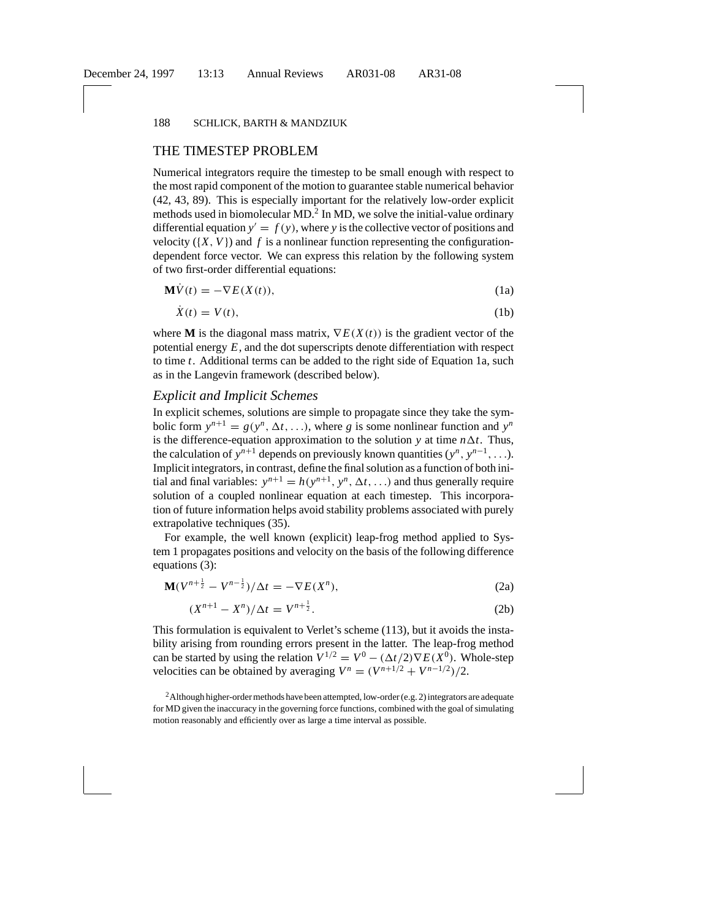## THE TIMESTEP PROBLEM

Numerical integrators require the timestep to be small enough with respect to the most rapid component of the motion to guarantee stable numerical behavior (42, 43, 89). This is especially important for the relatively low-order explicit methods used in biomolecular MD.[2] In MD, we solve the initial-value ordinary differential equation $y' = f(y)$, where $y$ is the collective vector of positions and velocity ($\{X, V\}$) and $f$ is a nonlinear function representing the configuration-dependent force vector. We can express this relation by the following system of two first-order differential equations:

$$\mathbf{M}\dot{V}(t) = -\nabla E(X(t)), \tag{1a}$$

$$\dot{X}(t) = V(t), \tag{1b}$$

where $\mathbf{M}$ is the diagonal mass matrix, $\nabla E(X(t))$ is the gradient vector of the potential energy $E$, and the dot superscripts denote differentiation with respect to time $t$. Additional terms can be added to the right side of Equation 1a, such as in the Langevin framework (described below).

### *Explicit and Implicit Schemes*

In explicit schemes, solutions are simple to propagate since they take the symbolic form $y^{n+1} = g(y^n, \Delta t, \ldots)$, where $g$ is some nonlinear function and $y^n$ is the difference-equation approximation to the solution $y$ at time $n\Delta t$. Thus, the calculation of $y^{n+1}$ depends on previously known quantities ($y^n, y^{n-1}, \ldots$). Implicit integrators, in contrast, define the final solution as a function of both initial and final variables: $y^{n+1} = h(y^{n+1}, y^n, \Delta t, \ldots)$ and thus generally require solution of a coupled nonlinear equation at each timestep. This incorporation of future information helps avoid stability problems associated with purely extrapolative techniques (35).

For example, the well known (explicit) leap-frog method applied to System 1 propagates positions and velocity on the basis of the following difference equations (3):

$$\mathbf{M}(V^{n+\frac{1}{2}} - V^{n-\frac{1}{2}})/\Delta t = -\nabla E(X^n), \tag{2a}$$

$$(X^{n+1} - X^n)/\Delta t = V^{n+\frac{1}{2}}. \tag{2b}$$

This formulation is equivalent to Verlet's scheme (113), but it avoids the instability arising from rounding errors present in the latter. The leap-frog method can be started by using the relation $V^{1/2} = V^0 - (\Delta t/2)\nabla E(X^0)$. Whole-step velocities can be obtained by averaging $V^n = (V^{n+1/2} + V^{n-1/2})/2$.

[2] Although higher-order methods have been attempted, low-order (e.g. 2) integrators are adequate for MD given the inaccuracy in the governing force functions, combined with the goal of simulating motion reasonably and efficiently over as large a time interval as possible.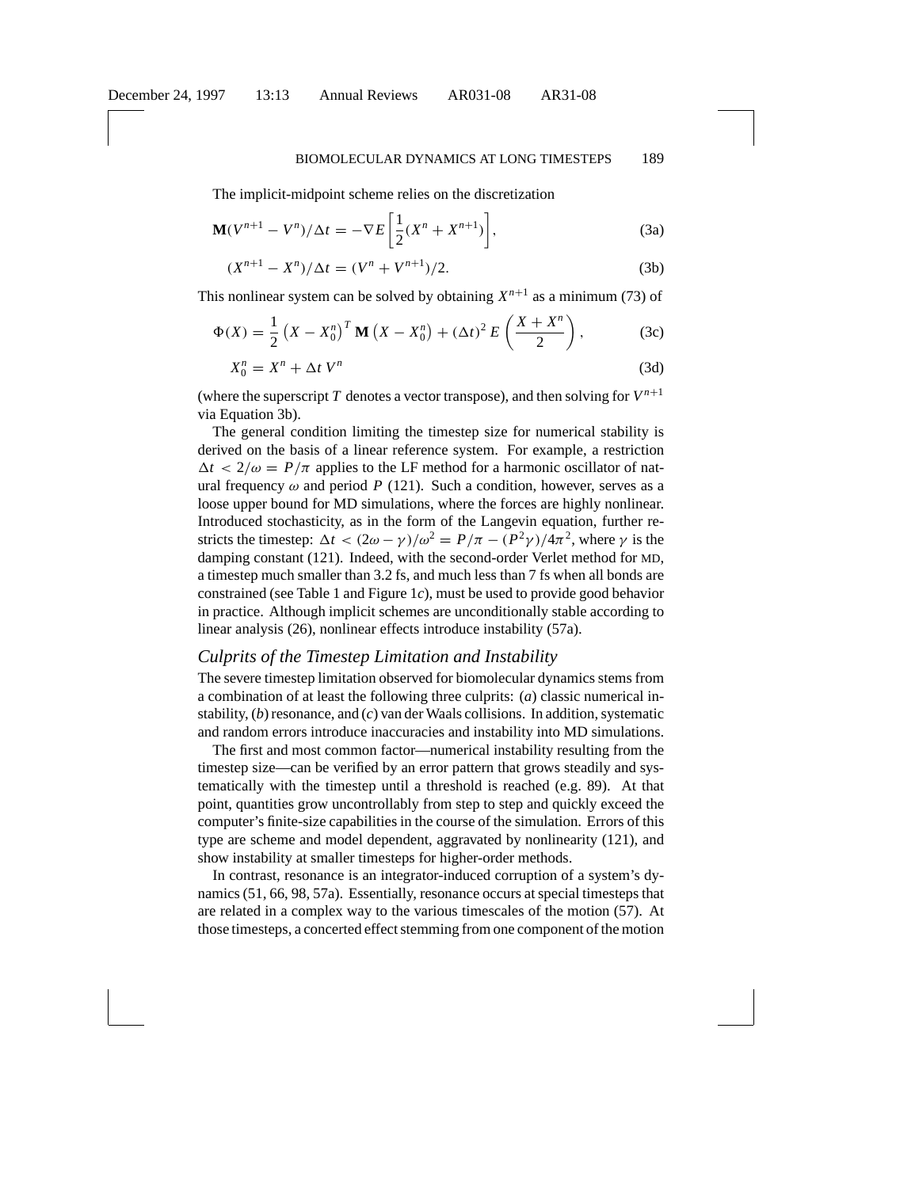The implicit-midpoint scheme relies on the discretization

$$\mathbf{M}(V^{n+1} - V^n)/\Delta t = -\nabla E\left[\frac{1}{2}(X^n + X^{n+1})\right], \tag{3a}$$

$$(X^{n+1} - X^n)/\Delta t = (V^n + V^{n+1})/2. \tag{3b}$$

This nonlinear system can be solved by obtaining $X^{n+1}$ as a minimum (73) of

$$\Phi(X) = \frac{1}{2}\left(X - X_0^n\right)^T \mathbf{M}\left(X - X_0^n\right) + (\Delta t)^2 E\left(\frac{X + X^n}{2}\right), \tag{3c}$$

$$X_0^n = X^n + \Delta t\, V^n \tag{3d}$$

(where the superscript $T$ denotes a vector transpose), and then solving for $V^{n+1}$ via Equation 3b).

The general condition limiting the timestep size for numerical stability is derived on the basis of a linear reference system. For example, a restriction $\Delta t < 2/\omega = P/\pi$ applies to the LF method for a harmonic oscillator of natural frequency $\omega$ and period $P$ (121). Such a condition, however, serves as a loose upper bound for MD simulations, where the forces are highly nonlinear. Introduced stochasticity, as in the form of the Langevin equation, further restricts the timestep: $\Delta t < (2\omega - \gamma)/\omega^2 = P/\pi - (P^2\gamma)/4\pi^2$, where $\gamma$ is the damping constant (121). Indeed, with the second-order Verlet method for MD, a timestep much smaller than 3.2 fs, and much less than 7 fs when all bonds are constrained (see Table 1 and Figure 1*c*), must be used to provide good behavior in practice. Although implicit schemes are unconditionally stable according to linear analysis (26), nonlinear effects introduce instability (57a).

## *Culprits of the Timestep Limitation and Instability*

The severe timestep limitation observed for biomolecular dynamics stems from a combination of at least the following three culprits: (*a*) classic numerical instability, (*b*) resonance, and (*c*) van der Waals collisions. In addition, systematic and random errors introduce inaccuracies and instability into MD simulations.

The first and most common factor—numerical instability resulting from the timestep size—can be verified by an error pattern that grows steadily and systematically with the timestep until a threshold is reached (e.g. 89). At that point, quantities grow uncontrollably from step to step and quickly exceed the computer's finite-size capabilities in the course of the simulation. Errors of this type are scheme and model dependent, aggravated by nonlinearity (121), and show instability at smaller timesteps for higher-order methods.

In contrast, resonance is an integrator-induced corruption of a system's dynamics (51, 66, 98, 57a). Essentially, resonance occurs at special timesteps that are related in a complex way to the various timescales of the motion (57). At those timesteps, a concerted effect stemming from one component of the motion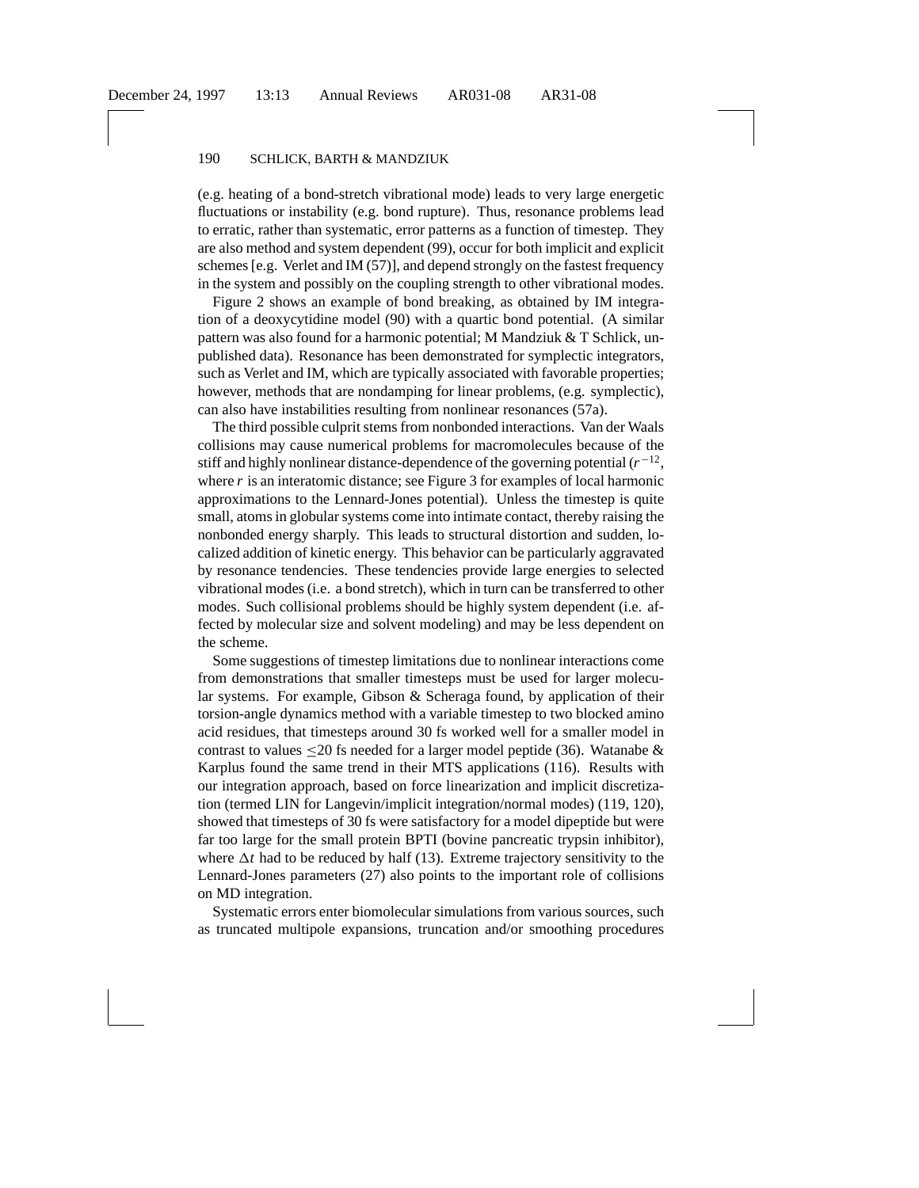(e.g. heating of a bond-stretch vibrational mode) leads to very large energetic fluctuations or instability (e.g. bond rupture). Thus, resonance problems lead to erratic, rather than systematic, error patterns as a function of timestep. They are also method and system dependent (99), occur for both implicit and explicit schemes [e.g. Verlet and IM (57)], and depend strongly on the fastest frequency in the system and possibly on the coupling strength to other vibrational modes.

Figure 2 shows an example of bond breaking, as obtained by IM integration of a deoxycytidine model (90) with a quartic bond potential. (A similar pattern was also found for a harmonic potential; M Mandziuk & T Schlick, unpublished data). Resonance has been demonstrated for symplectic integrators, such as Verlet and IM, which are typically associated with favorable properties; however, methods that are nondamping for linear problems, (e.g. symplectic), can also have instabilities resulting from nonlinear resonances (57a).

The third possible culprit stems from nonbonded interactions. Van der Waals collisions may cause numerical problems for macromolecules because of the stiff and highly nonlinear distance-dependence of the governing potential ($r^{-12}$, where $r$ is an interatomic distance; see Figure 3 for examples of local harmonic approximations to the Lennard-Jones potential). Unless the timestep is quite small, atoms in globular systems come into intimate contact, thereby raising the nonbonded energy sharply. This leads to structural distortion and sudden, localized addition of kinetic energy. This behavior can be particularly aggravated by resonance tendencies. These tendencies provide large energies to selected vibrational modes (i.e. a bond stretch), which in turn can be transferred to other modes. Such collisional problems should be highly system dependent (i.e. affected by molecular size and solvent modeling) and may be less dependent on the scheme.

Some suggestions of timestep limitations due to nonlinear interactions come from demonstrations that smaller timesteps must be used for larger molecular systems. For example, Gibson & Scheraga found, by application of their torsion-angle dynamics method with a variable timestep to two blocked amino acid residues, that timesteps around 30 fs worked well for a smaller model in contrast to values $\leq$20 fs needed for a larger model peptide (36). Watanabe & Karplus found the same trend in their MTS applications (116). Results with our integration approach, based on force linearization and implicit discretization (termed LIN for Langevin/implicit integration/normal modes) (119, 120), showed that timesteps of 30 fs were satisfactory for a model dipeptide but were far too large for the small protein BPTI (bovine pancreatic trypsin inhibitor), where $\Delta t$ had to be reduced by half (13). Extreme trajectory sensitivity to the Lennard-Jones parameters (27) also points to the important role of collisions on MD integration.

Systematic errors enter biomolecular simulations from various sources, such as truncated multipole expansions, truncation and/or smoothing procedures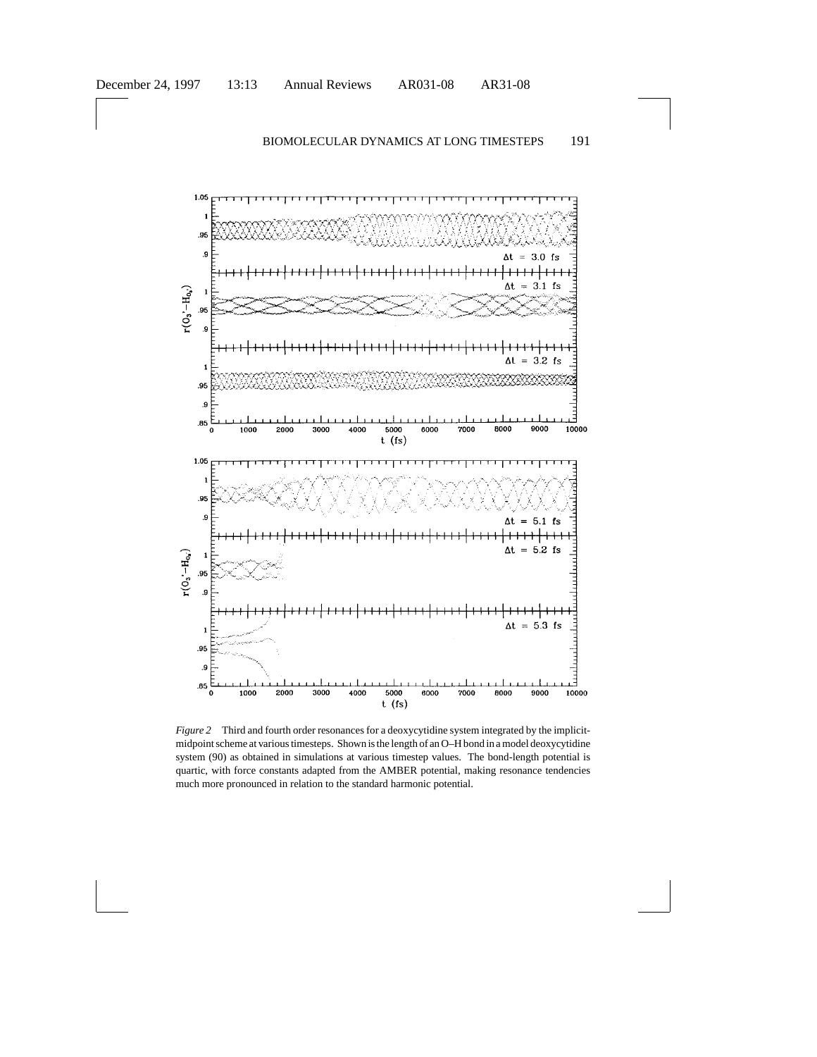*Figure 2* Third and fourth order resonances for a deoxycytidine system integrated by the implicit-midpoint scheme at various timesteps. Shown is the length of an O–H bond in a model deoxycytidine system (90) as obtained in simulations at various timestep values. The bond-length potential is quartic, with force constants adapted from the AMBER potential, making resonance tendencies much more pronounced in relation to the standard harmonic potential.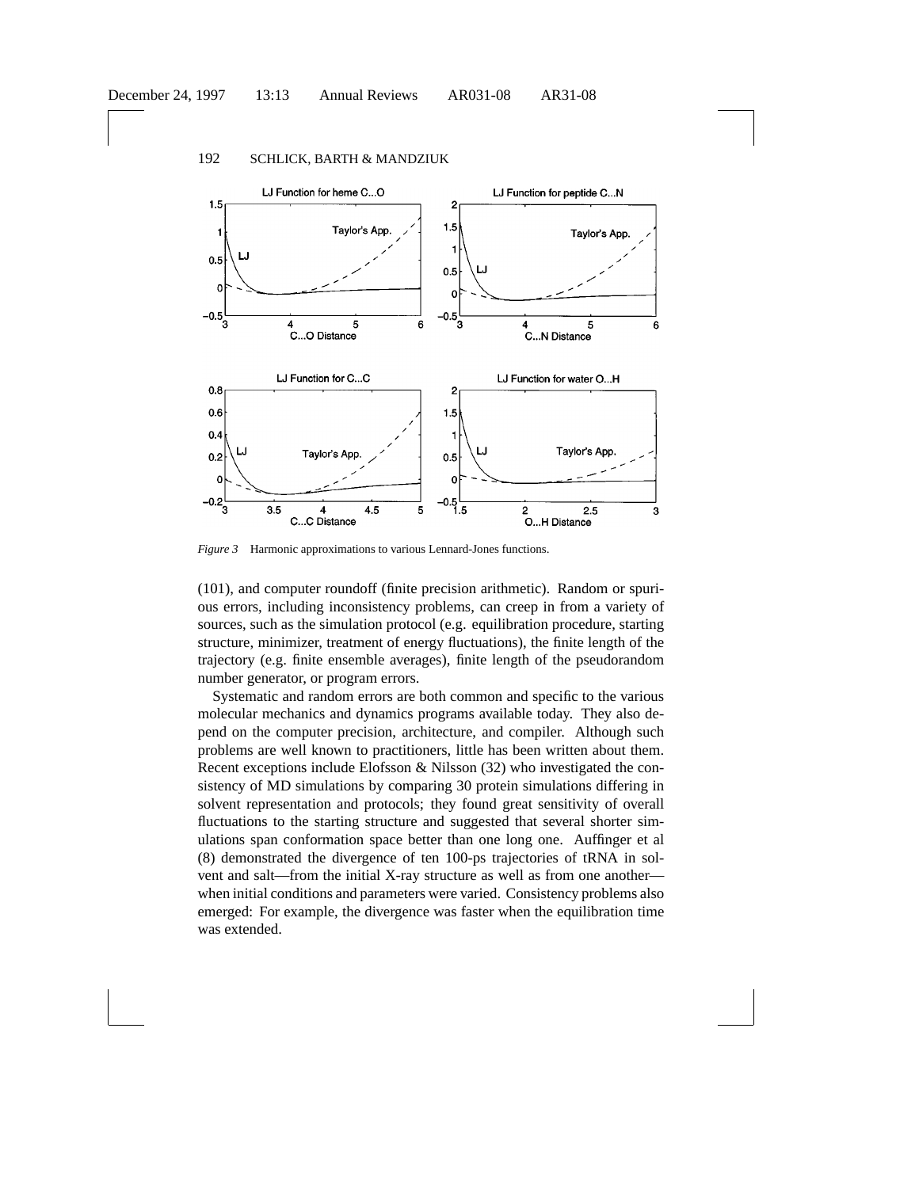*Figure 3* Harmonic approximations to various Lennard-Jones functions.

(101), and computer roundoff (finite precision arithmetic). Random or spurious errors, including inconsistency problems, can creep in from a variety of sources, such as the simulation protocol (e.g. equilibration procedure, starting structure, minimizer, treatment of energy fluctuations), the finite length of the trajectory (e.g. finite ensemble averages), finite length of the pseudorandom number generator, or program errors.

Systematic and random errors are both common and specific to the various molecular mechanics and dynamics programs available today. They also depend on the computer precision, architecture, and compiler. Although such problems are well known to practitioners, little has been written about them. Recent exceptions include Elofsson & Nilsson (32) who investigated the consistency of MD simulations by comparing 30 protein simulations differing in solvent representation and protocols; they found great sensitivity of overall fluctuations to the starting structure and suggested that several shorter simulations span conformation space better than one long one. Auffinger et al (8) demonstrated the divergence of ten 100-ps trajectories of tRNA in solvent and salt—from the initial X-ray structure as well as from one another—when initial conditions and parameters were varied. Consistency problems also emerged: For example, the divergence was faster when the equilibration time was extended.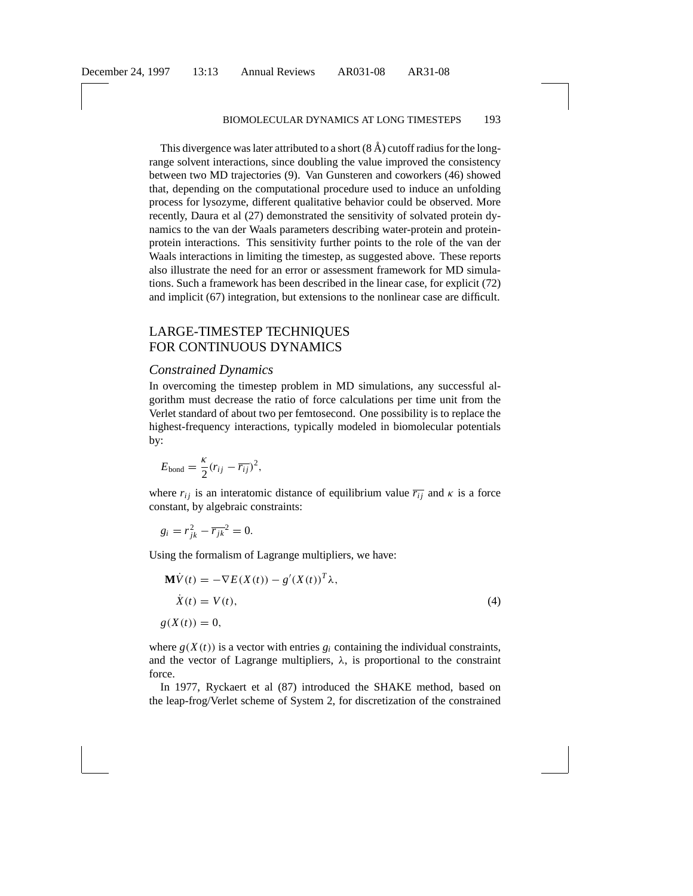This divergence was later attributed to a short (8 Å) cutoff radius for the long-range solvent interactions, since doubling the value improved the consistency between two MD trajectories (9). Van Gunsteren and coworkers (46) showed that, depending on the computational procedure used to induce an unfolding process for lysozyme, different qualitative behavior could be observed. More recently, Daura et al (27) demonstrated the sensitivity of solvated protein dynamics to the van der Waals parameters describing water-protein and protein-protein interactions. This sensitivity further points to the role of the van der Waals interactions in limiting the timestep, as suggested above. These reports also illustrate the need for an error or assessment framework for MD simulations. Such a framework has been described in the linear case, for explicit (72) and implicit (67) integration, but extensions to the nonlinear case are difficult.

## LARGE-TIMESTEP TECHNIQUES FOR CONTINUOUS DYNAMICS

### *Constrained Dynamics*

In overcoming the timestep problem in MD simulations, any successful algorithm must decrease the ratio of force calculations per time unit from the Verlet standard of about two per femtosecond. One possibility is to replace the highest-frequency interactions, typically modeled in biomolecular potentials by:

$$E_{\text{bond}} = \frac{\kappa}{2}(r_{ij} - \overline{r_{ij}})^2,$$

where $r_{ij}$ is an interatomic distance of equilibrium value $\overline{r_{ij}}$ and $\kappa$ is a force constant, by algebraic constraints:

$$g_i = r_{jk}^2 - \overline{r_{jk}}^2 = 0.$$

Using the formalism of Lagrange multipliers, we have:

$$\begin{aligned} \mathbf{M}\dot{V}(t) &= -\nabla E(X(t)) - g'(X(t))^T \lambda, \\ \dot{X}(t) &= V(t), \\ g(X(t)) &= 0, \end{aligned} \tag{4}$$

where $g(X(t))$ is a vector with entries $g_i$ containing the individual constraints, and the vector of Lagrange multipliers, $\lambda$, is proportional to the constraint force.

In 1977, Ryckaert et al (87) introduced the SHAKE method, based on the leap-frog/Verlet scheme of System 2, for discretization of the constrained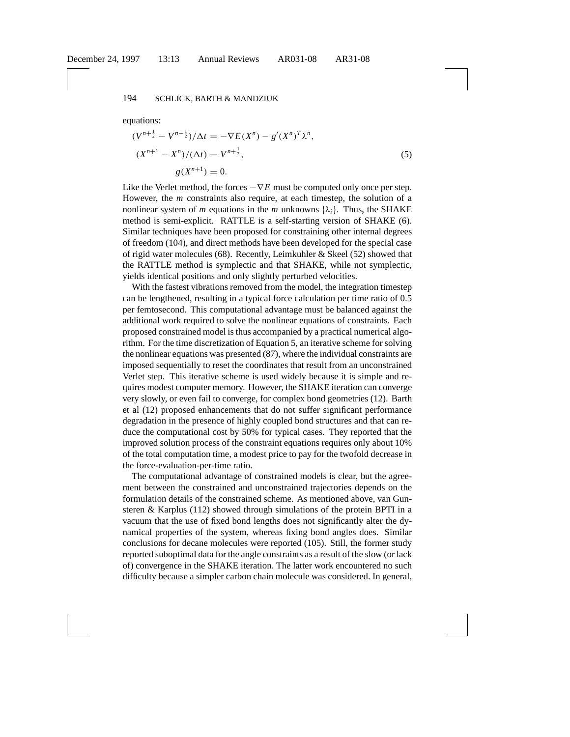equations:

$$
\begin{aligned}
(V^{n+\frac{1}{2}} - V^{n-\frac{1}{2}})/\Delta t &= -\nabla E(X^n) - g'(X^n)^T \lambda^n, \\
(X^{n+1} - X^n)/(\Delta t) &= V^{n+\frac{1}{2}}, \\
g(X^{n+1}) &= 0.
\end{aligned}
\tag{5}
$$

Like the Verlet method, the forces $-\nabla E$ must be computed only once per step. However, the $m$ constraints also require, at each timestep, the solution of a nonlinear system of $m$ equations in the $m$ unknowns $\{\lambda_i\}$. Thus, the SHAKE method is semi-explicit. RATTLE is a self-starting version of SHAKE (6). Similar techniques have been proposed for constraining other internal degrees of freedom (104), and direct methods have been developed for the special case of rigid water molecules (68). Recently, Leimkuhler & Skeel (52) showed that the RATTLE method is symplectic and that SHAKE, while not symplectic, yields identical positions and only slightly perturbed velocities.

With the fastest vibrations removed from the model, the integration timestep can be lengthened, resulting in a typical force calculation per time ratio of 0.5 per femtosecond. This computational advantage must be balanced against the additional work required to solve the nonlinear equations of constraints. Each proposed constrained model is thus accompanied by a practical numerical algorithm. For the time discretization of Equation 5, an iterative scheme for solving the nonlinear equations was presented (87), where the individual constraints are imposed sequentially to reset the coordinates that result from an unconstrained Verlet step. This iterative scheme is used widely because it is simple and requires modest computer memory. However, the SHAKE iteration can converge very slowly, or even fail to converge, for complex bond geometries (12). Barth et al (12) proposed enhancements that do not suffer significant performance degradation in the presence of highly coupled bond structures and that can reduce the computational cost by 50% for typical cases. They reported that the improved solution process of the constraint equations requires only about 10% of the total computation time, a modest price to pay for the twofold decrease in the force-evaluation-per-time ratio.

The computational advantage of constrained models is clear, but the agreement between the constrained and unconstrained trajectories depends on the formulation details of the constrained scheme. As mentioned above, van Gunsteren & Karplus (112) showed through simulations of the protein BPTI in a vacuum that the use of fixed bond lengths does not significantly alter the dynamical properties of the system, whereas fixing bond angles does. Similar conclusions for decane molecules were reported (105). Still, the former study reported suboptimal data for the angle constraints as a result of the slow (or lack of) convergence in the SHAKE iteration. The latter work encountered no such difficulty because a simpler carbon chain molecule was considered. In general,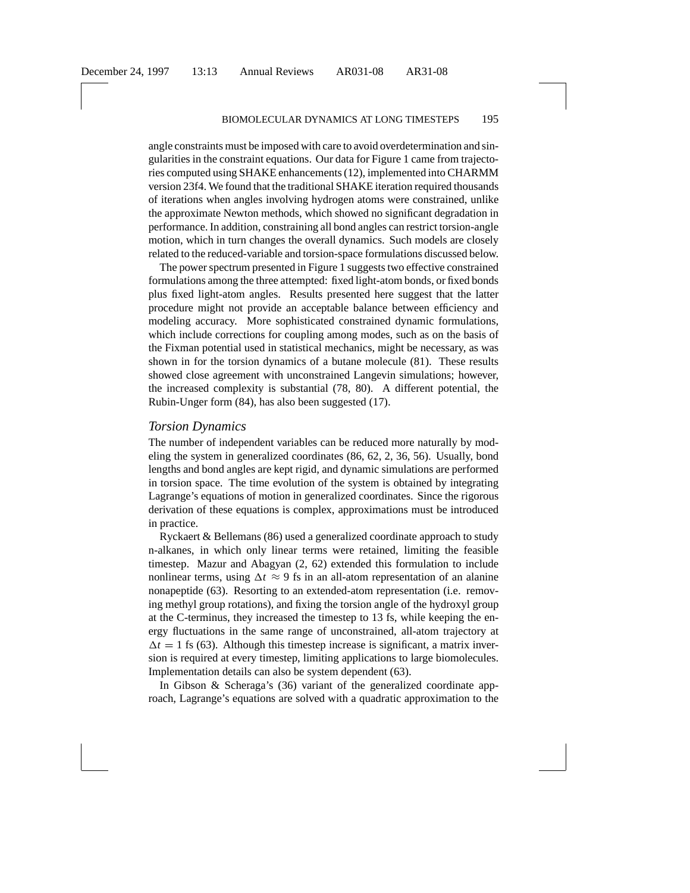angle constraints must be imposed with care to avoid overdetermination and singularities in the constraint equations. Our data for Figure 1 came from trajectories computed using SHAKE enhancements (12), implemented into CHARMM version 23f4. We found that the traditional SHAKE iteration required thousands of iterations when angles involving hydrogen atoms were constrained, unlike the approximate Newton methods, which showed no significant degradation in performance. In addition, constraining all bond angles can restrict torsion-angle motion, which in turn changes the overall dynamics. Such models are closely related to the reduced-variable and torsion-space formulations discussed below.

The power spectrum presented in Figure 1 suggests two effective constrained formulations among the three attempted: fixed light-atom bonds, or fixed bonds plus fixed light-atom angles. Results presented here suggest that the latter procedure might not provide an acceptable balance between efficiency and modeling accuracy. More sophisticated constrained dynamic formulations, which include corrections for coupling among modes, such as on the basis of the Fixman potential used in statistical mechanics, might be necessary, as was shown in for the torsion dynamics of a butane molecule (81). These results showed close agreement with unconstrained Langevin simulations; however, the increased complexity is substantial (78, 80). A different potential, the Rubin-Unger form (84), has also been suggested (17).

### *Torsion Dynamics*

The number of independent variables can be reduced more naturally by modeling the system in generalized coordinates (86, 62, 2, 36, 56). Usually, bond lengths and bond angles are kept rigid, and dynamic simulations are performed in torsion space. The time evolution of the system is obtained by integrating Lagrange's equations of motion in generalized coordinates. Since the rigorous derivation of these equations is complex, approximations must be introduced in practice.

Ryckaert & Bellemans (86) used a generalized coordinate approach to study n-alkanes, in which only linear terms were retained, limiting the feasible timestep. Mazur and Abagyan (2, 62) extended this formulation to include nonlinear terms, using $\Delta t \approx 9$ fs in an all-atom representation of an alanine nonapeptide (63). Resorting to an extended-atom representation (i.e. removing methyl group rotations), and fixing the torsion angle of the hydroxyl group at the C-terminus, they increased the timestep to 13 fs, while keeping the energy fluctuations in the same range of unconstrained, all-atom trajectory at $\Delta t = 1$ fs (63). Although this timestep increase is significant, a matrix inversion is required at every timestep, limiting applications to large biomolecules. Implementation details can also be system dependent (63).

In Gibson & Scheraga's (36) variant of the generalized coordinate approach, Lagrange's equations are solved with a quadratic approximation to the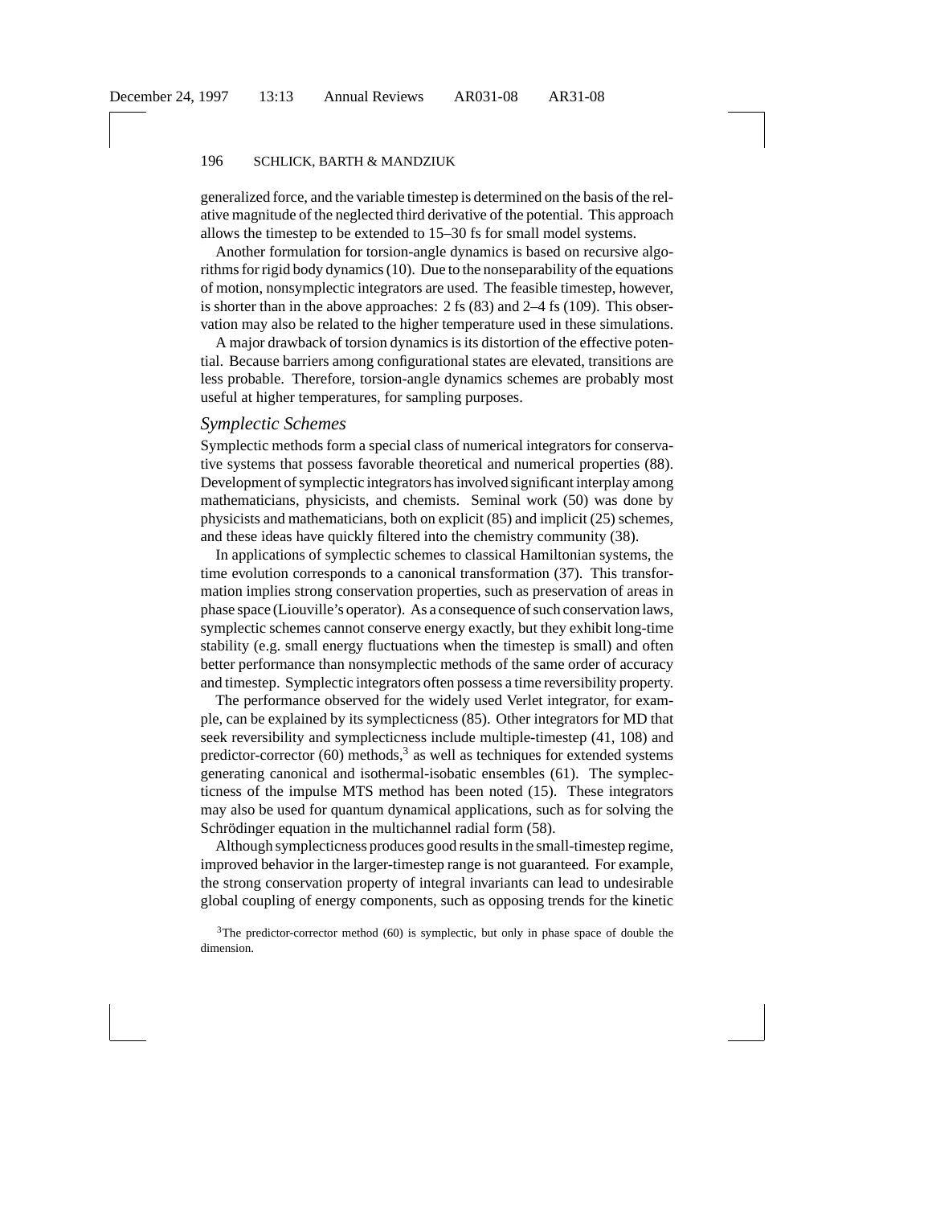generalized force, and the variable timestep is determined on the basis of the relative magnitude of the neglected third derivative of the potential. This approach allows the timestep to be extended to 15–30 fs for small model systems.

Another formulation for torsion-angle dynamics is based on recursive algorithms for rigid body dynamics (10). Due to the nonseparability of the equations of motion, nonsymplectic integrators are used. The feasible timestep, however, is shorter than in the above approaches: 2 fs (83) and 2–4 fs (109). This observation may also be related to the higher temperature used in these simulations.

A major drawback of torsion dynamics is its distortion of the effective potential. Because barriers among configurational states are elevated, transitions are less probable. Therefore, torsion-angle dynamics schemes are probably most useful at higher temperatures, for sampling purposes.

### *Symplectic Schemes*

Symplectic methods form a special class of numerical integrators for conservative systems that possess favorable theoretical and numerical properties (88). Development of symplectic integrators has involved significant interplay among mathematicians, physicists, and chemists. Seminal work (50) was done by physicists and mathematicians, both on explicit (85) and implicit (25) schemes, and these ideas have quickly filtered into the chemistry community (38).

In applications of symplectic schemes to classical Hamiltonian systems, the time evolution corresponds to a canonical transformation (37). This transformation implies strong conservation properties, such as preservation of areas in phase space (Liouville's operator). As a consequence of such conservation laws, symplectic schemes cannot conserve energy exactly, but they exhibit long-time stability (e.g. small energy fluctuations when the timestep is small) and often better performance than nonsymplectic methods of the same order of accuracy and timestep. Symplectic integrators often possess a time reversibility property.

The performance observed for the widely used Verlet integrator, for example, can be explained by its symplecticness (85). Other integrators for MD that seek reversibility and symplecticness include multiple-timestep (41, 108) and predictor-corrector (60) methods,[3] as well as techniques for extended systems generating canonical and isothermal-isobatic ensembles (61). The symplecticness of the impulse MTS method has been noted (15). These integrators may also be used for quantum dynamical applications, such as for solving the Schrödinger equation in the multichannel radial form (58).

Although symplecticness produces good results in the small-timestep regime, improved behavior in the larger-timestep range is not guaranteed. For example, the strong conservation property of integral invariants can lead to undesirable global coupling of energy components, such as opposing trends for the kinetic

[3]The predictor-corrector method (60) is symplectic, but only in phase space of double the dimension.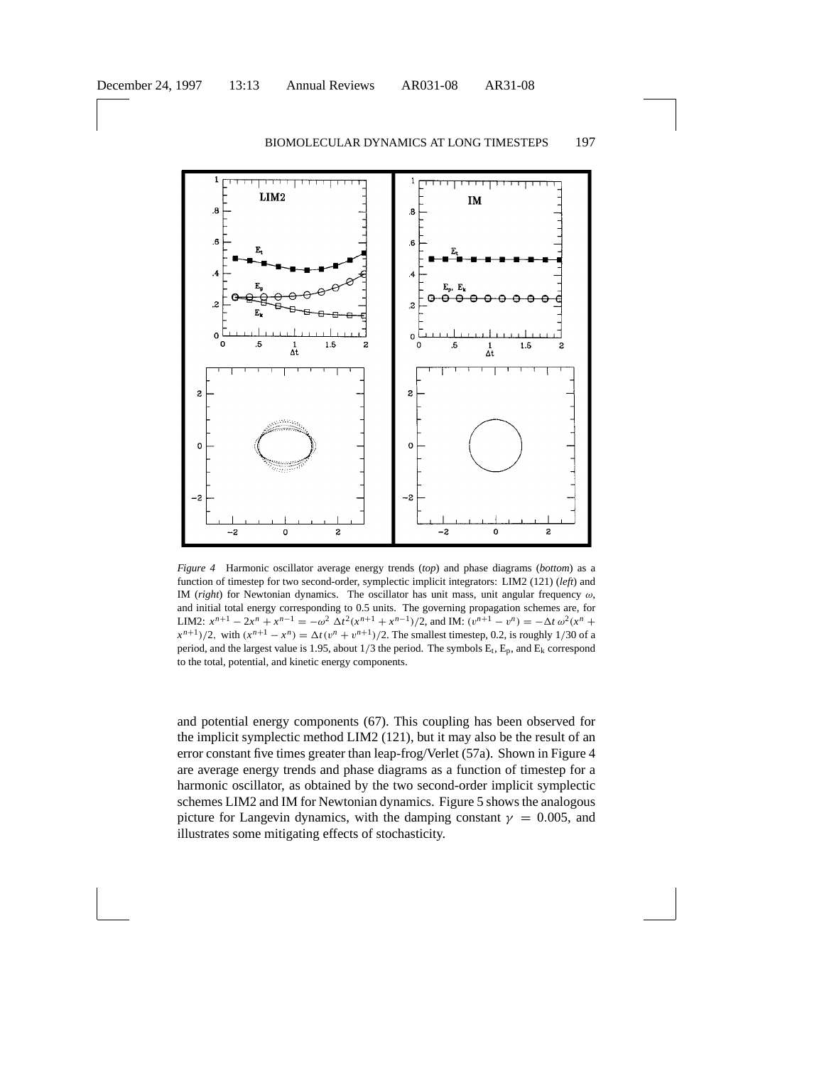*Figure 4* Harmonic oscillator average energy trends (*top*) and phase diagrams (*bottom*) as a function of timestep for two second-order, symplectic implicit integrators: LIM2 (121) (*left*) and IM (*right*) for Newtonian dynamics. The oscillator has unit mass, unit angular frequency $\omega$, and initial total energy corresponding to 0.5 units. The governing propagation schemes are, for LIM2: $x^{n+1} - 2x^n + x^{n-1} = -\omega^2 \Delta t^2 (x^{n+1} + x^{n-1})/2$, and IM: $(v^{n+1} - v^n) = -\Delta t\, \omega^2 (x^n + x^{n+1})/2$, with $(x^{n+1} - x^n) = \Delta t (v^n + v^{n+1})/2$. The smallest timestep, 0.2, is roughly 1/30 of a period, and the largest value is 1.95, about 1/3 the period. The symbols $E_t$, $E_p$, and $E_k$ correspond to the total, potential, and kinetic energy components.

and potential energy components (67). This coupling has been observed for the implicit symplectic method LIM2 (121), but it may also be the result of an error constant five times greater than leap-frog/Verlet (57a). Shown in Figure 4 are average energy trends and phase diagrams as a function of timestep for a harmonic oscillator, as obtained by the two second-order implicit symplectic schemes LIM2 and IM for Newtonian dynamics. Figure 5 shows the analogous picture for Langevin dynamics, with the damping constant $\gamma = 0.005$, and illustrates some mitigating effects of stochasticity.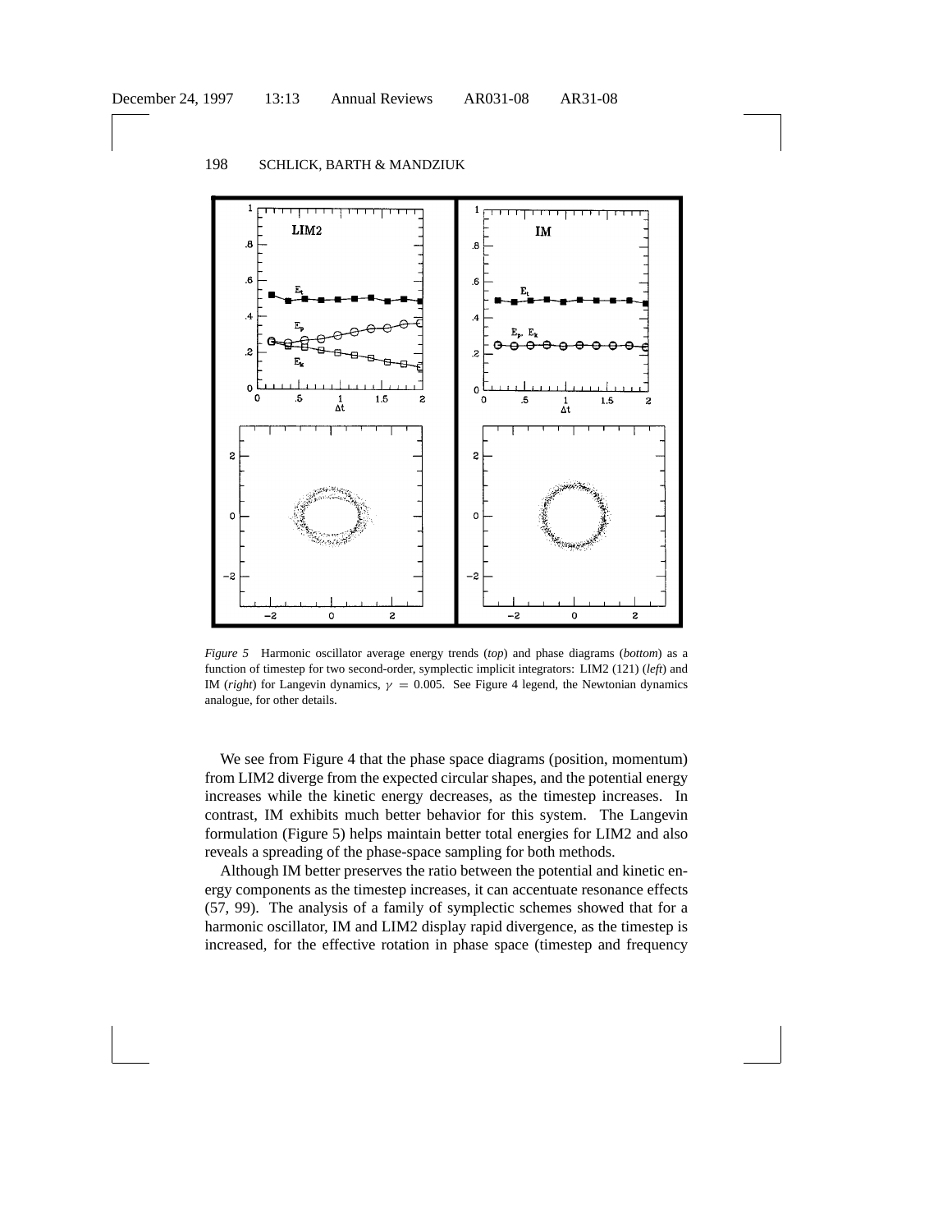*Figure 5* Harmonic oscillator average energy trends (*top*) and phase diagrams (*bottom*) as a function of timestep for two second-order, symplectic implicit integrators: LIM2 (121) (*left*) and IM (*right*) for Langevin dynamics, $\gamma = 0.005$. See Figure 4 legend, the Newtonian dynamics analogue, for other details.

We see from Figure 4 that the phase space diagrams (position, momentum) from LIM2 diverge from the expected circular shapes, and the potential energy increases while the kinetic energy decreases, as the timestep increases. In contrast, IM exhibits much better behavior for this system. The Langevin formulation (Figure 5) helps maintain better total energies for LIM2 and also reveals a spreading of the phase-space sampling for both methods.

Although IM better preserves the ratio between the potential and kinetic energy components as the timestep increases, it can accentuate resonance effects (57, 99). The analysis of a family of symplectic schemes showed that for a harmonic oscillator, IM and LIM2 display rapid divergence, as the timestep is increased, for the effective rotation in phase space (timestep and frequency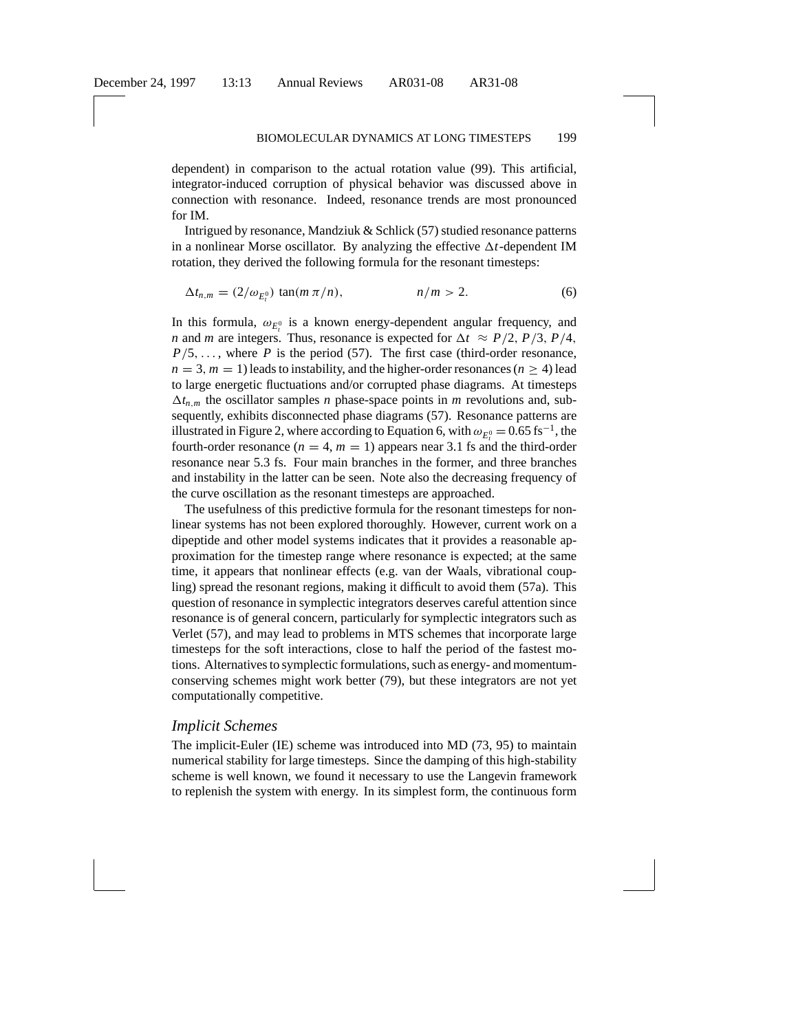dependent) in comparison to the actual rotation value (99). This artificial, integrator-induced corruption of physical behavior was discussed above in connection with resonance. Indeed, resonance trends are most pronounced for IM.

Intrigued by resonance, Mandziuk & Schlick (57) studied resonance patterns in a nonlinear Morse oscillator. By analyzing the effective $\Delta t$-dependent IM rotation, they derived the following formula for the resonant timesteps:

$$\Delta t_{n,m} = (2/\omega_{E_i^0}) \tan(m\,\pi/n), \qquad\qquad n/m > 2. \tag{6}$$

In this formula, $\omega_{E_i^0}$ is a known energy-dependent angular frequency, and $n$ and $m$ are integers. Thus, resonance is expected for $\Delta t \approx P/2, P/3, P/4, P/5, \ldots,$ where $P$ is the period (57). The first case (third-order resonance, $n = 3, m = 1$) leads to instability, and the higher-order resonances ($n \geq 4$) lead to large energetic fluctuations and/or corrupted phase diagrams. At timesteps $\Delta t_{n,m}$ the oscillator samples $n$ phase-space points in $m$ revolutions and, subsequently, exhibits disconnected phase diagrams (57). Resonance patterns are illustrated in Figure 2, where according to Equation 6, with $\omega_{E_i^0} = 0.65\ \text{fs}^{-1}$, the fourth-order resonance ($n = 4, m = 1$) appears near 3.1 fs and the third-order resonance near 5.3 fs. Four main branches in the former, and three branches and instability in the latter can be seen. Note also the decreasing frequency of the curve oscillation as the resonant timesteps are approached.

The usefulness of this predictive formula for the resonant timesteps for nonlinear systems has not been explored thoroughly. However, current work on a dipeptide and other model systems indicates that it provides a reasonable approximation for the timestep range where resonance is expected; at the same time, it appears that nonlinear effects (e.g. van der Waals, vibrational coupling) spread the resonant regions, making it difficult to avoid them (57a). This question of resonance in symplectic integrators deserves careful attention since resonance is of general concern, particularly for symplectic integrators such as Verlet (57), and may lead to problems in MTS schemes that incorporate large timesteps for the soft interactions, close to half the period of the fastest motions. Alternatives to symplectic formulations, such as energy- and momentum-conserving schemes might work better (79), but these integrators are not yet computationally competitive.

### *Implicit Schemes*

The implicit-Euler (IE) scheme was introduced into MD (73, 95) to maintain numerical stability for large timesteps. Since the damping of this high-stability scheme is well known, we found it necessary to use the Langevin framework to replenish the system with energy. In its simplest form, the continuous form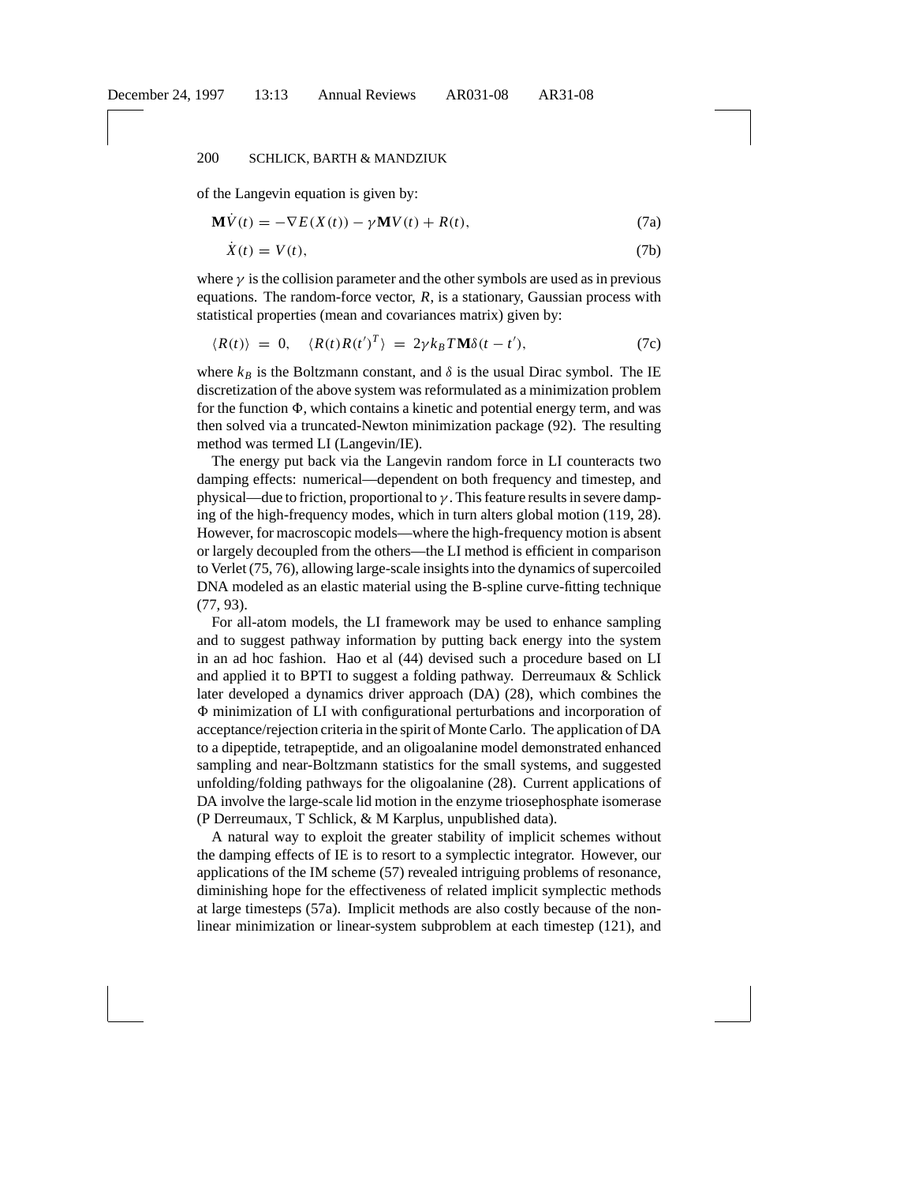of the Langevin equation is given by:

$$\mathbf{M}\dot{V}(t) = -\nabla E(X(t)) - \gamma \mathbf{M} V(t) + R(t), \tag{7a}$$

$$\dot{X}(t) = V(t), \tag{7b}$$

where $\gamma$ is the collision parameter and the other symbols are used as in previous equations. The random-force vector, $R$, is a stationary, Gaussian process with statistical properties (mean and covariances matrix) given by:

$$\langle R(t) \rangle = 0, \quad \langle R(t) R(t')^T \rangle = 2\gamma k_B T \mathbf{M} \delta(t - t'), \tag{7c}$$

where $k_B$ is the Boltzmann constant, and $\delta$ is the usual Dirac symbol. The IE discretization of the above system was reformulated as a minimization problem for the function $\Phi$, which contains a kinetic and potential energy term, and was then solved via a truncated-Newton minimization package (92). The resulting method was termed LI (Langevin/IE).

The energy put back via the Langevin random force in LI counteracts two damping effects: numerical—dependent on both frequency and timestep, and physical—due to friction, proportional to $\gamma$. This feature results in severe damping of the high-frequency modes, which in turn alters global motion (119, 28). However, for macroscopic models—where the high-frequency motion is absent or largely decoupled from the others—the LI method is efficient in comparison to Verlet (75, 76), allowing large-scale insights into the dynamics of supercoiled DNA modeled as an elastic material using the B-spline curve-fitting technique (77, 93).

For all-atom models, the LI framework may be used to enhance sampling and to suggest pathway information by putting back energy into the system in an ad hoc fashion. Hao et al (44) devised such a procedure based on LI and applied it to BPTI to suggest a folding pathway. Derreumaux & Schlick later developed a dynamics driver approach (DA) (28), which combines the $\Phi$ minimization of LI with configurational perturbations and incorporation of acceptance/rejection criteria in the spirit of Monte Carlo. The application of DA to a dipeptide, tetrapeptide, and an oligoalanine model demonstrated enhanced sampling and near-Boltzmann statistics for the small systems, and suggested unfolding/folding pathways for the oligoalanine (28). Current applications of DA involve the large-scale lid motion in the enzyme triosephosphate isomerase (P Derreumaux, T Schlick, & M Karplus, unpublished data).

A natural way to exploit the greater stability of implicit schemes without the damping effects of IE is to resort to a symplectic integrator. However, our applications of the IM scheme (57) revealed intriguing problems of resonance, diminishing hope for the effectiveness of related implicit symplectic methods at large timesteps (57a). Implicit methods are also costly because of the nonlinear minimization or linear-system subproblem at each timestep (121), and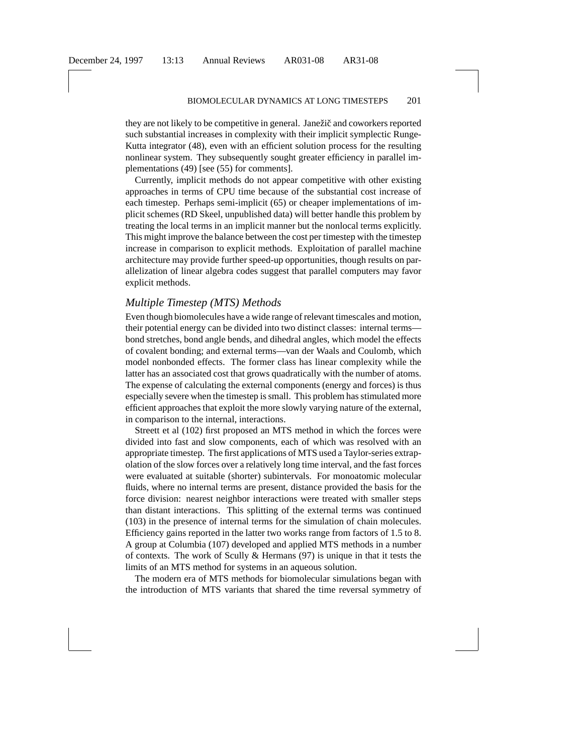they are not likely to be competitive in general. Janežič and coworkers reported such substantial increases in complexity with their implicit symplectic Runge-Kutta integrator (48), even with an efficient solution process for the resulting nonlinear system. They subsequently sought greater efficiency in parallel implementations (49) [see (55) for comments].

Currently, implicit methods do not appear competitive with other existing approaches in terms of CPU time because of the substantial cost increase of each timestep. Perhaps semi-implicit (65) or cheaper implementations of implicit schemes (RD Skeel, unpublished data) will better handle this problem by treating the local terms in an implicit manner but the nonlocal terms explicitly. This might improve the balance between the cost per timestep with the timestep increase in comparison to explicit methods. Exploitation of parallel machine architecture may provide further speed-up opportunities, though results on parallelization of linear algebra codes suggest that parallel computers may favor explicit methods.

### *Multiple Timestep (MTS) Methods*

Even though biomolecules have a wide range of relevant timescales and motion, their potential energy can be divided into two distinct classes: internal terms—bond stretches, bond angle bends, and dihedral angles, which model the effects of covalent bonding; and external terms—van der Waals and Coulomb, which model nonbonded effects. The former class has linear complexity while the latter has an associated cost that grows quadratically with the number of atoms. The expense of calculating the external components (energy and forces) is thus especially severe when the timestep is small. This problem has stimulated more efficient approaches that exploit the more slowly varying nature of the external, in comparison to the internal, interactions.

Streett et al (102) first proposed an MTS method in which the forces were divided into fast and slow components, each of which was resolved with an appropriate timestep. The first applications of MTS used a Taylor-series extrapolation of the slow forces over a relatively long time interval, and the fast forces were evaluated at suitable (shorter) subintervals. For monoatomic molecular fluids, where no internal terms are present, distance provided the basis for the force division: nearest neighbor interactions were treated with smaller steps than distant interactions. This splitting of the external terms was continued (103) in the presence of internal terms for the simulation of chain molecules. Efficiency gains reported in the latter two works range from factors of 1.5 to 8. A group at Columbia (107) developed and applied MTS methods in a number of contexts. The work of Scully & Hermans (97) is unique in that it tests the limits of an MTS method for systems in an aqueous solution.

The modern era of MTS methods for biomolecular simulations began with the introduction of MTS variants that shared the time reversal symmetry of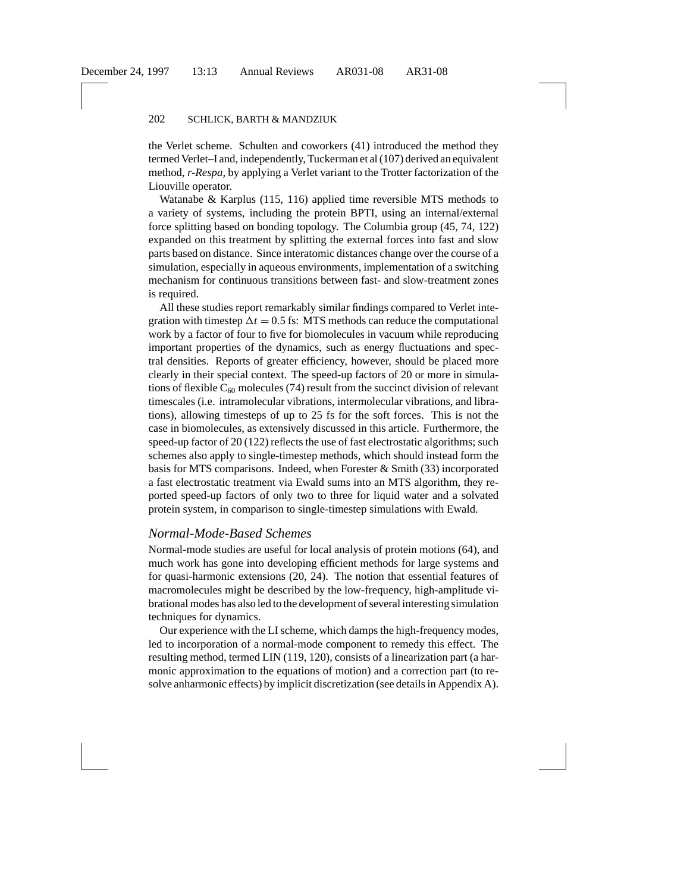the Verlet scheme. Schulten and coworkers (41) introduced the method they termed Verlet–I and, independently, Tuckerman et al (107) derived an equivalent method, *r-Respa,* by applying a Verlet variant to the Trotter factorization of the Liouville operator.

Watanabe & Karplus (115, 116) applied time reversible MTS methods to a variety of systems, including the protein BPTI, using an internal/external force splitting based on bonding topology. The Columbia group (45, 74, 122) expanded on this treatment by splitting the external forces into fast and slow parts based on distance. Since interatomic distances change over the course of a simulation, especially in aqueous environments, implementation of a switching mechanism for continuous transitions between fast- and slow-treatment zones is required.

All these studies report remarkably similar findings compared to Verlet integration with timestep $\Delta t = 0.5$ fs: MTS methods can reduce the computational work by a factor of four to five for biomolecules in vacuum while reproducing important properties of the dynamics, such as energy fluctuations and spectral densities. Reports of greater efficiency, however, should be placed more clearly in their special context. The speed-up factors of 20 or more in simulations of flexible $C_{60}$ molecules (74) result from the succinct division of relevant timescales (i.e. intramolecular vibrations, intermolecular vibrations, and librations), allowing timesteps of up to 25 fs for the soft forces. This is not the case in biomolecules, as extensively discussed in this article. Furthermore, the speed-up factor of 20 (122) reflects the use of fast electrostatic algorithms; such schemes also apply to single-timestep methods, which should instead form the basis for MTS comparisons. Indeed, when Forester & Smith (33) incorporated a fast electrostatic treatment via Ewald sums into an MTS algorithm, they reported speed-up factors of only two to three for liquid water and a solvated protein system, in comparison to single-timestep simulations with Ewald.

### *Normal-Mode-Based Schemes*

Normal-mode studies are useful for local analysis of protein motions (64), and much work has gone into developing efficient methods for large systems and for quasi-harmonic extensions (20, 24). The notion that essential features of macromolecules might be described by the low-frequency, high-amplitude vibrational modes has also led to the development of several interesting simulation techniques for dynamics.

Our experience with the LI scheme, which damps the high-frequency modes, led to incorporation of a normal-mode component to remedy this effect. The resulting method, termed LIN (119, 120), consists of a linearization part (a harmonic approximation to the equations of motion) and a correction part (to resolve anharmonic effects) by implicit discretization (see details in Appendix A).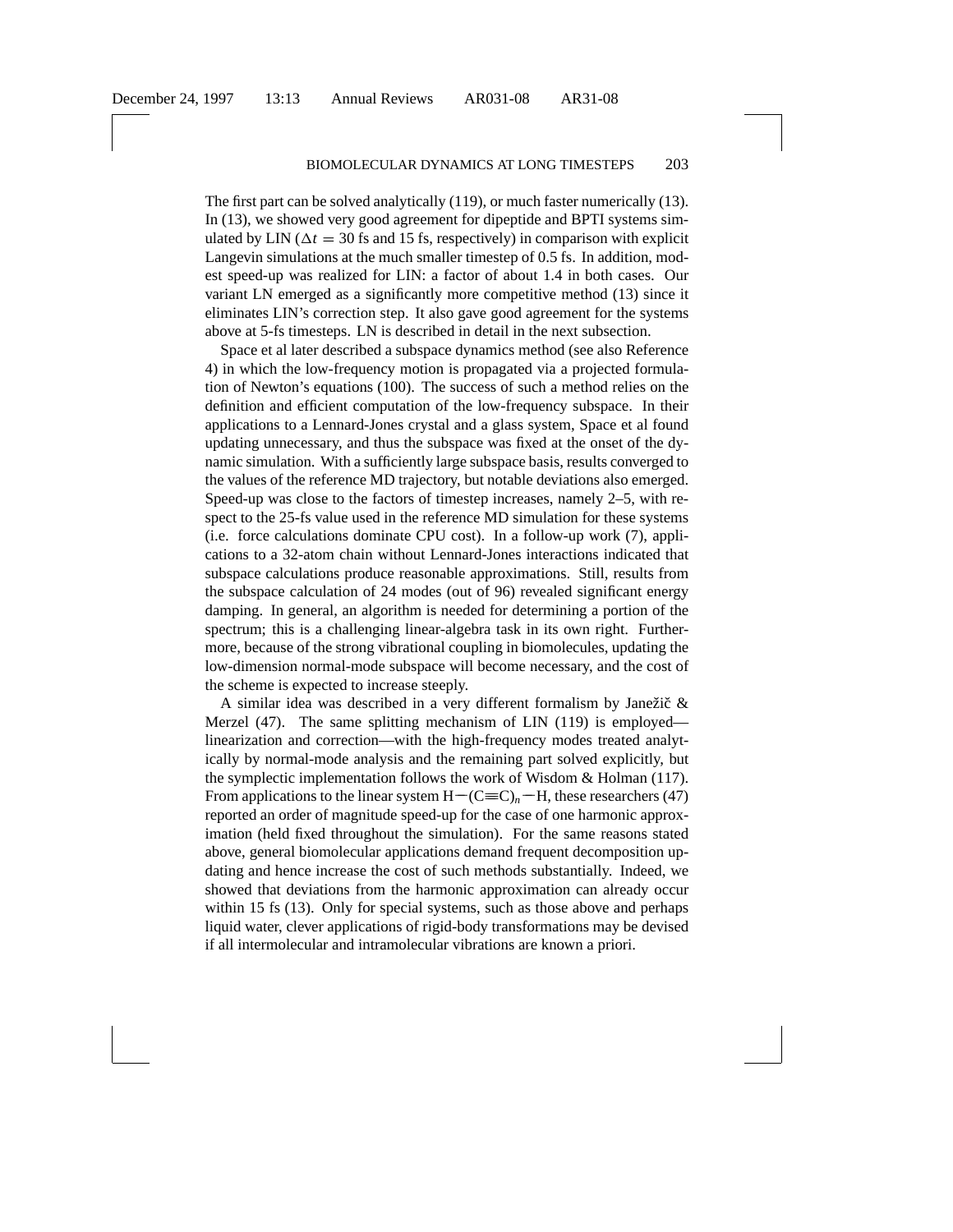The first part can be solved analytically (119), or much faster numerically (13). In (13), we showed very good agreement for dipeptide and BPTI systems simulated by LIN ($\Delta t = 30$ fs and 15 fs, respectively) in comparison with explicit Langevin simulations at the much smaller timestep of 0.5 fs. In addition, modest speed-up was realized for LIN: a factor of about 1.4 in both cases. Our variant LN emerged as a significantly more competitive method (13) since it eliminates LIN's correction step. It also gave good agreement for the systems above at 5-fs timesteps. LN is described in detail in the next subsection.

Space et al later described a subspace dynamics method (see also Reference 4) in which the low-frequency motion is propagated via a projected formulation of Newton's equations (100). The success of such a method relies on the definition and efficient computation of the low-frequency subspace. In their applications to a Lennard-Jones crystal and a glass system, Space et al found updating unnecessary, and thus the subspace was fixed at the onset of the dynamic simulation. With a sufficiently large subspace basis, results converged to the values of the reference MD trajectory, but notable deviations also emerged. Speed-up was close to the factors of timestep increases, namely 2–5, with respect to the 25-fs value used in the reference MD simulation for these systems (i.e. force calculations dominate CPU cost). In a follow-up work (7), applications to a 32-atom chain without Lennard-Jones interactions indicated that subspace calculations produce reasonable approximations. Still, results from the subspace calculation of 24 modes (out of 96) revealed significant energy damping. In general, an algorithm is needed for determining a portion of the spectrum; this is a challenging linear-algebra task in its own right. Furthermore, because of the strong vibrational coupling in biomolecules, updating the low-dimension normal-mode subspace will become necessary, and the cost of the scheme is expected to increase steeply.

A similar idea was described in a very different formalism by Janežič & Merzel (47). The same splitting mechanism of LIN (119) is employed—linearization and correction—with the high-frequency modes treated analytically by normal-mode analysis and the remaining part solved explicitly, but the symplectic implementation follows the work of Wisdom & Holman (117). From applications to the linear system $H-(C{\equiv}C)_n-H$, these researchers (47) reported an order of magnitude speed-up for the case of one harmonic approximation (held fixed throughout the simulation). For the same reasons stated above, general biomolecular applications demand frequent decomposition updating and hence increase the cost of such methods substantially. Indeed, we showed that deviations from the harmonic approximation can already occur within 15 fs (13). Only for special systems, such as those above and perhaps liquid water, clever applications of rigid-body transformations may be devised if all intermolecular and intramolecular vibrations are known a priori.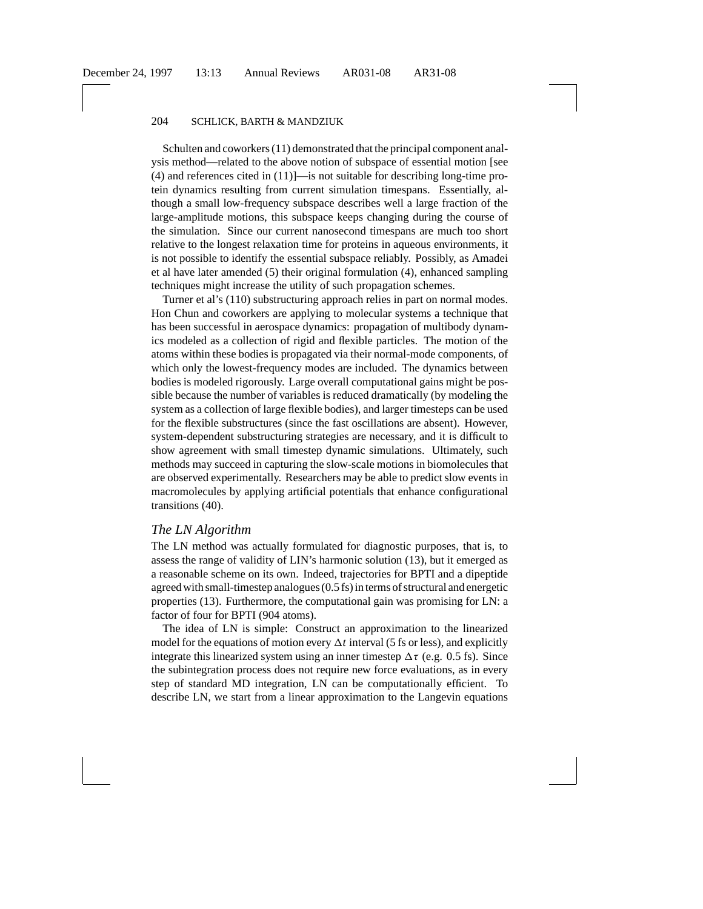Schulten and coworkers (11) demonstrated that the principal component analysis method—related to the above notion of subspace of essential motion [see (4) and references cited in (11)]—is not suitable for describing long-time protein dynamics resulting from current simulation timespans. Essentially, although a small low-frequency subspace describes well a large fraction of the large-amplitude motions, this subspace keeps changing during the course of the simulation. Since our current nanosecond timespans are much too short relative to the longest relaxation time for proteins in aqueous environments, it is not possible to identify the essential subspace reliably. Possibly, as Amadei et al have later amended (5) their original formulation (4), enhanced sampling techniques might increase the utility of such propagation schemes.

Turner et al's (110) substructuring approach relies in part on normal modes. Hon Chun and coworkers are applying to molecular systems a technique that has been successful in aerospace dynamics: propagation of multibody dynamics modeled as a collection of rigid and flexible particles. The motion of the atoms within these bodies is propagated via their normal-mode components, of which only the lowest-frequency modes are included. The dynamics between bodies is modeled rigorously. Large overall computational gains might be possible because the number of variables is reduced dramatically (by modeling the system as a collection of large flexible bodies), and larger timesteps can be used for the flexible substructures (since the fast oscillations are absent). However, system-dependent substructuring strategies are necessary, and it is difficult to show agreement with small timestep dynamic simulations. Ultimately, such methods may succeed in capturing the slow-scale motions in biomolecules that are observed experimentally. Researchers may be able to predict slow events in macromolecules by applying artificial potentials that enhance configurational transitions (40).

### *The LN Algorithm*

The LN method was actually formulated for diagnostic purposes, that is, to assess the range of validity of LIN's harmonic solution (13), but it emerged as a reasonable scheme on its own. Indeed, trajectories for BPTI and a dipeptide agreed with small-timestep analogues (0.5 fs) in terms of structural and energetic properties (13). Furthermore, the computational gain was promising for LN: a factor of four for BPTI (904 atoms).

The idea of LN is simple: Construct an approximation to the linearized model for the equations of motion every $\Delta t$ interval (5 fs or less), and explicitly integrate this linearized system using an inner timestep $\Delta\tau$ (e.g. 0.5 fs). Since the subintegration process does not require new force evaluations, as in every step of standard MD integration, LN can be computationally efficient. To describe LN, we start from a linear approximation to the Langevin equations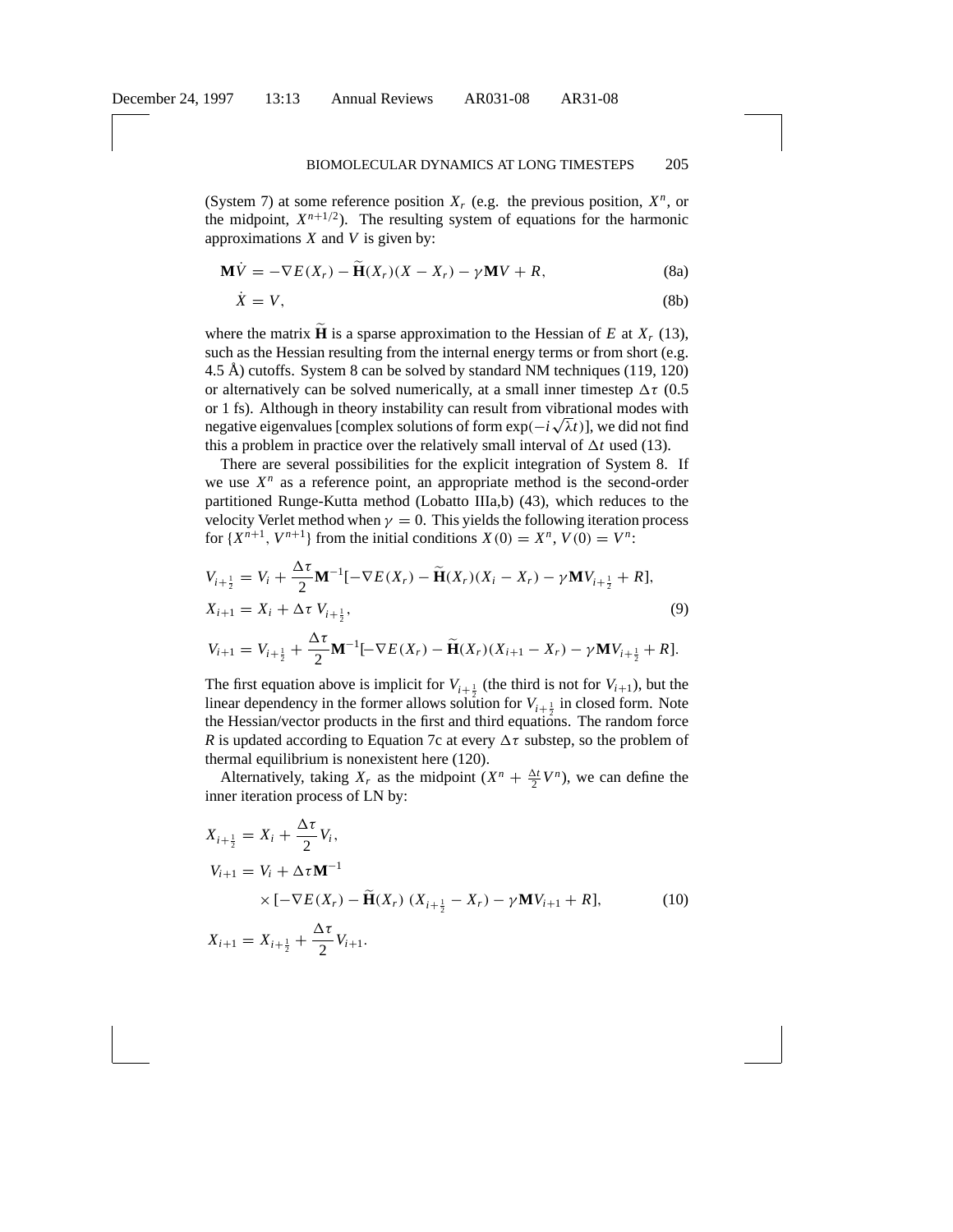(System 7) at some reference position $X_r$ (e.g. the previous position, $X^n$, or the midpoint, $X^{n+1/2}$). The resulting system of equations for the harmonic approximations $X$ and $V$ is given by:

$$\mathbf{M}\dot{V} = -\nabla E(X_r) - \widetilde{\mathbf{H}}(X_r)(X - X_r) - \gamma \mathbf{M} V + R, \tag{8a}$$

$$\dot{X} = V, \tag{8b}$$

where the matrix $\widetilde{\mathbf{H}}$ is a sparse approximation to the Hessian of $E$ at $X_r$ (13), such as the Hessian resulting from the internal energy terms or from short (e.g. 4.5 Å) cutoffs. System 8 can be solved by standard NM techniques (119, 120) or alternatively can be solved numerically, at a small inner timestep $\Delta\tau$ (0.5 or 1 fs). Although in theory instability can result from vibrational modes with negative eigenvalues [complex solutions of form $\exp(-i\sqrt{\lambda}t)$], we did not find this a problem in practice over the relatively small interval of $\Delta t$ used (13).

There are several possibilities for the explicit integration of System 8. If we use $X^n$ as a reference point, an appropriate method is the second-order partitioned Runge-Kutta method (Lobatto IIIa,b) (43), which reduces to the velocity Verlet method when $\gamma = 0$. This yields the following iteration process for $\{X^{n+1}, V^{n+1}\}$ from the initial conditions $X(0) = X^n$, $V(0) = V^n$:

$$
\begin{aligned}
V_{i+\frac{1}{2}} &= V_i + \frac{\Delta\tau}{2}\mathbf{M}^{-1}[-\nabla E(X_r) - \widetilde{\mathbf{H}}(X_r)(X_i - X_r) - \gamma \mathbf{M} V_{i+\frac{1}{2}} + R], \\
X_{i+1} &= X_i + \Delta\tau\, V_{i+\frac{1}{2}}, \\
V_{i+1} &= V_{i+\frac{1}{2}} + \frac{\Delta\tau}{2}\mathbf{M}^{-1}[-\nabla E(X_r) - \widetilde{\mathbf{H}}(X_r)(X_{i+1} - X_r) - \gamma \mathbf{M} V_{i+\frac{1}{2}} + R].
\end{aligned}
\tag{9}
$$

The first equation above is implicit for $V_{i+\frac{1}{2}}$ (the third is not for $V_{i+1}$), but the linear dependency in the former allows solution for $V_{i+\frac{1}{2}}$ in closed form. Note the Hessian/vector products in the first and third equations. The random force $R$ is updated according to Equation 7c at every $\Delta\tau$ substep, so the problem of thermal equilibrium is nonexistent here (120).

Alternatively, taking $X_r$ as the midpoint ($X^n + \frac{\Delta t}{2} V^n$), we can define the inner iteration process of LN by:

$$
\begin{aligned}
X_{i+\frac{1}{2}} &= X_i + \frac{\Delta\tau}{2} V_i, \\
V_{i+1} &= V_i + \Delta\tau \mathbf{M}^{-1} \\
&\quad \times [-\nabla E(X_r) - \widetilde{\mathbf{H}}(X_r)\,(X_{i+\frac{1}{2}} - X_r) - \gamma \mathbf{M} V_{i+1} + R], \\
X_{i+1} &= X_{i+\frac{1}{2}} + \frac{\Delta\tau}{2} V_{i+1}.
\end{aligned}
\tag{10}
$$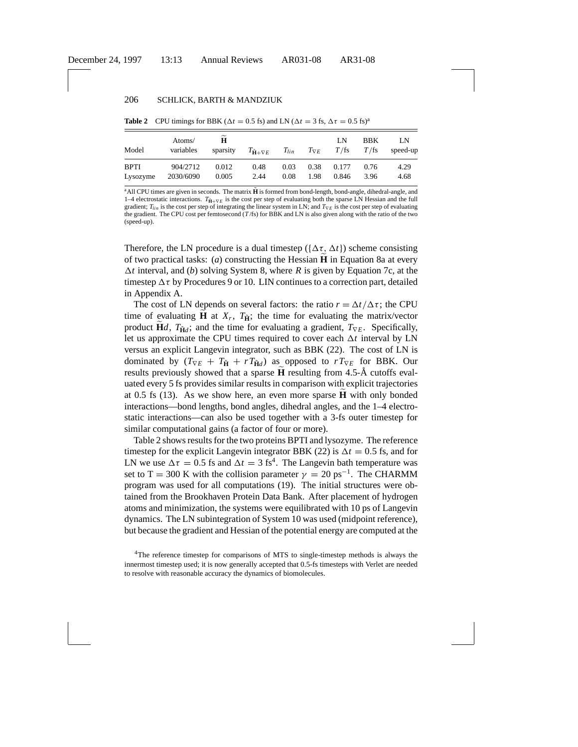**Table 2** CPU timings for BBK ($\Delta t = 0.5$ fs) and LN ($\Delta t = 3$ fs, $\Delta\tau = 0.5$ fs)[a]

| Model | Atoms/ variables | $\widetilde{\mathbf{H}}$ sparsity | $T_{\tilde{\mathbf{H}}+\nabla E}$ | $T_{lin}$ | $T_{\nabla E}$ | LN $T$/fs | BBK $T$/fs | LN speed-up |
|---|---|---|---|---|---|---|---|---|
| BPTI | 904/2712 | 0.012 | 0.48 | 0.03 | 0.38 | 0.177 | 0.76 | 4.29 |
| Lysozyme | 2030/6090 | 0.005 | 2.44 | 0.08 | 1.98 | 0.846 | 3.96 | 4.68 |

[a]All CPU times are given in seconds. The matrix $\tilde{\mathbf{H}}$ is formed from bond-length, bond-angle, dihedral-angle, and 1–4 electrostatic interactions. $T_{\tilde{\mathbf{H}}+\nabla E}$ is the cost per step of evaluating both the sparse LN Hessian and the full gradient; $T_{lin}$ is the cost per step of integrating the linear system in LN; and $T_{\nabla E}$ is the cost per step of evaluating the gradient. The CPU cost per femtosecond ($T$/fs) for BBK and LN is also given along with the ratio of the two (speed-up).

Therefore, the LN procedure is a dual timestep ($\{\Delta\tau, \Delta t\}$) scheme consisting of two practical tasks: (*a*) constructing the Hessian $\widetilde{\mathbf{H}}$ in Equation 8a at every $\Delta t$ interval, and (*b*) solving System 8, where $R$ is given by Equation 7c, at the timestep $\Delta\tau$ by Procedures 9 or 10. LIN continues to a correction part, detailed in Appendix A.

The cost of LN depends on several factors: the ratio $r = \Delta t/\Delta\tau$; the CPU time of evaluating $\widetilde{\mathbf{H}}$ at $X_r$, $T_{\tilde{\mathbf{H}}}$; the time for evaluating the matrix/vector product $\widetilde{\mathbf{H}}d$, $T_{\tilde{\mathbf{H}}d}$; and the time for evaluating a gradient, $T_{\nabla E}$. Specifically, let us approximate the CPU times required to cover each $\Delta t$ interval by LN versus an explicit Langevin integrator, such as BBK (22). The cost of LN is dominated by $(T_{\nabla E} + T_{\tilde{\mathbf{H}}} + rT_{\tilde{\mathbf{H}}d})$ as opposed to $rT_{\nabla E}$ for BBK. Our results previously showed that a sparse $\widetilde{\mathbf{H}}$ resulting from 4.5-Å cutoffs evaluated every 5 fs provides similar results in comparison with explicit trajectories at 0.5 fs (13). As we show here, an even more sparse $\widetilde{\mathbf{H}}$ with only bonded interactions—bond lengths, bond angles, dihedral angles, and the 1–4 electrostatic interactions—can also be used together with a 3-fs outer timestep for similar computational gains (a factor of four or more).

Table 2 shows results for the two proteins BPTI and lysozyme. The reference timestep for the explicit Langevin integrator BBK (22) is $\Delta t = 0.5$ fs, and for LN we use $\Delta\tau = 0.5$ fs and $\Delta t = 3$ fs[4]. The Langevin bath temperature was set to T = 300 K with the collision parameter $\gamma = 20$ ps$^{-1}$. The CHARMM program was used for all computations (19). The initial structures were obtained from the Brookhaven Protein Data Bank. After placement of hydrogen atoms and minimization, the systems were equilibrated with 10 ps of Langevin dynamics. The LN subintegration of System 10 was used (midpoint reference), but because the gradient and Hessian of the potential energy are computed at the

[4]The reference timestep for comparisons of MTS to single-timestep methods is always the innermost timestep used; it is now generally accepted that 0.5-fs timesteps with Verlet are needed to resolve with reasonable accuracy the dynamics of biomolecules.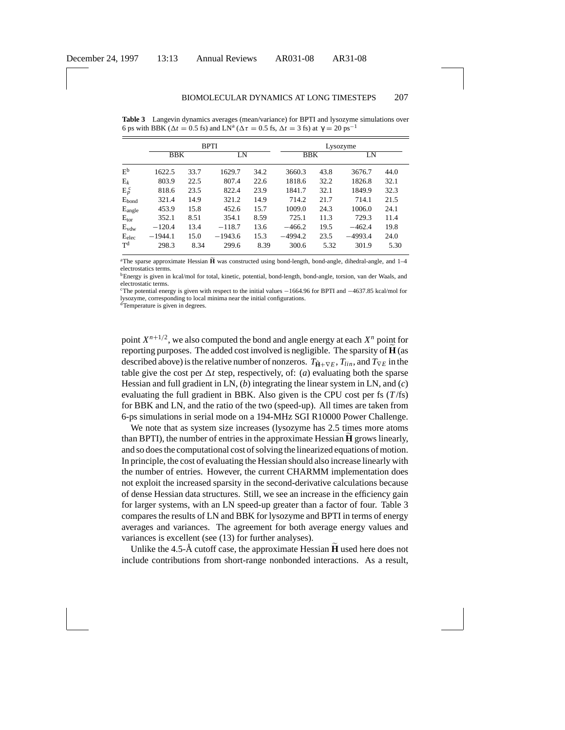**Table 3** Langevin dynamics averages (mean/variance) for BPTI and lysozyme simulations over 6 ps with BBK ($\Delta t = 0.5$ fs) and LN[a] ($\Delta\tau = 0.5$ fs, $\Delta t = 3$ fs) at $\gamma = 20$ ps$^{-1}$

| | BPTI | | | | Lysozyme | | | |
|---|---|---|---|---|---|---|---|---|
| | BBK | | LN | | BBK | | LN | |
| E[b] | 1622.5 | 33.7 | 1629.7 | 34.2 | 3660.3 | 43.8 | 3676.7 | 44.0 |
| $E_k$ | 803.9 | 22.5 | 807.4 | 22.6 | 1818.6 | 32.2 | 1826.8 | 32.1 |
| $E_p$[c] | 818.6 | 23.5 | 822.4 | 23.9 | 1841.7 | 32.1 | 1849.9 | 32.3 |
| $E_{bond}$ | 321.4 | 14.9 | 321.2 | 14.9 | 714.2 | 21.7 | 714.1 | 21.5 |
| $E_{angle}$ | 453.9 | 15.8 | 452.6 | 15.7 | 1009.0 | 24.3 | 1006.0 | 24.1 |
| $E_{tor}$ | 352.1 | 8.51 | 354.1 | 8.59 | 725.1 | 11.3 | 729.3 | 11.4 |
| $E_{vdw}$ | −120.4 | 13.4 | −118.7 | 13.6 | −466.2 | 19.5 | −462.4 | 19.8 |
| $E_{elec}$ | −1944.1 | 15.0 | −1943.6 | 15.3 | −4994.2 | 23.5 | −4993.4 | 24.0 |
| T[d] | 298.3 | 8.34 | 299.6 | 8.39 | 300.6 | 5.32 | 301.9 | 5.30 |

[a]The sparse approximate Hessian $\widetilde{\mathbf{H}}$ was constructed using bond-length, bond-angle, dihedral-angle, and 1–4 electrostatics terms.
[b]Energy is given in kcal/mol for total, kinetic, potential, bond-length, bond-angle, torsion, van der Waals, and electrostatic terms.
[c]The potential energy is given with respect to the initial values −1664.96 for BPTI and −4637.85 kcal/mol for lysozyme, corresponding to local minima near the initial configurations.
[d]Temperature is given in degrees.

point $X^{n+1/2}$, we also computed the bond and angle energy at each $X^n$ point for reporting purposes. The added cost involved is negligible. The sparsity of $\widetilde{\mathbf{H}}$ (as described above) is the relative number of nonzeros. $T_{\widetilde{\mathbf{H}}+\nabla E}$, $T_{lin}$, and $T_{\nabla E}$ in the table give the cost per $\Delta t$ step, respectively, of: (*a*) evaluating both the sparse Hessian and full gradient in LN, (*b*) integrating the linear system in LN, and (*c*) evaluating the full gradient in BBK. Also given is the CPU cost per fs ($T$/fs) for BBK and LN, and the ratio of the two (speed-up). All times are taken from 6-ps simulations in serial mode on a 194-MHz SGI R10000 Power Challenge.

We note that as system size increases (lysozyme has 2.5 times more atoms than BPTI), the number of entries in the approximate Hessian $\widetilde{\mathbf{H}}$ grows linearly, and so does the computational cost of solving the linearized equations of motion. In principle, the cost of evaluating the Hessian should also increase linearly with the number of entries. However, the current CHARMM implementation does not exploit the increased sparsity in the second-derivative calculations because of dense Hessian data structures. Still, we see an increase in the efficiency gain for larger systems, with an LN speed-up greater than a factor of four. Table 3 compares the results of LN and BBK for lysozyme and BPTI in terms of energy averages and variances. The agreement for both average energy values and variances is excellent (see (13) for further analyses).

Unlike the 4.5-Å cutoff case, the approximate Hessian $\widetilde{\mathbf{H}}$ used here does not include contributions from short-range nonbonded interactions. As a result,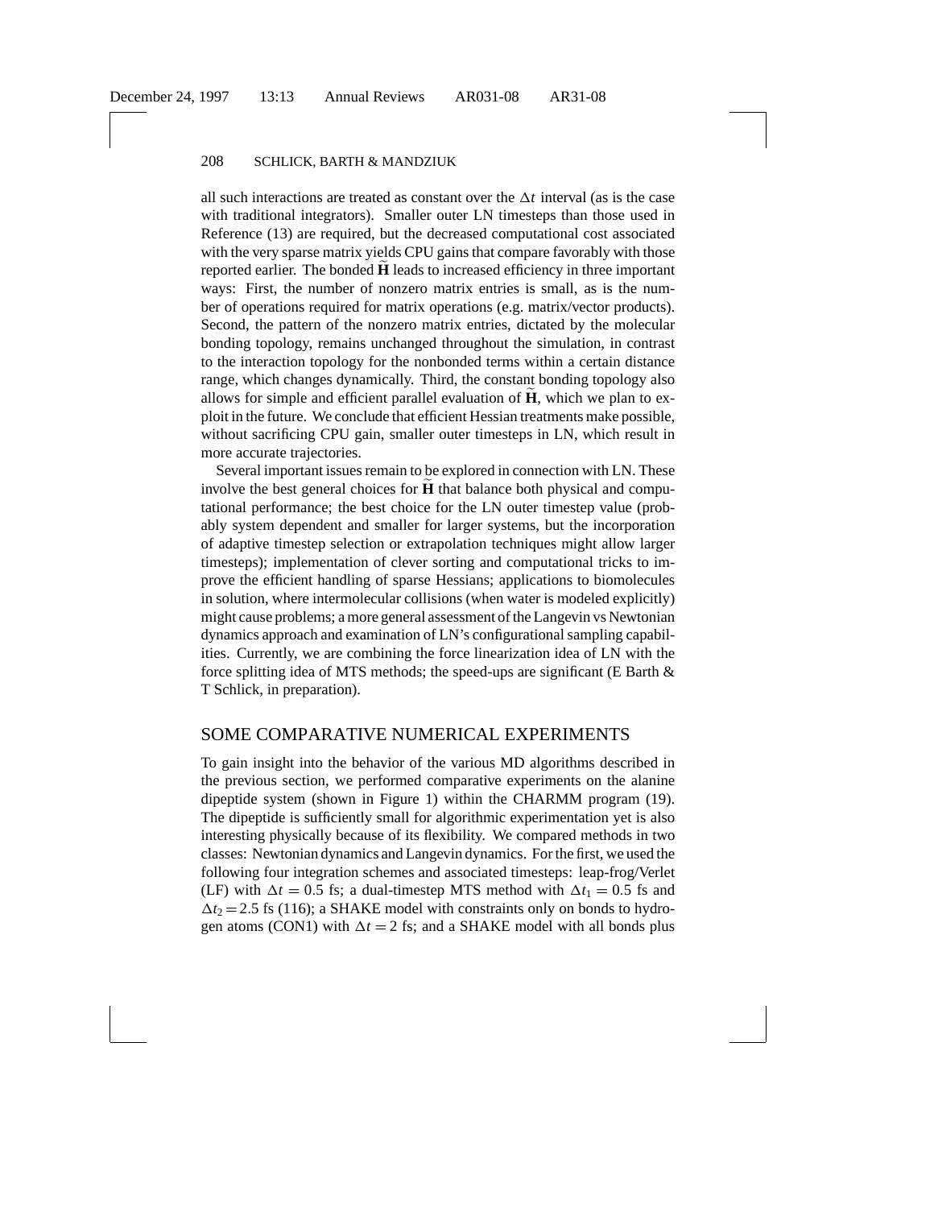all such interactions are treated as constant over the $\Delta t$ interval (as is the case with traditional integrators). Smaller outer LN timesteps than those used in Reference (13) are required, but the decreased computational cost associated with the very sparse matrix yields CPU gains that compare favorably with those reported earlier. The bonded $\widetilde{\mathbf{H}}$ leads to increased efficiency in three important ways: First, the number of nonzero matrix entries is small, as is the number of operations required for matrix operations (e.g. matrix/vector products). Second, the pattern of the nonzero matrix entries, dictated by the molecular bonding topology, remains unchanged throughout the simulation, in contrast to the interaction topology for the nonbonded terms within a certain distance range, which changes dynamically. Third, the constant bonding topology also allows for simple and efficient parallel evaluation of $\widetilde{\mathbf{H}}$, which we plan to exploit in the future. We conclude that efficient Hessian treatments make possible, without sacrificing CPU gain, smaller outer timesteps in LN, which result in more accurate trajectories.

Several important issues remain to be explored in connection with LN. These involve the best general choices for $\widetilde{\mathbf{H}}$ that balance both physical and computational performance; the best choice for the LN outer timestep value (probably system dependent and smaller for larger systems, but the incorporation of adaptive timestep selection or extrapolation techniques might allow larger timesteps); implementation of clever sorting and computational tricks to improve the efficient handling of sparse Hessians; applications to biomolecules in solution, where intermolecular collisions (when water is modeled explicitly) might cause problems; a more general assessment of the Langevin vs Newtonian dynamics approach and examination of LN's configurational sampling capabilities. Currently, we are combining the force linearization idea of LN with the force splitting idea of MTS methods; the speed-ups are significant (E Barth & T Schlick, in preparation).

## SOME COMPARATIVE NUMERICAL EXPERIMENTS

To gain insight into the behavior of the various MD algorithms described in the previous section, we performed comparative experiments on the alanine dipeptide system (shown in Figure 1) within the CHARMM program (19). The dipeptide is sufficiently small for algorithmic experimentation yet is also interesting physically because of its flexibility. We compared methods in two classes: Newtonian dynamics and Langevin dynamics. For the first, we used the following four integration schemes and associated timesteps: leap-frog/Verlet (LF) with $\Delta t = 0.5$ fs; a dual-timestep MTS method with $\Delta t_1 = 0.5$ fs and $\Delta t_2 = 2.5$ fs (116); a SHAKE model with constraints only on bonds to hydrogen atoms (CON1) with $\Delta t = 2$ fs; and a SHAKE model with all bonds plus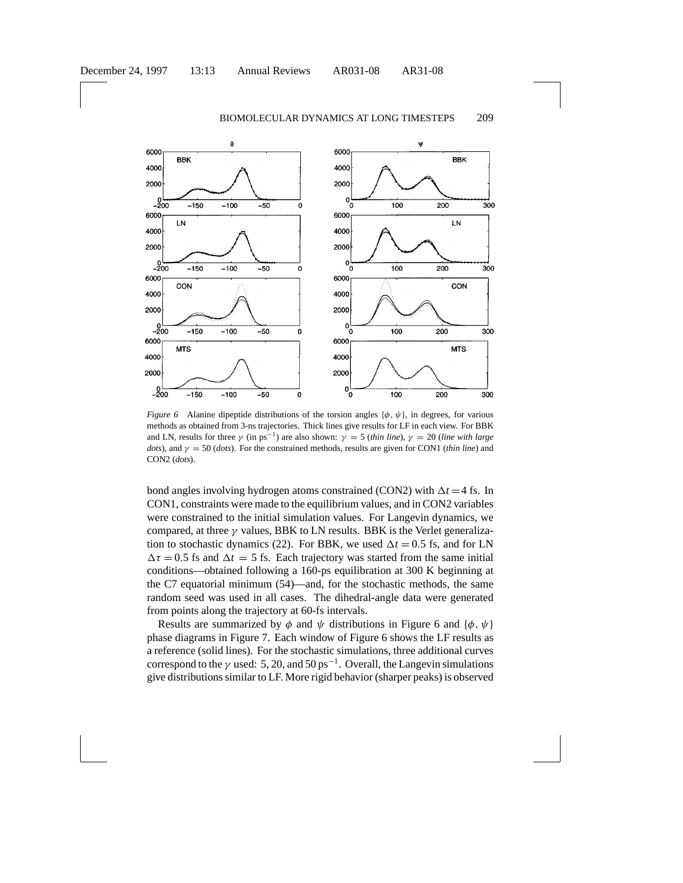*Figure 6* Alanine dipeptide distributions of the torsion angles $\{\phi, \psi\}$, in degrees, for various methods as obtained from 3-ns trajectories. Thick lines give results for LF in each view. For BBK and LN, results for three $\gamma$ (in $ps^{-1}$) are also shown: $\gamma = 5$ (*thin line*), $\gamma = 20$ (*line with large dots*), and $\gamma = 50$ (*dots*). For the constrained methods, results are given for CON1 (*thin line*) and CON2 (*dots*).

bond angles involving hydrogen atoms constrained (CON2) with $\Delta t = 4$ fs. In CON1, constraints were made to the equilibrium values, and in CON2 variables were constrained to the initial simulation values. For Langevin dynamics, we compared, at three $\gamma$ values, BBK to LN results. BBK is the Verlet generalization to stochastic dynamics (22). For BBK, we used $\Delta t = 0.5$ fs, and for LN $\Delta\tau = 0.5$ fs and $\Delta t = 5$ fs. Each trajectory was started from the same initial conditions—obtained following a 160-ps equilibration at 300 K beginning at the C7 equatorial minimum (54)—and, for the stochastic methods, the same random seed was used in all cases. The dihedral-angle data were generated from points along the trajectory at 60-fs intervals.

Results are summarized by $\phi$ and $\psi$ distributions in Figure 6 and $\{\phi, \psi\}$ phase diagrams in Figure 7. Each window of Figure 6 shows the LF results as a reference (solid lines). For the stochastic simulations, three additional curves correspond to the $\gamma$ used: 5, 20, and 50 $ps^{-1}$. Overall, the Langevin simulations give distributions similar to LF. More rigid behavior (sharper peaks) is observed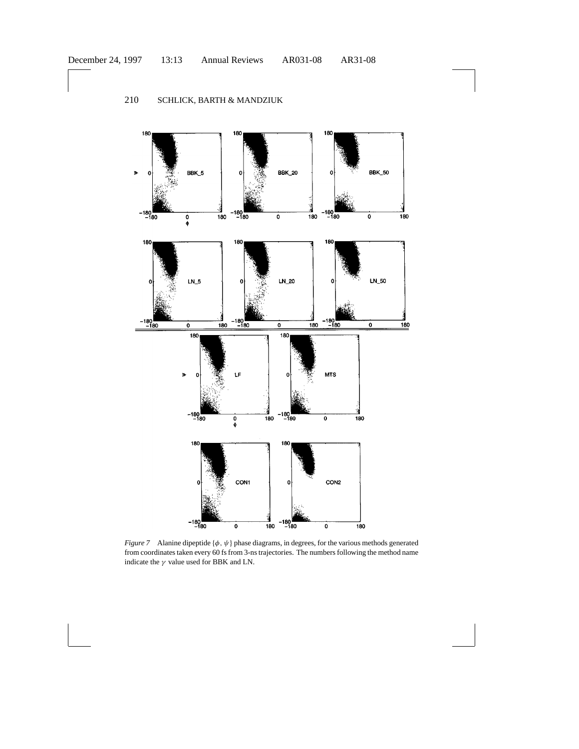*Figure 7* Alanine dipeptide $\{\phi, \psi\}$ phase diagrams, in degrees, for the various methods generated from coordinates taken every 60 fs from 3-ns trajectories. The numbers following the method name indicate the $\gamma$ value used for BBK and LN.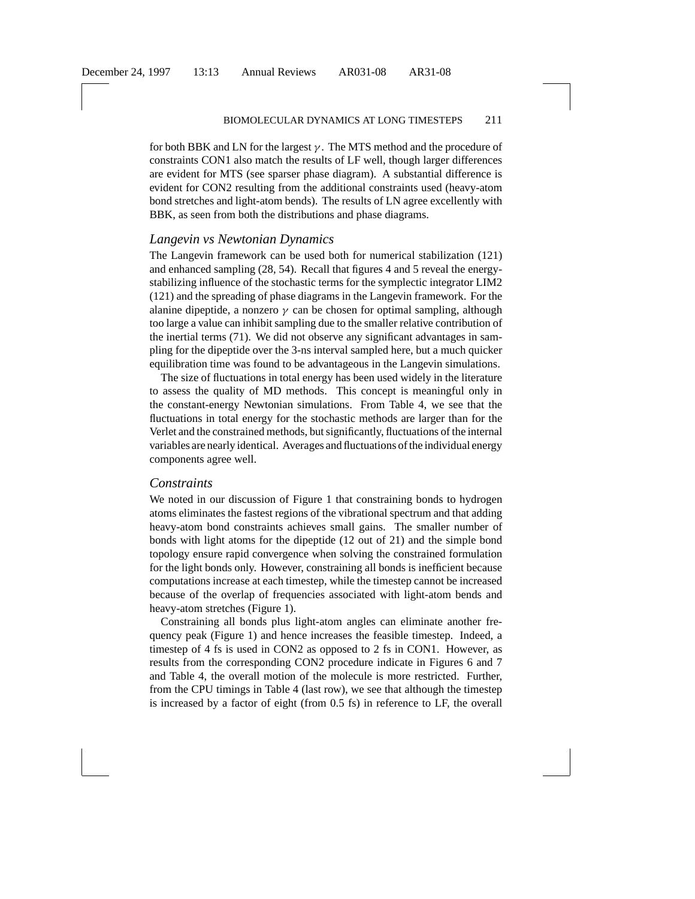for both BBK and LN for the largest $\gamma$. The MTS method and the procedure of constraints CON1 also match the results of LF well, though larger differences are evident for MTS (see sparser phase diagram). A substantial difference is evident for CON2 resulting from the additional constraints used (heavy-atom bond stretches and light-atom bends). The results of LN agree excellently with BBK, as seen from both the distributions and phase diagrams.

### *Langevin vs Newtonian Dynamics*

The Langevin framework can be used both for numerical stabilization (121) and enhanced sampling (28, 54). Recall that figures 4 and 5 reveal the energy-stabilizing influence of the stochastic terms for the symplectic integrator LIM2 (121) and the spreading of phase diagrams in the Langevin framework. For the alanine dipeptide, a nonzero $\gamma$ can be chosen for optimal sampling, although too large a value can inhibit sampling due to the smaller relative contribution of the inertial terms (71). We did not observe any significant advantages in sampling for the dipeptide over the 3-ns interval sampled here, but a much quicker equilibration time was found to be advantageous in the Langevin simulations.

The size of fluctuations in total energy has been used widely in the literature to assess the quality of MD methods. This concept is meaningful only in the constant-energy Newtonian simulations. From Table 4, we see that the fluctuations in total energy for the stochastic methods are larger than for the Verlet and the constrained methods, but significantly, fluctuations of the internal variables are nearly identical. Averages and fluctuations of the individual energy components agree well.

### *Constraints*

We noted in our discussion of Figure 1 that constraining bonds to hydrogen atoms eliminates the fastest regions of the vibrational spectrum and that adding heavy-atom bond constraints achieves small gains. The smaller number of bonds with light atoms for the dipeptide (12 out of 21) and the simple bond topology ensure rapid convergence when solving the constrained formulation for the light bonds only. However, constraining all bonds is inefficient because computations increase at each timestep, while the timestep cannot be increased because of the overlap of frequencies associated with light-atom bends and heavy-atom stretches (Figure 1).

Constraining all bonds plus light-atom angles can eliminate another frequency peak (Figure 1) and hence increases the feasible timestep. Indeed, a timestep of 4 fs is used in CON2 as opposed to 2 fs in CON1. However, as results from the corresponding CON2 procedure indicate in Figures 6 and 7 and Table 4, the overall motion of the molecule is more restricted. Further, from the CPU timings in Table 4 (last row), we see that although the timestep is increased by a factor of eight (from 0.5 fs) in reference to LF, the overall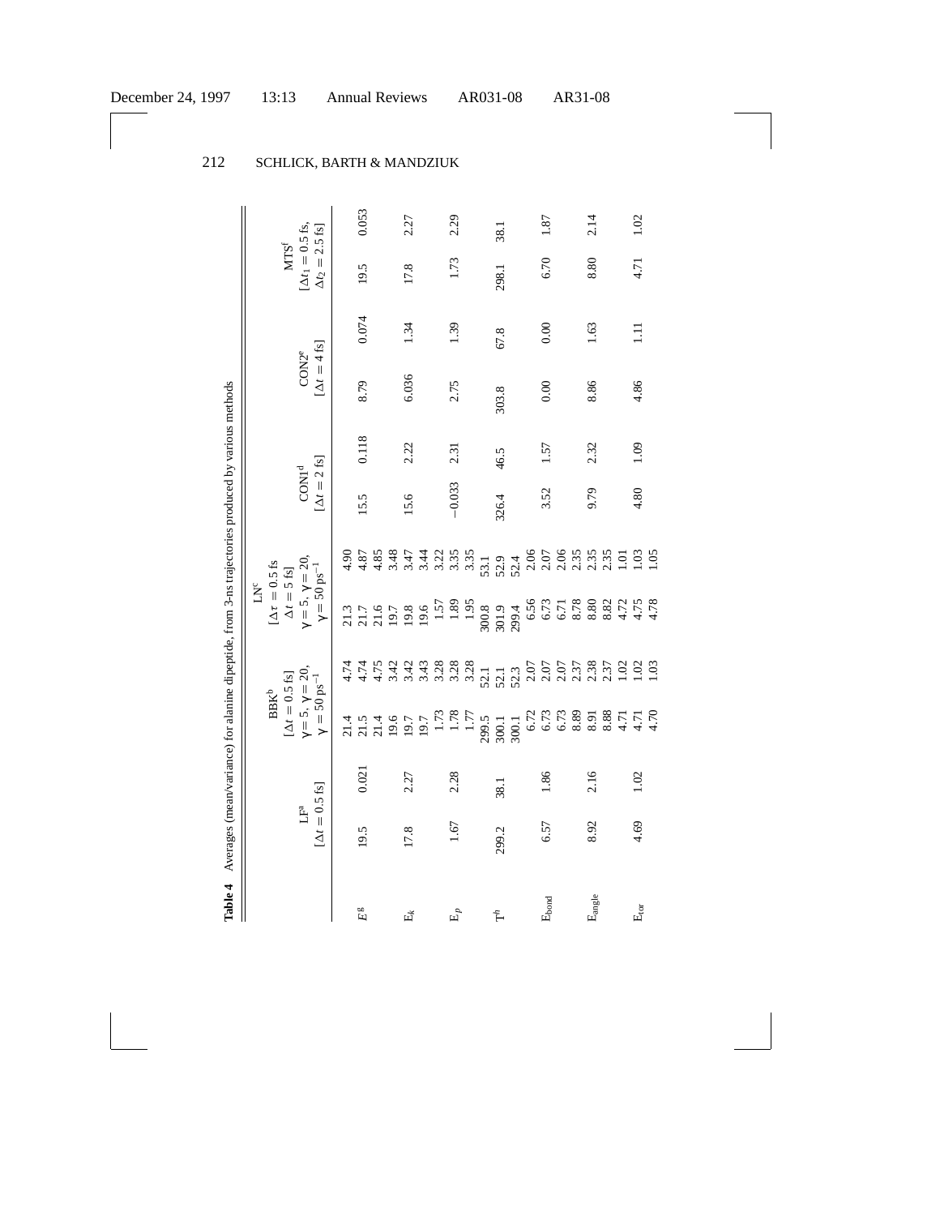**Table 4** Averages (mean/variance) for alanine dipeptide, from 3-ns trajectories produced by various methods

| | LF[a] [$\Delta t = 0.5$ fs] | | BBK[b] [$\Delta t = 0.5$ fs] $\gamma = 5$, $\gamma = 20$, $\gamma = 50$ ps$^{-1}$ | | LN[c] [$\Delta\tau = 0.5$ fs $\Delta t = 5$ fs] $\gamma = 5$, $\gamma = 20$, $\gamma = 50$ ps$^{-1}$ | | CON1[d] [$\Delta t = 2$ fs] | | CON2[e] [$\Delta t = 4$ fs] | | MTS[f] [$\Delta t_1 = 0.5$ fs, $\Delta t_2 = 2.5$ fs] | |
|---|---|---|---|---|---|---|---|---|---|---|---|---|
| $E^g$ | 19.5 | 0.021 | 21.4 | 4.74 | 21.3 | 4.90 | 15.5 | 0.118 | 8.79 | 0.074 | 19.5 | 0.053 |
| | | | 21.5 | 4.74 | 21.7 | 4.87 | | | | | | |
| | | | 21.4 | 4.75 | 21.6 | 4.85 | | | | | | |
| $E_k$ | 17.8 | 2.27 | 19.6 | 3.42 | 19.7 | 3.48 | 15.6 | 2.22 | 6.036 | 1.34 | 17.8 | 2.27 |
| | | | 19.7 | 3.42 | 19.8 | 3.47 | | | | | | |
| | | | 19.7 | 3.43 | 19.6 | 3.44 | | | | | | |
| $E_p$ | 1.67 | 2.28 | 1.73 | 3.28 | 1.57 | 3.22 | −0.033 | 2.31 | 2.75 | 1.39 | 1.73 | 2.29 |
| | | | 1.78 | 3.28 | 1.89 | 3.35 | | | | | | |
| | | | 1.77 | 3.28 | 1.95 | 3.35 | | | | | | |
| $T^h$ | 299.2 | 38.1 | 299.5 | 52.1 | 300.8 | 53.1 | 326.4 | 46.5 | 303.8 | 67.8 | 298.1 | 38.1 |
| | | | 300.1 | 52.1 | 301.9 | 52.9 | | | | | | |
| | | | 300.1 | 52.3 | 299.4 | 52.4 | | | | | | |
| $E_{bond}$ | 6.57 | 1.86 | 6.72 | 2.07 | 6.56 | 2.06 | 3.52 | 1.57 | 0.00 | 0.00 | 6.70 | 1.87 |
| | | | 6.73 | 2.07 | 6.73 | 2.07 | | | | | | |
| | | | 6.73 | 2.07 | 6.71 | 2.06 | | | | | | |
| $E_{angle}$ | 8.92 | 2.16 | 8.89 | 2.37 | 8.78 | 2.35 | 9.79 | 2.32 | 8.86 | 1.63 | 8.80 | 2.14 |
| | | | 8.91 | 2.38 | 8.80 | 2.35 | | | | | | |
| | | | 8.88 | 2.37 | 8.82 | 2.35 | | | | | | |
| $E_{tor}$ | 4.69 | 1.02 | 4.71 | 1.02 | 4.72 | 1.01 | 4.80 | 1.09 | 4.86 | 1.11 | 4.71 | 1.02 |
| | | | 4.71 | 1.02 | 4.75 | 1.03 | | | | | | |
| | | | 4.70 | 1.03 | 4.78 | 1.05 | | | | | | |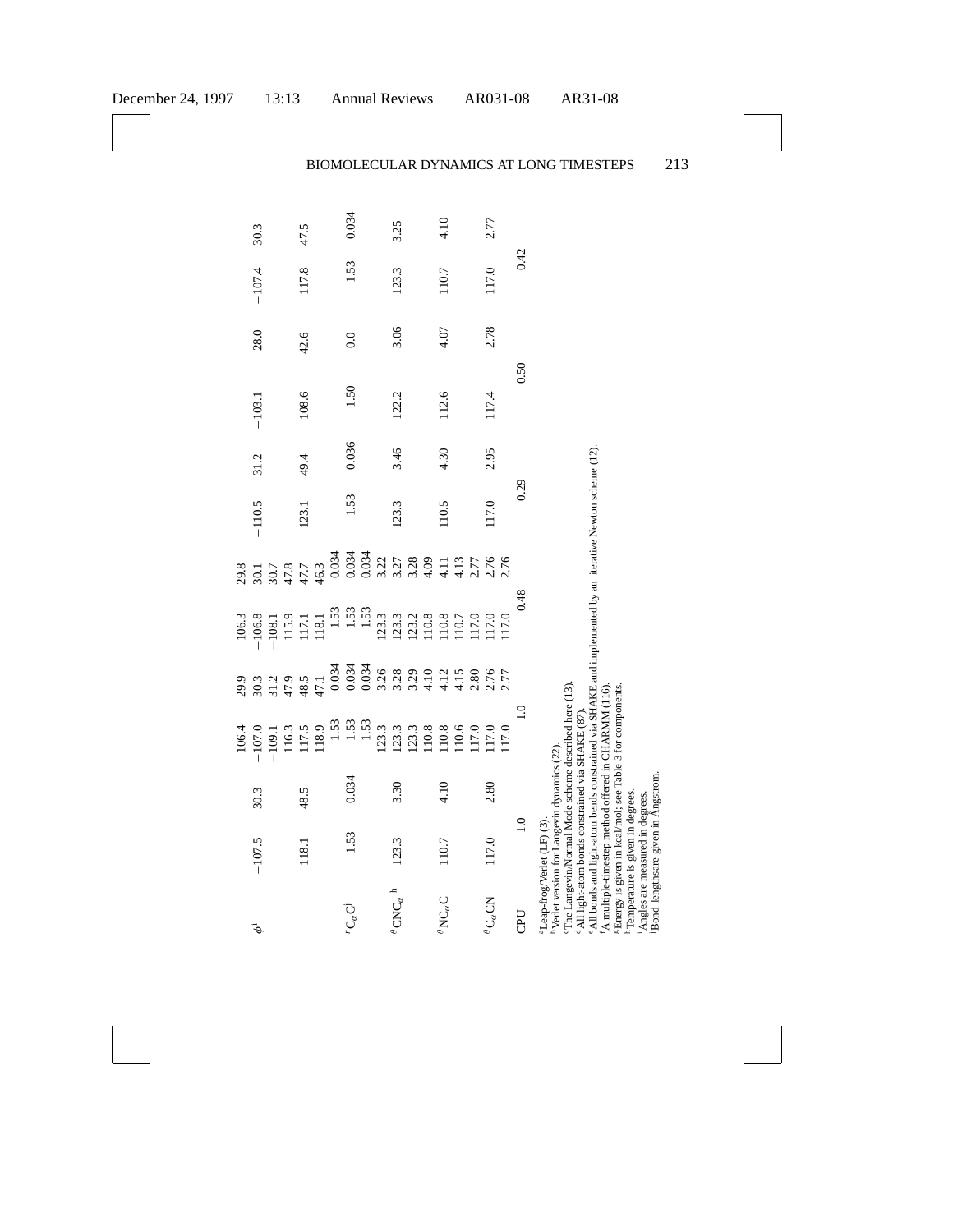| | | | | | | | | | | | | |
|---|---|---|---|---|---|---|---|---|---|---|---|---|
| | | | −106.4 | 29.9 | −106.3 | 29.8 | | | | | | |
| $\phi$[i] | −107.5 | 30.3 | −107.0 | 30.3 | −106.8 | 30.1 | −110.5 | 31.2 | −103.1 | 28.0 | −107.4 | 30.3 |
| | | | −109.1 | 31.2 | −108.1 | 30.7 | | | | | | |
| | | | 116.3 | 47.9 | 115.9 | 47.8 | | | | | | |
| | 118.1 | 48.5 | 117.5 | 48.5 | 117.1 | 47.7 | 123.1 | 49.4 | 108.6 | 42.6 | 117.8 | 47.5 |
| | | | 118.9 | 47.1 | 118.1 | 46.3 | | | | | | |
| | | | 1.53 | 0.034 | 1.53 | 0.034 | | | | | | |
| $^{r}C_{\alpha}C$[j] | 1.53 | 0.034 | 1.53 | 0.034 | 1.53 | 0.034 | 1.53 | 0.036 | 1.50 | 0.0 | 1.53 | 0.034 |
| | | | 1.53 | 0.034 | 1.53 | 0.034 | | | | | | |
| | | | 123.3 | 3.26 | 123.3 | 3.22 | | | | | | |
| $^{\theta}CNC_{\alpha}$[h] | 123.3 | 3.30 | 123.3 | 3.28 | 123.3 | 3.27 | 123.3 | 3.46 | 122.2 | 3.06 | 123.3 | 3.25 |
| | | | 123.3 | 3.29 | 123.2 | 3.28 | | | | | | |
| | | | 110.8 | 4.10 | 110.8 | 4.09 | | | | | | |
| $^{\theta}NC_{\alpha}C$ | 110.7 | 4.10 | 110.8 | 4.12 | 110.8 | 4.11 | 110.5 | 4.30 | 112.6 | 4.07 | 110.7 | 4.10 |
| | | | 110.6 | 4.15 | 110.7 | 4.13 | | | | | | |
| | | | 117.0 | 2.80 | 117.0 | 2.77 | | | | | | |
| $^{\theta}C_{\alpha}CN$ | 117.0 | 2.80 | 117.0 | 2.76 | 117.0 | 2.76 | 117.0 | 2.95 | 117.4 | 2.78 | 117.0 | 2.77 |
| | | | 117.0 | 2.77 | 117.0 | 2.76 | | | | | | |
| CPU | 1.0 | | 1.0 | | 0.48 | | 0.29 | | 0.50 | | 0.42 | |

[a]Leap-frog/Verlet (LF) (3).
[b]Verlet version for Langevin dynamics (22).
[c]The Langevin/Normal Mode scheme described here (13).
[d]All light-atom bonds constrained via SHAKE (87).
[e]All bonds and light-atom bends constrained via SHAKE and implemented by an iterative Newton scheme (12).
[f]A multiple-timestep method offered in CHARMM (116).
[g]Energy is given in kcal/mol; see Table 3 for components.
[h]Temperature is given in degrees.
[i]Angles are measured in degrees.
[j]Bond lengths are given in Ångstrom.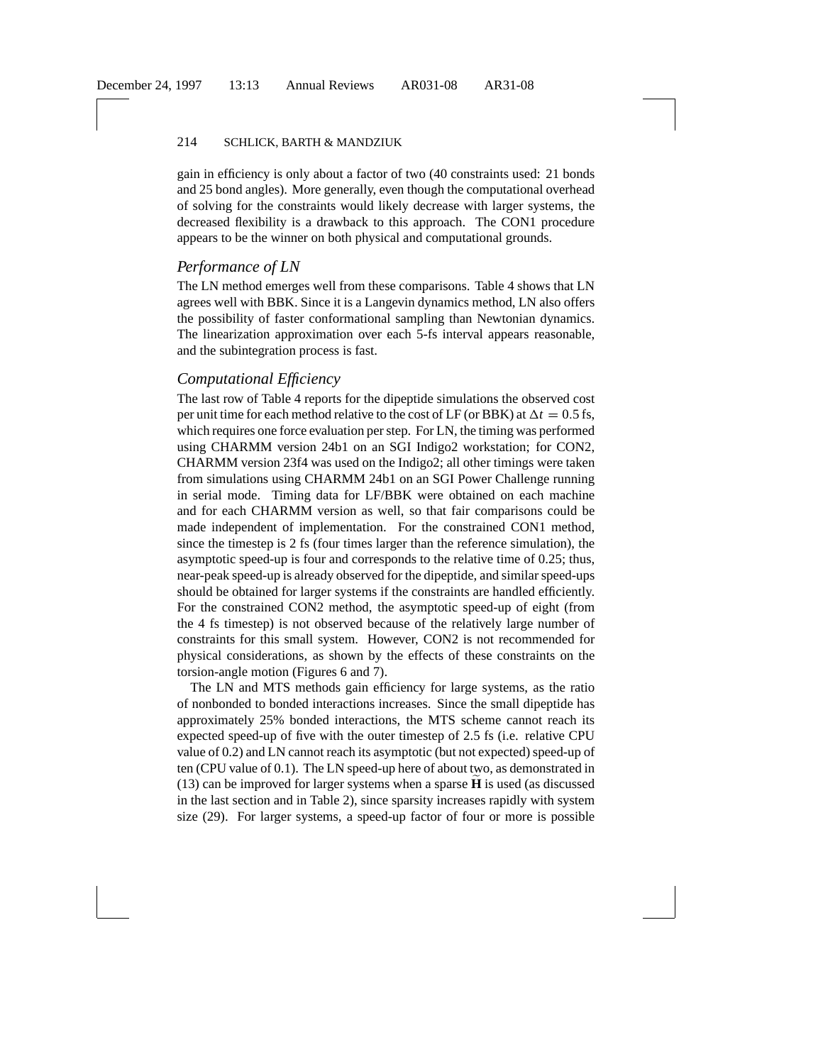gain in efficiency is only about a factor of two (40 constraints used: 21 bonds and 25 bond angles). More generally, even though the computational overhead of solving for the constraints would likely decrease with larger systems, the decreased flexibility is a drawback to this approach. The CON1 procedure appears to be the winner on both physical and computational grounds.

### *Performance of LN*

The LN method emerges well from these comparisons. Table 4 shows that LN agrees well with BBK. Since it is a Langevin dynamics method, LN also offers the possibility of faster conformational sampling than Newtonian dynamics. The linearization approximation over each 5-fs interval appears reasonable, and the subintegration process is fast.

### *Computational Efficiency*

The last row of Table 4 reports for the dipeptide simulations the observed cost per unit time for each method relative to the cost of LF (or BBK) at $\Delta t = 0.5$ fs, which requires one force evaluation per step. For LN, the timing was performed using CHARMM version 24b1 on an SGI Indigo2 workstation; for CON2, CHARMM version 23f4 was used on the Indigo2; all other timings were taken from simulations using CHARMM 24b1 on an SGI Power Challenge running in serial mode. Timing data for LF/BBK were obtained on each machine and for each CHARMM version as well, so that fair comparisons could be made independent of implementation. For the constrained CON1 method, since the timestep is 2 fs (four times larger than the reference simulation), the asymptotic speed-up is four and corresponds to the relative time of 0.25; thus, near-peak speed-up is already observed for the dipeptide, and similar speed-ups should be obtained for larger systems if the constraints are handled efficiently. For the constrained CON2 method, the asymptotic speed-up of eight (from the 4 fs timestep) is not observed because of the relatively large number of constraints for this small system. However, CON2 is not recommended for physical considerations, as shown by the effects of these constraints on the torsion-angle motion (Figures 6 and 7).

The LN and MTS methods gain efficiency for large systems, as the ratio of nonbonded to bonded interactions increases. Since the small dipeptide has approximately 25% bonded interactions, the MTS scheme cannot reach its expected speed-up of five with the outer timestep of 2.5 fs (i.e. relative CPU value of 0.2) and LN cannot reach its asymptotic (but not expected) speed-up of ten (CPU value of 0.1). The LN speed-up here of about two, as demonstrated in (13) can be improved for larger systems when a sparse $\widetilde{\mathbf{H}}$ is used (as discussed in the last section and in Table 2), since sparsity increases rapidly with system size (29). For larger systems, a speed-up factor of four or more is possible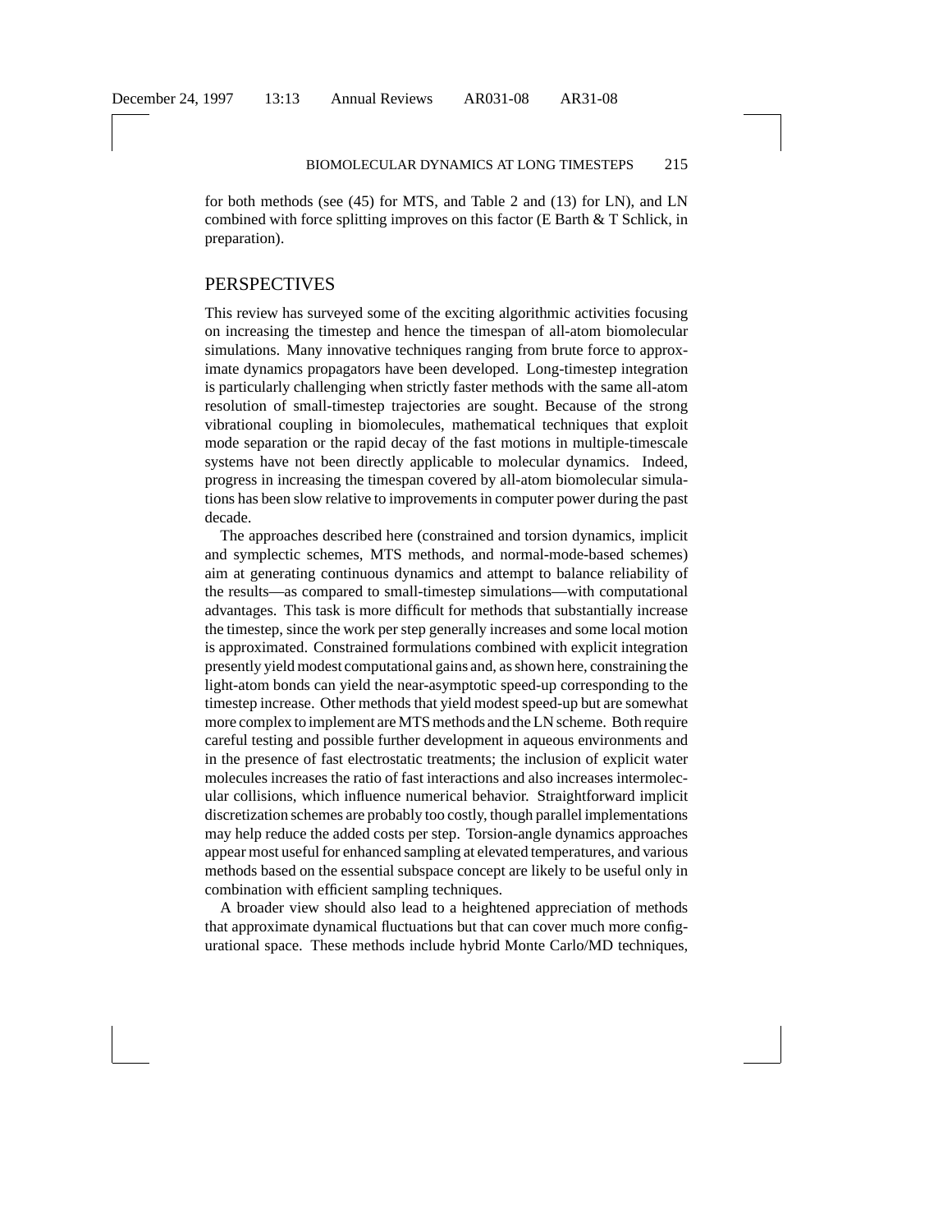for both methods (see (45) for MTS, and Table 2 and (13) for LN), and LN combined with force splitting improves on this factor (E Barth & T Schlick, in preparation).

## PERSPECTIVES

This review has surveyed some of the exciting algorithmic activities focusing on increasing the timestep and hence the timespan of all-atom biomolecular simulations. Many innovative techniques ranging from brute force to approximate dynamics propagators have been developed. Long-timestep integration is particularly challenging when strictly faster methods with the same all-atom resolution of small-timestep trajectories are sought. Because of the strong vibrational coupling in biomolecules, mathematical techniques that exploit mode separation or the rapid decay of the fast motions in multiple-timescale systems have not been directly applicable to molecular dynamics. Indeed, progress in increasing the timespan covered by all-atom biomolecular simulations has been slow relative to improvements in computer power during the past decade.

The approaches described here (constrained and torsion dynamics, implicit and symplectic schemes, MTS methods, and normal-mode-based schemes) aim at generating continuous dynamics and attempt to balance reliability of the results—as compared to small-timestep simulations—with computational advantages. This task is more difficult for methods that substantially increase the timestep, since the work per step generally increases and some local motion is approximated. Constrained formulations combined with explicit integration presently yield modest computational gains and, as shown here, constraining the light-atom bonds can yield the near-asymptotic speed-up corresponding to the timestep increase. Other methods that yield modest speed-up but are somewhat more complex to implement are MTS methods and the LN scheme. Both require careful testing and possible further development in aqueous environments and in the presence of fast electrostatic treatments; the inclusion of explicit water molecules increases the ratio of fast interactions and also increases intermolecular collisions, which influence numerical behavior. Straightforward implicit discretization schemes are probably too costly, though parallel implementations may help reduce the added costs per step. Torsion-angle dynamics approaches appear most useful for enhanced sampling at elevated temperatures, and various methods based on the essential subspace concept are likely to be useful only in combination with efficient sampling techniques.

A broader view should also lead to a heightened appreciation of methods that approximate dynamical fluctuations but that can cover much more configurational space. These methods include hybrid Monte Carlo/MD techniques,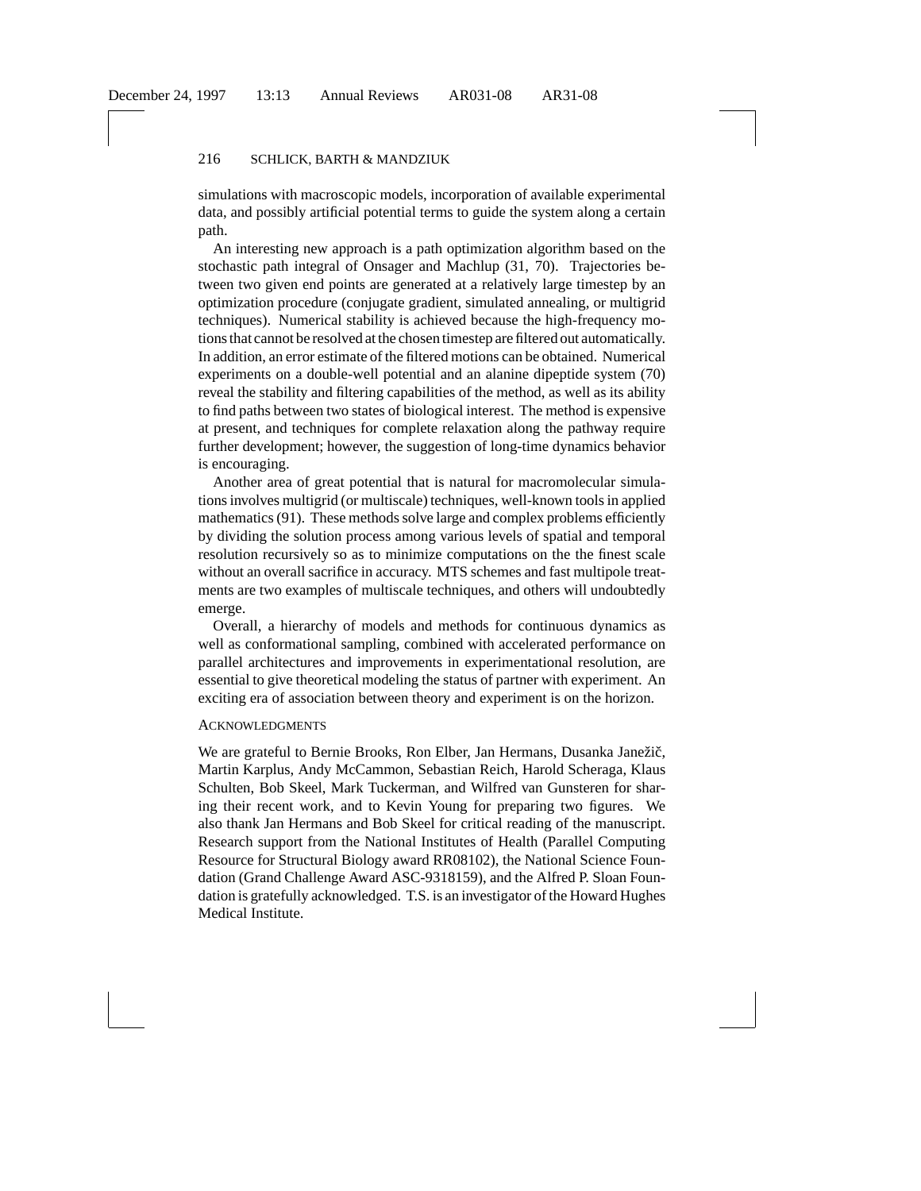simulations with macroscopic models, incorporation of available experimental data, and possibly artificial potential terms to guide the system along a certain path.

An interesting new approach is a path optimization algorithm based on the stochastic path integral of Onsager and Machlup (31, 70). Trajectories between two given end points are generated at a relatively large timestep by an optimization procedure (conjugate gradient, simulated annealing, or multigrid techniques). Numerical stability is achieved because the high-frequency motions that cannot be resolved at the chosen timestep are filtered out automatically. In addition, an error estimate of the filtered motions can be obtained. Numerical experiments on a double-well potential and an alanine dipeptide system (70) reveal the stability and filtering capabilities of the method, as well as its ability to find paths between two states of biological interest. The method is expensive at present, and techniques for complete relaxation along the pathway require further development; however, the suggestion of long-time dynamics behavior is encouraging.

Another area of great potential that is natural for macromolecular simulations involves multigrid (or multiscale) techniques, well-known tools in applied mathematics (91). These methods solve large and complex problems efficiently by dividing the solution process among various levels of spatial and temporal resolution recursively so as to minimize computations on the the finest scale without an overall sacrifice in accuracy. MTS schemes and fast multipole treatments are two examples of multiscale techniques, and others will undoubtedly emerge.

Overall, a hierarchy of models and methods for continuous dynamics as well as conformational sampling, combined with accelerated performance on parallel architectures and improvements in experimentational resolution, are essential to give theoretical modeling the status of partner with experiment. An exciting era of association between theory and experiment is on the horizon.

## Acknowledgments

We are grateful to Bernie Brooks, Ron Elber, Jan Hermans, Dusanka Janežič, Martin Karplus, Andy McCammon, Sebastian Reich, Harold Scheraga, Klaus Schulten, Bob Skeel, Mark Tuckerman, and Wilfred van Gunsteren for sharing their recent work, and to Kevin Young for preparing two figures. We also thank Jan Hermans and Bob Skeel for critical reading of the manuscript. Research support from the National Institutes of Health (Parallel Computing Resource for Structural Biology award RR08102), the National Science Foundation (Grand Challenge Award ASC-9318159), and the Alfred P. Sloan Foundation is gratefully acknowledged. T.S. is an investigator of the Howard Hughes Medical Institute.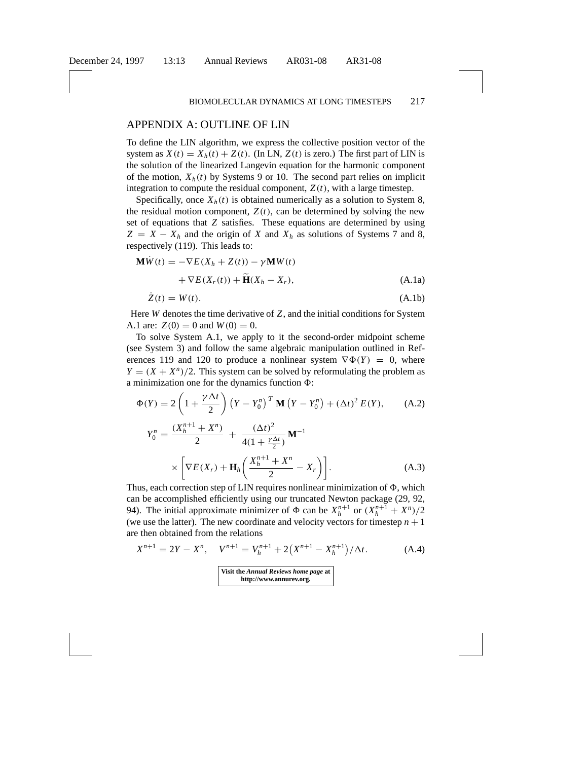## APPENDIX A: OUTLINE OF LIN

To define the LIN algorithm, we express the collective position vector of the system as $X(t) = X_h(t) + Z(t)$. (In LN, $Z(t)$ is zero.) The first part of LIN is the solution of the linearized Langevin equation for the harmonic component of the motion, $X_h(t)$ by Systems 9 or 10. The second part relies on implicit integration to compute the residual component, $Z(t)$, with a large timestep.

Specifically, once $X_h(t)$ is obtained numerically as a solution to System 8, the residual motion component, $Z(t)$, can be determined by solving the new set of equations that $Z$ satisfies. These equations are determined by using $Z = X - X_h$ and the origin of $X$ and $X_h$ as solutions of Systems 7 and 8, respectively (119). This leads to:

$$\mathbf{M}\dot{W}(t) = -\nabla E(X_h + Z(t)) - \gamma \mathbf{M} W(t) + \nabla E(X_r(t)) + \widetilde{\mathbf{H}}(X_h - X_r), \tag{A.1a}$$

$$\dot{Z}(t) = W(t). \tag{A.1b}$$

Here $W$ denotes the time derivative of $Z$, and the initial conditions for System A.1 are: $Z(0) = 0$ and $W(0) = 0$.

To solve System A.1, we apply to it the second-order midpoint scheme (see System 3) and follow the same algebraic manipulation outlined in References 119 and 120 to produce a nonlinear system $\nabla\Phi(Y) = 0$, where $Y = (X + X^n)/2$. This system can be solved by reformulating the problem as a minimization one for the dynamics function $\Phi$:

$$\Phi(Y) = 2\left(1 + \frac{\gamma \Delta t}{2}\right)\left(Y - Y_0^n\right)^T \mathbf{M}\left(Y - Y_0^n\right) + (\Delta t)^2 E(Y), \tag{A.2}$$

$$Y_0^n = \frac{(X_h^{n+1} + X^n)}{2} + \frac{(\Delta t)^2}{4(1 + \frac{\gamma \Delta t}{2})}\mathbf{M}^{-1} \times \left[\nabla E(X_r) + \mathbf{H}_h\left(\frac{X_h^{n+1} + X^n}{2} - X_r\right)\right]. \tag{A.3}$$

Thus, each correction step of LIN requires nonlinear minimization of $\Phi$, which can be accomplished efficiently using our truncated Newton package (29, 92, 94). The initial approximate minimizer of $\Phi$ can be $X_h^{n+1}$ or $(X_h^{n+1} + X^n)/2$ (we use the latter). The new coordinate and velocity vectors for timestep $n+1$ are then obtained from the relations

$$X^{n+1} = 2Y - X^n, \quad V^{n+1} = V_h^{n+1} + 2\left(X^{n+1} - X_h^{n+1}\right)/\Delta t. \tag{A.4}$$

**Visit the *Annual Reviews home page* at http://www.annurev.org.**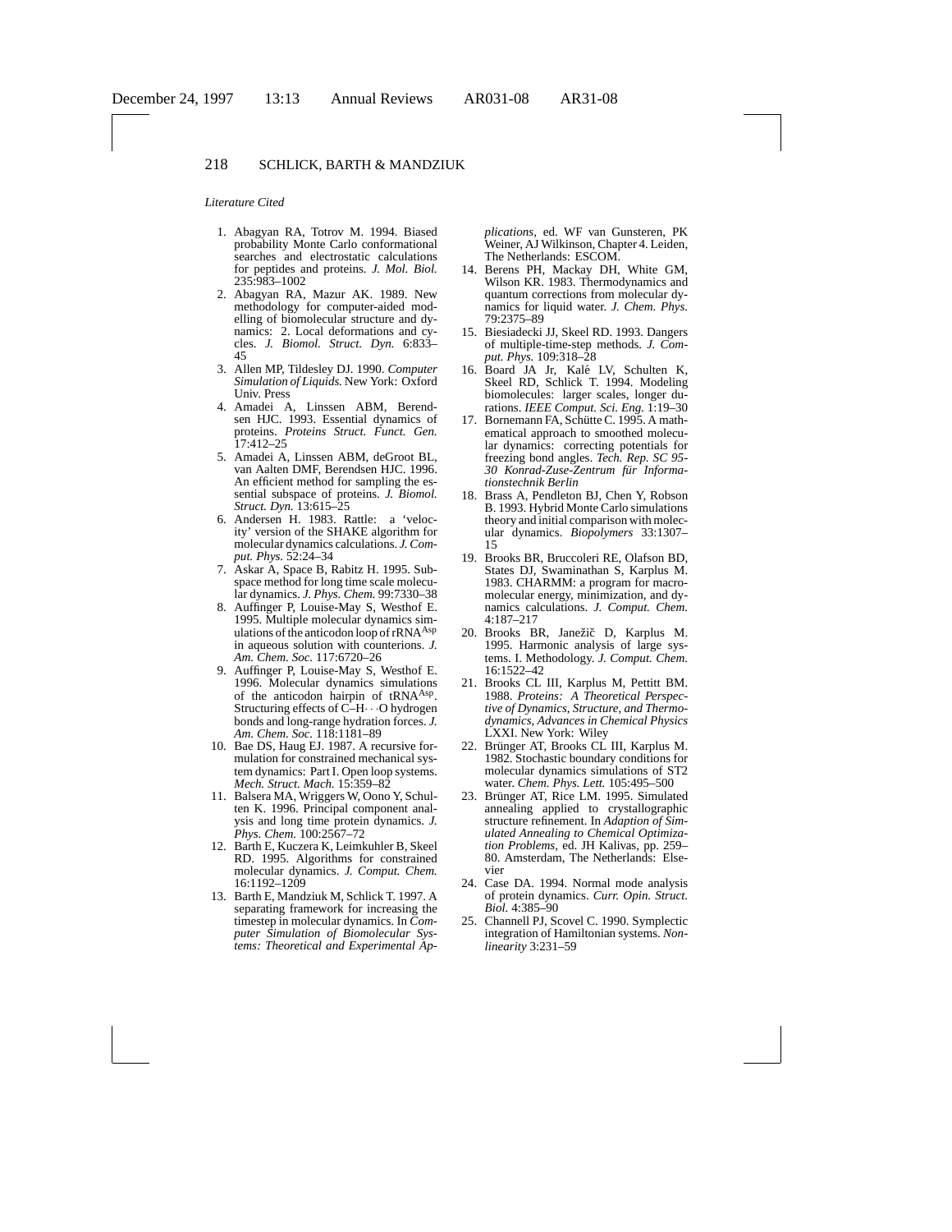*Literature Cited*

1. Abagyan RA, Totrov M. 1994. Biased probability Monte Carlo conformational searches and electrostatic calculations for peptides and proteins. *J. Mol. Biol.* 235:983–1002
2. Abagyan RA, Mazur AK. 1989. New methodology for computer-aided modelling of biomolecular structure and dynamics: 2. Local deformations and cycles. *J. Biomol. Struct. Dyn.* 6:833–45
3. Allen MP, Tildesley DJ. 1990. *Computer Simulation of Liquids.* New York: Oxford Univ. Press
4. Amadei A, Linssen ABM, Berendsen HJC. 1993. Essential dynamics of proteins. *Proteins Struct. Funct. Gen.* 17:412–25
5. Amadei A, Linssen ABM, deGroot BL, van Aalten DMF, Berendsen HJC. 1996. An efficient method for sampling the essential subspace of proteins. *J. Biomol. Struct. Dyn.* 13:615–25
6. Andersen H. 1983. Rattle: a 'velocity' version of the SHAKE algorithm for molecular dynamics calculations. *J. Comput. Phys.* 52:24–34
7. Askar A, Space B, Rabitz H. 1995. Subspace method for long time scale molecular dynamics. *J. Phys. Chem.* 99:7330–38
8. Auffinger P, Louise-May S, Westhof E. 1995. Multiple molecular dynamics simulations of the anticodon loop of rRNA$^{Asp}$ in aqueous solution with counterions. *J. Am. Chem. Soc.* 117:6720–26
9. Auffinger P, Louise-May S, Westhof E. 1996. Molecular dynamics simulations of the anticodon hairpin of tRNA$^{Asp}$. Structuring effects of C–H$\cdots$O hydrogen bonds and long-range hydration forces. *J. Am. Chem. Soc.* 118:1181–89
10. Bae DS, Haug EJ. 1987. A recursive formulation for constrained mechanical system dynamics: Part I. Open loop systems. *Mech. Struct. Mach.* 15:359–82
11. Balsera MA, Wriggers W, Oono Y, Schulten K. 1996. Principal component analysis and long time protein dynamics. *J. Phys. Chem.* 100:2567–72
12. Barth E, Kuczera K, Leimkuhler B, Skeel RD. 1995. Algorithms for constrained molecular dynamics. *J. Comput. Chem.* 16:1192–1209
13. Barth E, Mandziuk M, Schlick T. 1997. A separating framework for increasing the timestep in molecular dynamics. In *Computer Simulation of Biomolecular Systems: Theoretical and Experimental Applications*, ed. WF van Gunsteren, PK Weiner, AJ Wilkinson, Chapter 4. Leiden, The Netherlands: ESCOM.
14. Berens PH, Mackay DH, White GM, Wilson KR. 1983. Thermodynamics and quantum corrections from molecular dynamics for liquid water. *J. Chem. Phys.* 79:2375–89
15. Biesiadecki JJ, Skeel RD. 1993. Dangers of multiple-time-step methods. *J. Comput. Phys.* 109:318–28
16. Board JA Jr, Kalé LV, Schulten K, Skeel RD, Schlick T. 1994. Modeling biomolecules: larger scales, longer durations. *IEEE Comput. Sci. Eng.* 1:19–30
17. Bornemann FA, Schütte C. 1995. A mathematical approach to smoothed molecular dynamics: correcting potentials for freezing bond angles. *Tech. Rep. SC 95-30 Konrad-Zuse-Zentrum für Informationstechnik Berlin*
18. Brass A, Pendleton BJ, Chen Y, Robson B. 1993. Hybrid Monte Carlo simulations theory and initial comparison with molecular dynamics. *Biopolymers* 33:1307–15
19. Brooks BR, Bruccoleri RE, Olafson BD, States DJ, Swaminathan S, Karplus M. 1983. CHARMM: a program for macromolecular energy, minimization, and dynamics calculations. *J. Comput. Chem.* 4:187–217
20. Brooks BR, Janežič D, Karplus M. 1995. Harmonic analysis of large systems. I. Methodology. *J. Comput. Chem.* 16:1522–42
21. Brooks CL III, Karplus M, Pettitt BM. 1988. *Proteins: A Theoretical Perspective of Dynamics, Structure, and Thermodynamics, Advances in Chemical Physics* LXXI. New York: Wiley
22. Brünger AT, Brooks CL III, Karplus M. 1982. Stochastic boundary conditions for molecular dynamics simulations of ST2 water. *Chem. Phys. Lett.* 105:495–500
23. Brünger AT, Rice LM. 1995. Simulated annealing applied to crystallographic structure refinement. In *Adaption of Simulated Annealing to Chemical Optimization Problems*, ed. JH Kalivas, pp. 259–80. Amsterdam, The Netherlands: Elsevier
24. Case DA. 1994. Normal mode analysis of protein dynamics. *Curr. Opin. Struct. Biol.* 4:385–90
25. Channell PJ, Scovel C. 1990. Symplectic integration of Hamiltonian systems. *Nonlinearity* 3:231–59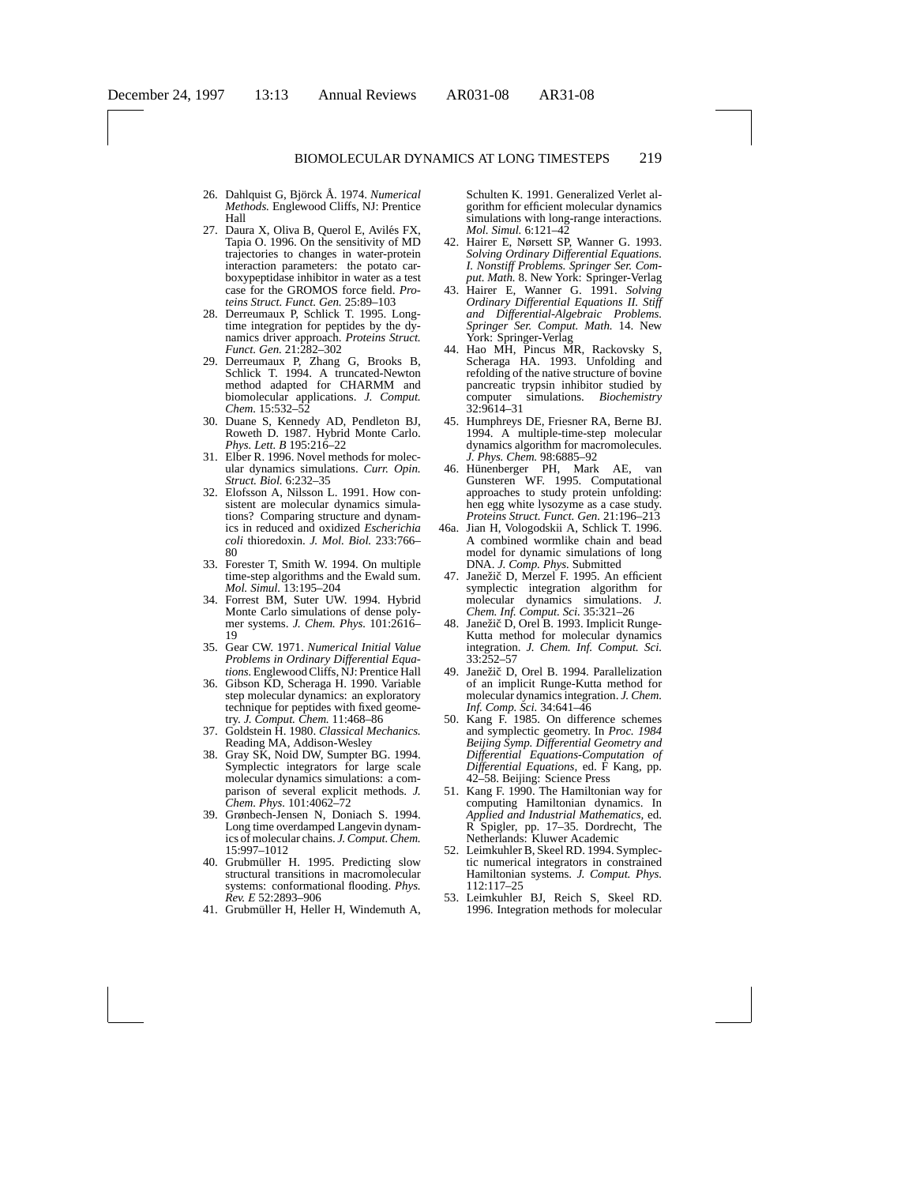26. Dahlquist G, Björck Å. 1974. *Numerical Methods.* Englewood Cliffs, NJ: Prentice Hall
27. Daura X, Oliva B, Querol E, Avilés FX, Tapia O. 1996. On the sensitivity of MD trajectories to changes in water-protein interaction parameters: the potato carboxypeptidase inhibitor in water as a test case for the GROMOS force field. *Proteins Struct. Funct. Gen.* 25:89–103
28. Derreumaux P, Schlick T. 1995. Long-time integration for peptides by the dynamics driver approach. *Proteins Struct. Funct. Gen.* 21:282–302
29. Derreumaux P, Zhang G, Brooks B, Schlick T. 1994. A truncated-Newton method adapted for CHARMM and biomolecular applications. *J. Comput. Chem.* 15:532–52
30. Duane S, Kennedy AD, Pendleton BJ, Roweth D. 1987. Hybrid Monte Carlo. *Phys. Lett. B* 195:216–22
31. Elber R. 1996. Novel methods for molecular dynamics simulations. *Curr. Opin. Struct. Biol.* 6:232–35
32. Elofsson A, Nilsson L. 1991. How consistent are molecular dynamics simulations? Comparing structure and dynamics in reduced and oxidized *Escherichia coli* thioredoxin. *J. Mol. Biol.* 233:766–80
33. Forester T, Smith W. 1994. On multiple time-step algorithms and the Ewald sum. *Mol. Simul.* 13:195–204
34. Forrest BM, Suter UW. 1994. Hybrid Monte Carlo simulations of dense polymer systems. *J. Chem. Phys.* 101:2616–19
35. Gear CW. 1971. *Numerical Initial Value Problems in Ordinary Differential Equations.* Englewood Cliffs, NJ: Prentice Hall
36. Gibson KD, Scheraga H. 1990. Variable step molecular dynamics: an exploratory technique for peptides with fixed geometry. *J. Comput. Chem.* 11:468–86
37. Goldstein H. 1980. *Classical Mechanics.* Reading MA, Addison-Wesley
38. Gray SK, Noid DW, Sumpter BG. 1994. Symplectic integrators for large scale molecular dynamics simulations: a comparison of several explicit methods. *J. Chem. Phys.* 101:4062–72
39. Grønbech-Jensen N, Doniach S. 1994. Long time overdamped Langevin dynamics of molecular chains. *J. Comput. Chem.* 15:997–1012
40. Grubmüller H. 1995. Predicting slow structural transitions in macromolecular systems: conformational flooding. *Phys. Rev. E* 52:2893–906
41. Grubmüller H, Heller H, Windemuth A, Schulten K. 1991. Generalized Verlet algorithm for efficient molecular dynamics simulations with long-range interactions. *Mol. Simul.* 6:121–42
42. Hairer E, Nørsett SP, Wanner G. 1993. *Solving Ordinary Differential Equations. I. Nonstiff Problems. Springer Ser. Comput. Math.* 8. New York: Springer-Verlag
43. Hairer E, Wanner G. 1991. *Solving Ordinary Differential Equations II. Stiff and Differential-Algebraic Problems. Springer Ser. Comput. Math.* 14. New York: Springer-Verlag
44. Hao MH, Pincus MR, Rackovsky S, Scheraga HA. 1993. Unfolding and refolding of the native structure of bovine pancreatic trypsin inhibitor studied by computer simulations. *Biochemistry* 32:9614–31
45. Humphreys DE, Friesner RA, Berne BJ. 1994. A multiple-time-step molecular dynamics algorithm for macromolecules. *J. Phys. Chem.* 98:6885–92
46. Hünenberger PH, Mark AE, van Gunsteren WF. 1995. Computational approaches to study protein unfolding: hen egg white lysozyme as a case study. *Proteins Struct. Funct. Gen.* 21:196–213

46a. Jian H, Vologodskii A, Schlick T. 1996. A combined wormlike chain and bead model for dynamic simulations of long DNA. *J. Comp. Phys.* Submitted

47. Janežič D, Merzel F. 1995. An efficient symplectic integration algorithm for molecular dynamics simulations. *J. Chem. Inf. Comput. Sci.* 35:321–26
48. Janežič D, Orel B. 1993. Implicit Runge-Kutta method for molecular dynamics integration. *J. Chem. Inf. Comput. Sci.* 33:252–57
49. Janežič D, Orel B. 1994. Parallelization of an implicit Runge-Kutta method for molecular dynamics integration. *J. Chem. Inf. Comp. Sci.* 34:641–46
50. Kang F. 1985. On difference schemes and symplectic geometry. In *Proc. 1984 Beijing Symp. Differential Geometry and Differential Equations-Computation of Differential Equations*, ed. F Kang, pp. 42–58. Beijing: Science Press
51. Kang F. 1990. The Hamiltonian way for computing Hamiltonian dynamics. In *Applied and Industrial Mathematics*, ed. R Spigler, pp. 17–35. Dordrecht, The Netherlands: Kluwer Academic
52. Leimkuhler B, Skeel RD. 1994. Symplectic numerical integrators in constrained Hamiltonian systems. *J. Comput. Phys.* 112:117–25
53. Leimkuhler BJ, Reich S, Skeel RD. 1996. Integration methods for molecular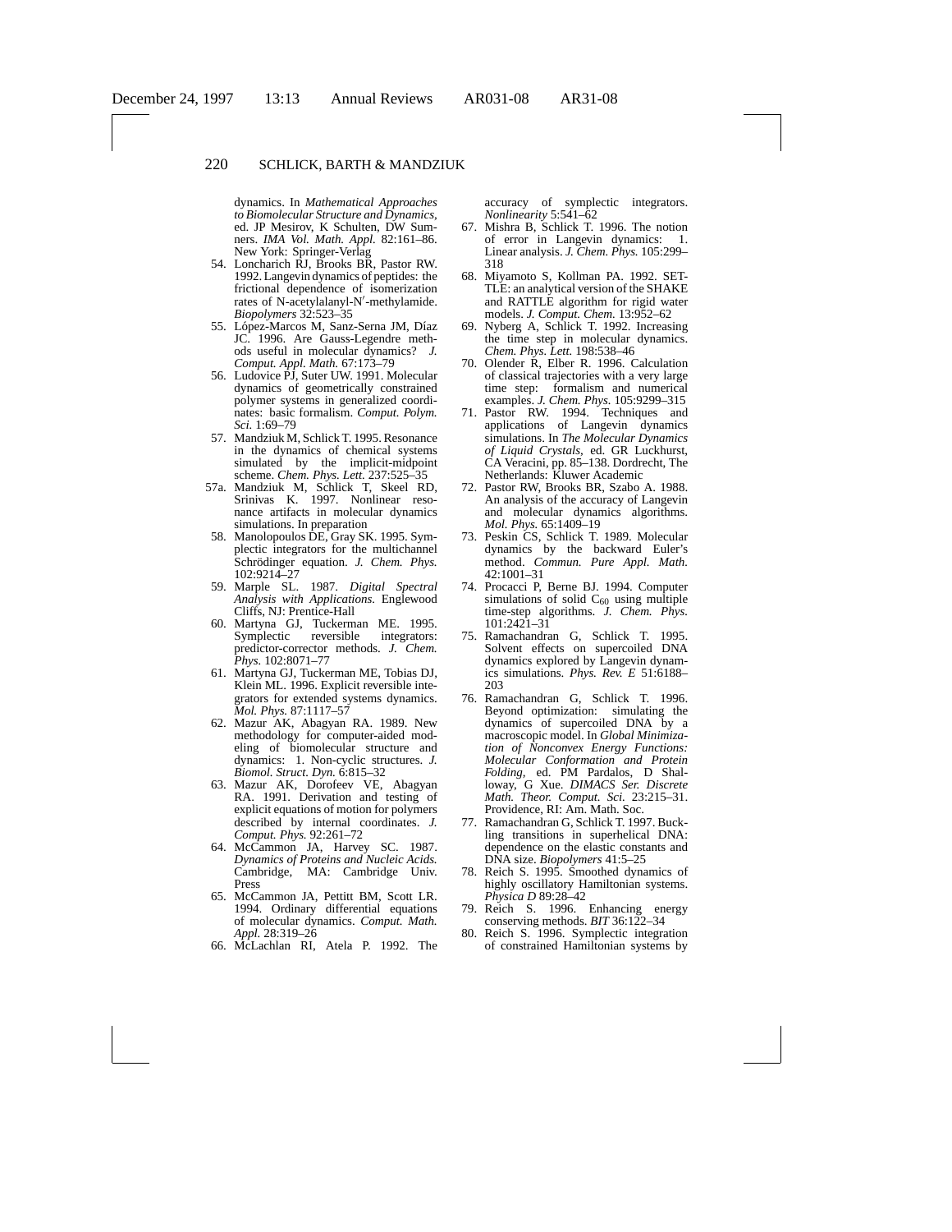dynamics. In *Mathematical Approaches to Biomolecular Structure and Dynamics,* ed. JP Mesirov, K Schulten, DW Sumners. *IMA Vol. Math. Appl.* 82:161–86. New York: Springer-Verlag

54. Loncharich RJ, Brooks BR, Pastor RW. 1992. Langevin dynamics of peptides: the frictional dependence of isomerization rates of N-acetylalanyl-N′-methylamide. *Biopolymers* 32:523–35
55. López-Marcos M, Sanz-Serna JM, Díaz JC. 1996. Are Gauss-Legendre methods useful in molecular dynamics? *J. Comput. Appl. Math.* 67:173–79
56. Ludovice PJ, Suter UW. 1991. Molecular dynamics of geometrically constrained polymer systems in generalized coordinates: basic formalism. *Comput. Polym. Sci.* 1:69–79
57. Mandziuk M, Schlick T. 1995. Resonance in the dynamics of chemical systems simulated by the implicit-midpoint scheme. *Chem. Phys. Lett.* 237:525–35

57a. Mandziuk M, Schlick T, Skeel RD, Srinivas K. 1997. Nonlinear resonance artifacts in molecular dynamics simulations. In preparation

58. Manolopoulos DE, Gray SK. 1995. Symplectic integrators for the multichannel Schrödinger equation. *J. Chem. Phys.* 102:9214–27
59. Marple SL. 1987. *Digital Spectral Analysis with Applications.* Englewood Cliffs, NJ: Prentice-Hall
60. Martyna GJ, Tuckerman ME. 1995. Symplectic reversible integrators: predictor-corrector methods. *J. Chem. Phys.* 102:8071–77
61. Martyna GJ, Tuckerman ME, Tobias DJ, Klein ML. 1996. Explicit reversible integrators for extended systems dynamics. *Mol. Phys.* 87:1117–57
62. Mazur AK, Abagyan RA. 1989. New methodology for computer-aided modeling of biomolecular structure and dynamics: 1. Non-cyclic structures. *J. Biomol. Struct. Dyn.* 6:815–32
63. Mazur AK, Dorofeev VE, Abagyan RA. 1991. Derivation and testing of explicit equations of motion for polymers described by internal coordinates. *J. Comput. Phys.* 92:261–72
64. McCammon JA, Harvey SC. 1987. *Dynamics of Proteins and Nucleic Acids.* Cambridge, MA: Cambridge Univ. Press
65. McCammon JA, Pettitt BM, Scott LR. 1994. Ordinary differential equations of molecular dynamics. *Comput. Math. Appl.* 28:319–26
66. McLachlan RI, Atela P. 1992. The accuracy of symplectic integrators. *Nonlinearity* 5:541–62
67. Mishra B, Schlick T. 1996. The notion of error in Langevin dynamics: 1. Linear analysis. *J. Chem. Phys.* 105:299–318
68. Miyamoto S, Kollman PA. 1992. SETTLE: an analytical version of the SHAKE and RATTLE algorithm for rigid water models. *J. Comput. Chem.* 13:952–62
69. Nyberg A, Schlick T. 1992. Increasing the time step in molecular dynamics. *Chem. Phys. Lett.* 198:538–46
70. Olender R, Elber R. 1996. Calculation of classical trajectories with a very large time step: formalism and numerical examples. *J. Chem. Phys.* 105:9299–315
71. Pastor RW. 1994. Techniques and applications of Langevin dynamics simulations. In *The Molecular Dynamics of Liquid Crystals,* ed. GR Luckhurst, CA Veracini, pp. 85–138. Dordrecht, The Netherlands: Kluwer Academic
72. Pastor RW, Brooks BR, Szabo A. 1988. An analysis of the accuracy of Langevin and molecular dynamics algorithms. *Mol. Phys.* 65:1409–19
73. Peskin CS, Schlick T. 1989. Molecular dynamics by the backward Euler's method. *Commun. Pure Appl. Math.* 42:1001–31
74. Procacci P, Berne BJ. 1994. Computer simulations of solid $C_{60}$ using multiple time-step algorithms. *J. Chem. Phys.* 101:2421–31
75. Ramachandran G, Schlick T. 1995. Solvent effects on supercoiled DNA dynamics explored by Langevin dynamics simulations. *Phys. Rev. E* 51:6188–203
76. Ramachandran G, Schlick T. 1996. Beyond optimization: simulating the dynamics of supercoiled DNA by a macroscopic model. In *Global Minimization of Nonconvex Energy Functions: Molecular Conformation and Protein Folding,* ed. PM Pardalos, D Shalloway, G Xue. *DIMACS Ser. Discrete Math. Theor. Comput. Sci.* 23:215–31. Providence, RI: Am. Math. Soc.
77. Ramachandran G, Schlick T. 1997. Buckling transitions in superhelical DNA: dependence on the elastic constants and DNA size. *Biopolymers* 41:5–25
78. Reich S. 1995. Smoothed dynamics of highly oscillatory Hamiltonian systems. *Physica D* 89:28–42
79. Reich S. 1996. Enhancing energy conserving methods. *BIT* 36:122–34
80. Reich S. 1996. Symplectic integration of constrained Hamiltonian systems by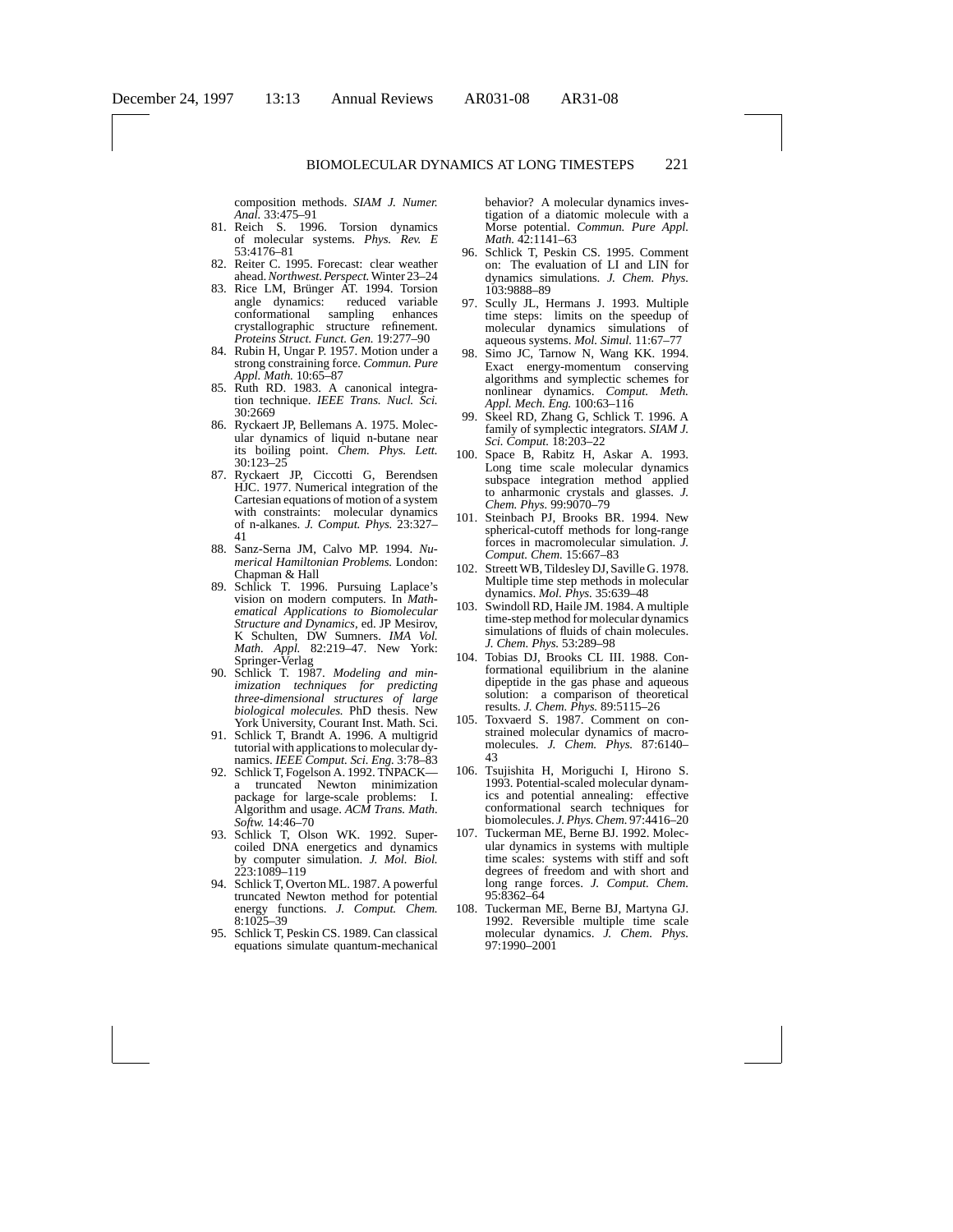composition methods. *SIAM J. Numer. Anal.* 33:475–91

81. Reich S. 1996. Torsion dynamics of molecular systems. *Phys. Rev. E* 53:4176–81
82. Reiter C. 1995. Forecast: clear weather ahead. *Northwest. Perspect.* Winter 23–24
83. Rice LM, Brünger AT. 1994. Torsion angle dynamics: reduced variable conformational sampling enhances crystallographic structure refinement. *Proteins Struct. Funct. Gen.* 19:277–90
84. Rubin H, Ungar P. 1957. Motion under a strong constraining force. *Commun. Pure Appl. Math.* 10:65–87
85. Ruth RD. 1983. A canonical integration technique. *IEEE Trans. Nucl. Sci.* 30:2669
86. Ryckaert JP, Bellemans A. 1975. Molecular dynamics of liquid n-butane near its boiling point. *Chem. Phys. Lett.* 30:123–25
87. Ryckaert JP, Ciccotti G, Berendsen HJC. 1977. Numerical integration of the Cartesian equations of motion of a system with constraints: molecular dynamics of n-alkanes. *J. Comput. Phys.* 23:327–41
88. Sanz-Serna JM, Calvo MP. 1994. *Numerical Hamiltonian Problems.* London: Chapman & Hall
89. Schlick T. 1996. Pursuing Laplace's vision on modern computers. In *Mathematical Applications to Biomolecular Structure and Dynamics*, ed. JP Mesirov, K Schulten, DW Sumners. *IMA Vol. Math. Appl.* 82:219–47. New York: Springer-Verlag
90. Schlick T. 1987. *Modeling and minimization techniques for predicting three-dimensional structures of large biological molecules.* PhD thesis. New York University, Courant Inst. Math. Sci.
91. Schlick T, Brandt A. 1996. A multigrid tutorial with applications to molecular dynamics. *IEEE Comput. Sci. Eng.* 3:78–83
92. Schlick T, Fogelson A. 1992. TNPACK—a truncated Newton minimization package for large-scale problems: I. Algorithm and usage. *ACM Trans. Math. Softw.* 14:46–70
93. Schlick T, Olson WK. 1992. Supercoiled DNA energetics and dynamics by computer simulation. *J. Mol. Biol.* 223:1089–119
94. Schlick T, Overton ML. 1987. A powerful truncated Newton method for potential energy functions. *J. Comput. Chem.* 8:1025–39
95. Schlick T, Peskin CS. 1989. Can classical equations simulate quantum-mechanical behavior? A molecular dynamics investigation of a diatomic molecule with a Morse potential. *Commun. Pure Appl. Math.* 42:1141–63
96. Schlick T, Peskin CS. 1995. Comment on: The evaluation of LI and LIN for dynamics simulations. *J. Chem. Phys.* 103:9888–89
97. Scully JL, Hermans J. 1993. Multiple time steps: limits on the speedup of molecular dynamics simulations of aqueous systems. *Mol. Simul.* 11:67–77
98. Simo JC, Tarnow N, Wang KK. 1994. Exact energy-momentum conserving algorithms and symplectic schemes for nonlinear dynamics. *Comput. Meth. Appl. Mech. Eng.* 100:63–116
99. Skeel RD, Zhang G, Schlick T. 1996. A family of symplectic integrators. *SIAM J. Sci. Comput.* 18:203–22
100. Space B, Rabitz H, Askar A. 1993. Long time scale molecular dynamics subspace integration method applied to anharmonic crystals and glasses. *J. Chem. Phys.* 99:9070–79
101. Steinbach PJ, Brooks BR. 1994. New spherical-cutoff methods for long-range forces in macromolecular simulation. *J. Comput. Chem.* 15:667–83
102. Streett WB, Tildesley DJ, Saville G. 1978. Multiple time step methods in molecular dynamics. *Mol. Phys.* 35:639–48
103. Swindoll RD, Haile JM. 1984. A multiple time-step method for molecular dynamics simulations of fluids of chain molecules. *J. Chem. Phys.* 53:289–98
104. Tobias DJ, Brooks CL III. 1988. Conformational equilibrium in the alanine dipeptide in the gas phase and aqueous solution: a comparison of theoretical results. *J. Chem. Phys.* 89:5115–26
105. Toxvaerd S. 1987. Comment on constrained molecular dynamics of macromolecules. *J. Chem. Phys.* 87:6140–43
106. Tsujishita H, Moriguchi I, Hirono S. 1993. Potential-scaled molecular dynamics and potential annealing: effective conformational search techniques for biomolecules. *J. Phys. Chem.* 97:4416–20
107. Tuckerman ME, Berne BJ. 1992. Molecular dynamics in systems with multiple time scales: systems with stiff and soft degrees of freedom and with short and long range forces. *J. Comput. Chem.* 95:8362–64
108. Tuckerman ME, Berne BJ, Martyna GJ. 1992. Reversible multiple time scale molecular dynamics. *J. Chem. Phys.* 97:1990–2001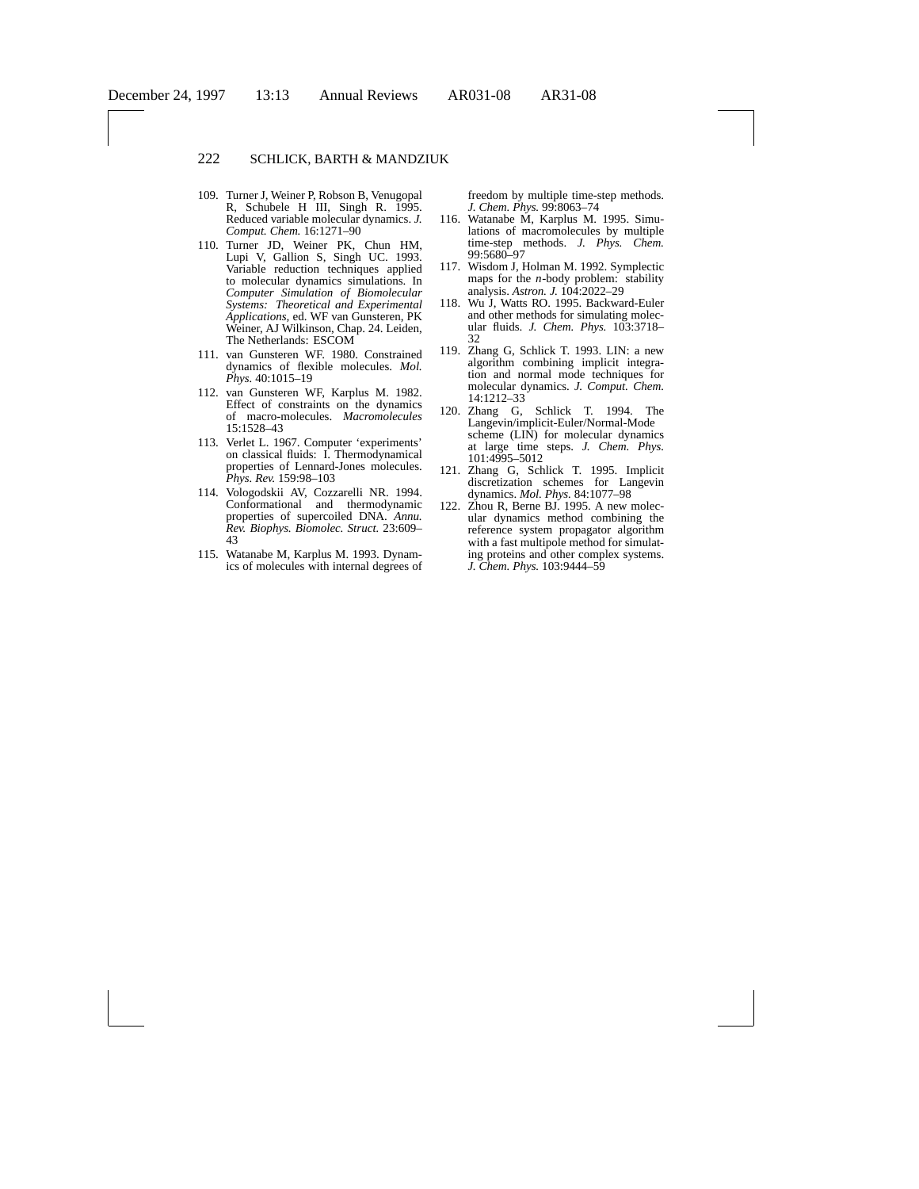109. Turner J, Weiner P, Robson B, Venugopal R, Schubele H III, Singh R. 1995. Reduced variable molecular dynamics. *J. Comput. Chem.* 16:1271–90
110. Turner JD, Weiner PK, Chun HM, Lupi V, Gallion S, Singh UC. 1993. Variable reduction techniques applied to molecular dynamics simulations. In *Computer Simulation of Biomolecular Systems: Theoretical and Experimental Applications*, ed. WF van Gunsteren, PK Weiner, AJ Wilkinson, Chap. 24. Leiden, The Netherlands: ESCOM
111. van Gunsteren WF. 1980. Constrained dynamics of flexible molecules. *Mol. Phys.* 40:1015–19
112. van Gunsteren WF, Karplus M. 1982. Effect of constraints on the dynamics of macro-molecules. *Macromolecules* 15:1528–43
113. Verlet L. 1967. Computer 'experiments' on classical fluids: I. Thermodynamical properties of Lennard-Jones molecules. *Phys. Rev.* 159:98–103
114. Vologodskii AV, Cozzarelli NR. 1994. Conformational and thermodynamic properties of supercoiled DNA. *Annu. Rev. Biophys. Biomolec. Struct.* 23:609–43
115. Watanabe M, Karplus M. 1993. Dynamics of molecules with internal degrees of freedom by multiple time-step methods. *J. Chem. Phys.* 99:8063–74
116. Watanabe M, Karplus M. 1995. Simulations of macromolecules by multiple time-step methods. *J. Phys. Chem.* 99:5680–97
117. Wisdom J, Holman M. 1992. Symplectic maps for the *n*-body problem: stability analysis. *Astron. J.* 104:2022–29
118. Wu J, Watts RO. 1995. Backward-Euler and other methods for simulating molecular fluids. *J. Chem. Phys.* 103:3718–32
119. Zhang G, Schlick T. 1993. LIN: a new algorithm combining implicit integration and normal mode techniques for molecular dynamics. *J. Comput. Chem.* 14:1212–33
120. Zhang G, Schlick T. 1994. The Langevin/implicit-Euler/Normal-Mode scheme (LIN) for molecular dynamics at large time steps. *J. Chem. Phys.* 101:4995–5012
121. Zhang G, Schlick T. 1995. Implicit discretization schemes for Langevin dynamics. *Mol. Phys.* 84:1077–98
122. Zhou R, Berne BJ. 1995. A new molecular dynamics method combining the reference system propagator algorithm with a fast multipole method for simulating proteins and other complex systems. *J. Chem. Phys.* 103:9444–59